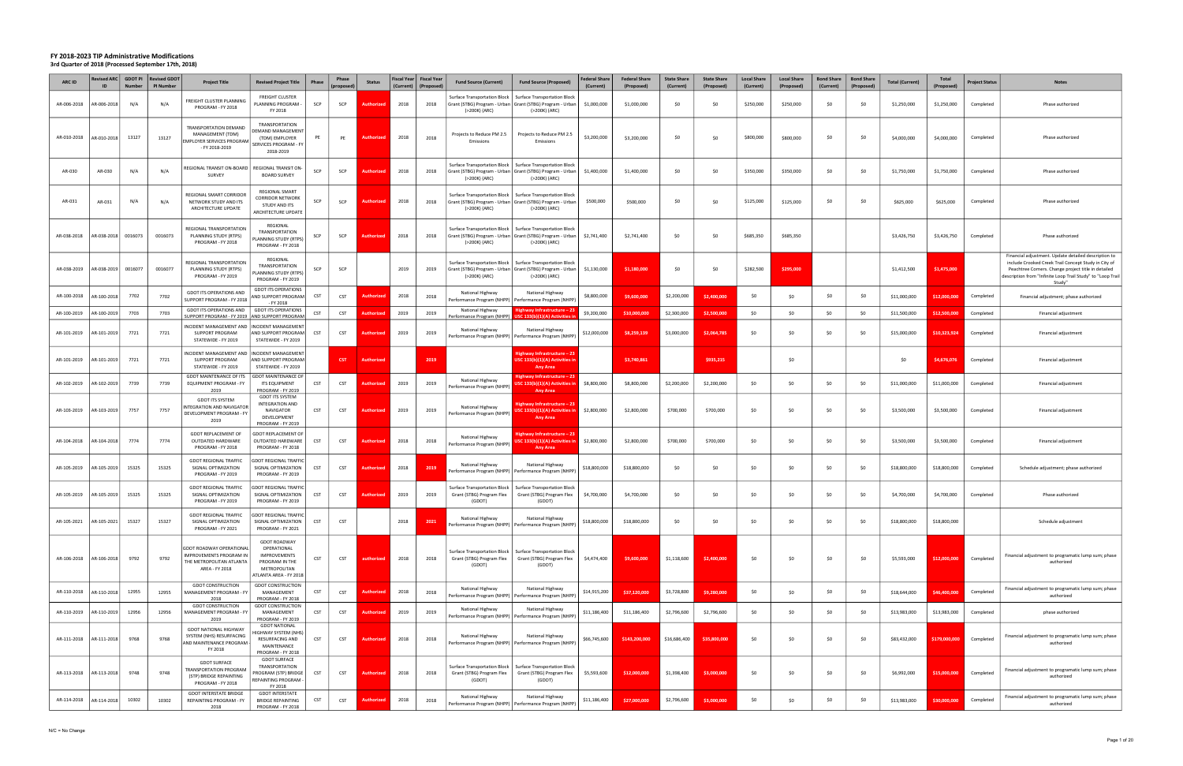# FY 2018-2023 TIP Administrative Modifications

**3rd Quarter of 2018 (Processed September 17th, 2018)**

| ARC ID | Revised ARC ID | GDOT PI Number | Revised GDOT PI Number | Project Title | Revised Project Title | Phase | Phase (proposed) | Status | Fiscal Year (Current) | Fiscal Year (Proposed) | Fund Source (Current) | Fund Source (Proposed) | Federal Share (Current) | Federal Share (Proposed) | State Share (Current) | State Share (Proposed) | Local Share (Current) | Local Share (Proposed) | Bond Share (Current) | Bond Share (Proposed) | Total (Current) | Total (Proposed) | Project Status | Notes |
|---|---|---|---|---|---|---|---|---|---|---|---|---|---|---|---|---|---|---|---|---|---|---|---|---|
| AR-006-2018 | AR-006-2018 | N/A | N/A | FREIGHT CLUSTER PLANNING PROGRAM - FY 2018 | FREIGHT CLUSTER PLANNING PROGRAM - FY 2018 | SCP | SCP | Authorized | 2018 | 2018 | Surface Transportation Block Grant (STBG) Program - Urban (>200K) (ARC) | Surface Transportation Block Grant (STBG) Program - Urban (>200K) (ARC) | $1,000,000 | $1,000,000 | $0 | $0 | $250,000 | $250,000 | $0 | $0 | $1,250,000 | $1,250,000 | Completed | Phase authorized |
| AR-010-2018 | AR-010-2018 | 13127 | 13127 | TRANSPORTATION DEMAND MANAGEMENT (TDM) EMPLOYER SERVICES PROGRAM - FY 2018-2019 | TRANSPORTATION DEMAND MANAGEMENT (TDM) EMPLOYER SERVICES PROGRAM - FY 2018-2019 | PE | PE | Authorized | 2018 | 2018 | Projects to Reduce PM 2.5 Emissions | Projects to Reduce PM 2.5 Emissions | $3,200,000 | $3,200,000 | $0 | $0 | $800,000 | $800,000 | $0 | $0 | $4,000,000 | $4,000,000 | Completed | Phase authorized |
| AR-030 | AR-030 | N/A | N/A | REGIONAL TRANSIT ON-BOARD SURVEY | REGIONAL TRANSIT ON-BOARD SURVEY | SCP | SCP | Authorized | 2018 | 2018 | Surface Transportation Block Grant (STBG) Program - Urban (>200K) (ARC) | Surface Transportation Block Grant (STBG) Program - Urban (>200K) (ARC) | $1,400,000 | $1,400,000 | $0 | $0 | $350,000 | $350,000 | $0 | $0 | $1,750,000 | $1,750,000 | Completed | Phase authorized |
| AR-031 | AR-031 | N/A | N/A | REGIONAL SMART CORRIDOR NETWORK STUDY AND ITS ARCHITECTURE UPDATE | REGIONAL SMART CORRIDOR NETWORK STUDY AND ITS ARCHITECTURE UPDATE | SCP | SCP | Authorized | 2018 | 2018 | Surface Transportation Block Grant (STBG) Program - Urban (>200K) (ARC) | Surface Transportation Block Grant (STBG) Program - Urban (>200K) (ARC) | $500,000 | $500,000 | $0 | $0 | $125,000 | $125,000 | $0 | $0 | $625,000 | $625,000 | Completed | Phase authorized |
| AR-038-2018 | AR-038-2018 | 0016073 | 0016073 | REGIONAL TRANSPORTATION PLANNING STUDY (RTPS) PROGRAM - FY 2018 | REGIONAL TRANSPORTATION PLANNING STUDY (RTPS) PROGRAM - FY 2018 | SCP | SCP | Authorized | 2018 | 2018 | Surface Transportation Block Grant (STBG) Program - Urban (>200K) (ARC) | Surface Transportation Block Grant (STBG) Program - Urban (>200K) (ARC) | $2,741,400 | $2,741,400 | $0 | $0 | $685,350 | $685,350 | | | $3,426,750 | $3,426,750 | Completed | Phase authorized |
| AR-038-2019 | AR-038-2019 | 0016077 | 0016077 | REGIONAL TRANSPORTATION PLANNING STUDY (RTPS) PROGRAM - FY 2019 | REGIONAL TRANSPORTATION PLANNING STUDY (RTPS) PROGRAM - FY 2019 | SCP | SCP | | 2019 | 2019 | Surface Transportation Block Grant (STBG) Program - Urban (>200K) (ARC) | Surface Transportation Block Grant (STBG) Program - Urban (>200K) (ARC) | $1,130,000 | $1,180,000 | $0 | $0 | $282,500 | $295,000 | | | $1,412,500 | $1,475,000 | | Financial adjustment. Update detailed description to include Crooked Creek Trail Concept Study in City of Peachtree Corners. Change project title in detailed description from "Infinite Loop Trail Study" to "Loop Trail Study" |
| AR-100-2018 | AR-100-2018 | 7702 | 7702 | GDOT ITS OPERATIONS AND SUPPORT PROGRAM - FY 2018 | GDOT ITS OPERATIONS AND SUPPORT PROGRAM - FY 2018 | CST | CST | Authorized | 2018 | 2018 | National Highway Performance Program (NHPP) | National Highway Performance Program (NHPP) | $8,800,000 | $9,600,000 | $2,200,000 | $2,400,000 | $0 | $0 | $0 | $0 | $11,000,000 | $12,000,000 | Completed | Financial adjustment; phase authorized |
| AR-100-2019 | AR-100-2019 | 7703 | 7703 | GDOT ITS OPERATIONS AND SUPPORT PROGRAM - FY 2019 | GDOT ITS OPERATIONS AND SUPPORT PROGRAM | CST | CST | Authorized | 2019 | 2019 | National Highway Performance Program (NHPP) | Highway Infrastructure – 23 USC 133(b)(1)(A) Activities in | $9,200,000 | $10,000,000 | $2,300,000 | $2,500,000 | $0 | $0 | $0 | $0 | $11,500,000 | $12,500,000 | Completed | Financial adjustment |
| AR-101-2019 | AR-101-2019 | 7721 | 7721 | INCIDENT MANAGEMENT AND SUPPORT PROGRAM STATEWIDE - FY 2019 | INCIDENT MANAGEMENT AND SUPPORT PROGRAM STATEWIDE - FY 2019 | CST | CST | Authorized | 2019 | 2019 | National Highway Performance Program (NHPP) | National Highway Performance Program (NHPP) | $12,000,000 | $8,259,139 | $3,000,000 | $2,064,785 | $0 | $0 | $0 | $0 | $15,000,000 | $10,323,924 | Completed | Financial adjustment |
| AR-101-2019 | AR-101-2019 | 7721 | 7721 | INCIDENT MANAGEMENT AND SUPPORT PROGRAM STATEWIDE - FY 2019 | INCIDENT MANAGEMENT AND SUPPORT PROGRAM STATEWIDE - FY 2019 | | CST | Authorized | | 2019 | | Highway Infrastructure – 23 USC 133(b)(1)(A) Activities in Any Area | | $3,740,861 | | $935,215 | | $0 | | | $0 | $4,676,076 | Completed | Financial adjustment |
| AR-102-2019 | AR-102-2019 | 7739 | 7739 | GDOT MAINTENANCE OF ITS EQUIPMENT PROGRAM - FY 2019 | GDOT MAINTENANCE OF ITS EQUIPMENT PROGRAM - FY 2019 | CST | CST | Authorized | 2019 | 2019 | National Highway Performance Program (NHPP) | Highway Infrastructure – 23 USC 133(b)(1)(A) Activities in Any Area | $8,800,000 | $8,800,000 | $2,200,000 | $2,200,000 | $0 | $0 | $0 | $0 | $11,000,000 | $11,000,000 | Completed | Financial adjustment |
| AR-103-2019 | AR-103-2019 | 7757 | 7757 | GDOT ITS SYSTEM INTEGRATION AND NAVIGATOR DEVELOPMENT PROGRAM - FY 2019 | GDOT ITS SYSTEM INTEGRATION AND NAVIGATOR DEVELOPMENT PROGRAM - FY 2019 | CST | CST | Authorized | 2019 | 2019 | National Highway Performance Program (NHPP) | Highway Infrastructure – 23 USC 133(b)(1)(A) Activities in Any Area | $2,800,000 | $2,800,000 | $700,000 | $700,000 | $0 | $0 | $0 | $0 | $3,500,000 | $3,500,000 | Completed | Financial adjustment |
| AR-104-2018 | AR-104-2018 | 7774 | 7774 | GDOT REPLACEMENT OF OUTDATED HARDWARE PROGRAM - FY 2018 | GDOT REPLACEMENT OF OUTDATED HARDWARE PROGRAM - FY 2018 | CST | CST | Authorized | 2018 | 2018 | National Highway Performance Program (NHPP) | Highway Infrastructure – 23 USC 133(b)(1)(A) Activities in Any Area | $2,800,000 | $2,800,000 | $700,000 | $700,000 | $0 | $0 | $0 | $0 | $3,500,000 | $3,500,000 | Completed | Financial adjustment |
| AR-105-2019 | AR-105-2019 | 15325 | 15325 | GDOT REGIONAL TRAFFIC SIGNAL OPTIMIZATION PROGRAM - FY 2019 | GDOT REGIONAL TRAFFIC SIGNAL OPTIMIZATION PROGRAM - FY 2019 | CST | CST | Authorized | 2018 | 2019 | National Highway Performance Program (NHPP) | National Highway Performance Program (NHPP) | $18,800,000 | $18,800,000 | $0 | $0 | $0 | $0 | $0 | $0 | $18,800,000 | $18,800,000 | Completed | Schedule adjustment; phase authorized |
| AR-105-2019 | AR-105-2019 | 15325 | 15325 | GDOT REGIONAL TRAFFIC SIGNAL OPTIMIZATION PROGRAM - FY 2019 | GDOT REGIONAL TRAFFIC SIGNAL OPTIMIZATION PROGRAM - FY 2019 | CST | CST | Authorized | 2019 | 2019 | Surface Transportation Block Grant (STBG) Program Flex (GDOT) | Surface Transportation Block Grant (STBG) Program Flex (GDOT) | $4,700,000 | $4,700,000 | $0 | $0 | $0 | $0 | $0 | $0 | $4,700,000 | $4,700,000 | Completed | Phase authorized |
| AR-105-2021 | AR-105-2021 | 15327 | 15327 | GDOT REGIONAL TRAFFIC SIGNAL OPTIMIZATION PROGRAM - FY 2021 | GDOT REGIONAL TRAFFIC SIGNAL OPTIMIZATION PROGRAM - FY 2021 | CST | CST | | 2018 | 2021 | National Highway Performance Program (NHPP) | National Highway Performance Program (NHPP) | $18,800,000 | $18,800,000 | $0 | $0 | $0 | $0 | $0 | $0 | $18,800,000 | $18,800,000 | | Schedule adjustment |
| AR-106-2018 | AR-106-2018 | 9792 | 9792 | GDOT ROADWAY OPERATIONAL IMPROVEMENTS PROGRAM IN THE METROPOLITAN ATLANTA AREA - FY 2018 | GDOT ROADWAY OPERATIONAL IMPROVEMENTS PROGRAM IN THE METROPOLITAN ATLANTA AREA - FY 2018 | CST | CST | authorized | 2018 | 2018 | Surface Transportation Block Grant (STBG) Program Flex (GDOT) | Surface Transportation Block Grant (STBG) Program Flex (GDOT) | $4,474,400 | $9,600,000 | $1,118,600 | $2,400,000 | $0 | $0 | $0 | $0 | $5,593,000 | $12,000,000 | Completed | Financial adjustment to programatic lump sum; phase authorized |
| AR-110-2018 | AR-110-2018 | 12955 | 12955 | GDOT CONSTRUCTION MANAGEMENT PROGRAM - FY 2018 | GDOT CONSTRUCTION MANAGEMENT PROGRAM - FY 2018 | CST | CST | Authorized | 2018 | 2018 | National Highway Performance Program (NHPP) | National Highway Performance Program (NHPP) | $14,915,200 | $37,120,000 | $3,728,800 | $9,280,000 | $0 | $0 | $0 | $0 | $18,644,000 | $46,400,000 | Completed | Financial adjustment to programatic lump sum; phase authorized |
| AR-110-2019 | AR-110-2019 | 12956 | 12956 | GDOT CONSTRUCTION MANAGEMENT PROGRAM - FY 2019 | GDOT CONSTRUCTION MANAGEMENT PROGRAM - FY 2019 | CST | CST | Authorized | 2019 | 2019 | National Highway Performance Program (NHPP) | National Highway Performance Program (NHPP) | $11,186,400 | $11,186,400 | $2,796,600 | $2,796,600 | $0 | $0 | $0 | $0 | $13,983,000 | $13,983,000 | Completed | phase authorized |
| AR-111-2018 | AR-111-2018 | 9768 | 9768 | GDOT NATIONAL HIGHWAY SYSTEM (NHS) RESURFACING AND MAINTENANCE PROGRAM - FY 2018 | GDOT NATIONAL HIGHWAY SYSTEM (NHS) RESURFACING AND MAINTENANCE PROGRAM - FY 2018 | CST | CST | Authorized | 2018 | 2018 | National Highway Performance Program (NHPP) | National Highway Performance Program (NHPP) | $66,745,600 | $143,200,000 | $16,686,400 | $35,800,000 | $0 | $0 | $0 | $0 | $83,432,000 | $179,000,000 | Completed | Financial adjustment to programatic lump sum; phase authorized |
| AR-113-2018 | AR-113-2018 | 9748 | 9748 | GDOT SURFACE TRANSPORTATION PROGRAM (STP) BRIDGE REPAINTING PROGRAM - FY 2018 | GDOT SURFACE TRANSPORTATION PROGRAM (STP) BRIDGE REPAINTING PROGRAM - FY 2018 | CST | CST | Authorized | 2018 | 2018 | Surface Transportation Block Grant (STBG) Program Flex (GDOT) | Surface Transportation Block Grant (STBG) Program Flex (GDOT) | $5,593,600 | $12,000,000 | $1,398,400 | $3,000,000 | $0 | $0 | $0 | $0 | $6,992,000 | $15,000,000 | Completed | Financial adjustment to programatic lump sum; phase authorized |
| AR-114-2018 | AR-114-2018 | 10302 | 10302 | GDOT INTERSTATE BRIDGE REPAINTING PROGRAM - FY 2018 | GDOT INTERSTATE BRIDGE REPAINTING PROGRAM - FY 2018 | CST | CST | Authorized | 2018 | 2018 | National Highway Performance Program (NHPP) | National Highway Performance Program (NHPP) | $11,186,400 | $27,000,000 | $2,796,600 | $3,000,000 | $0 | $0 | $0 | $0 | $13,983,000 | $30,000,000 | Completed | Financial adjustment to programatic lump sum; phase authorized |

N/C = No Change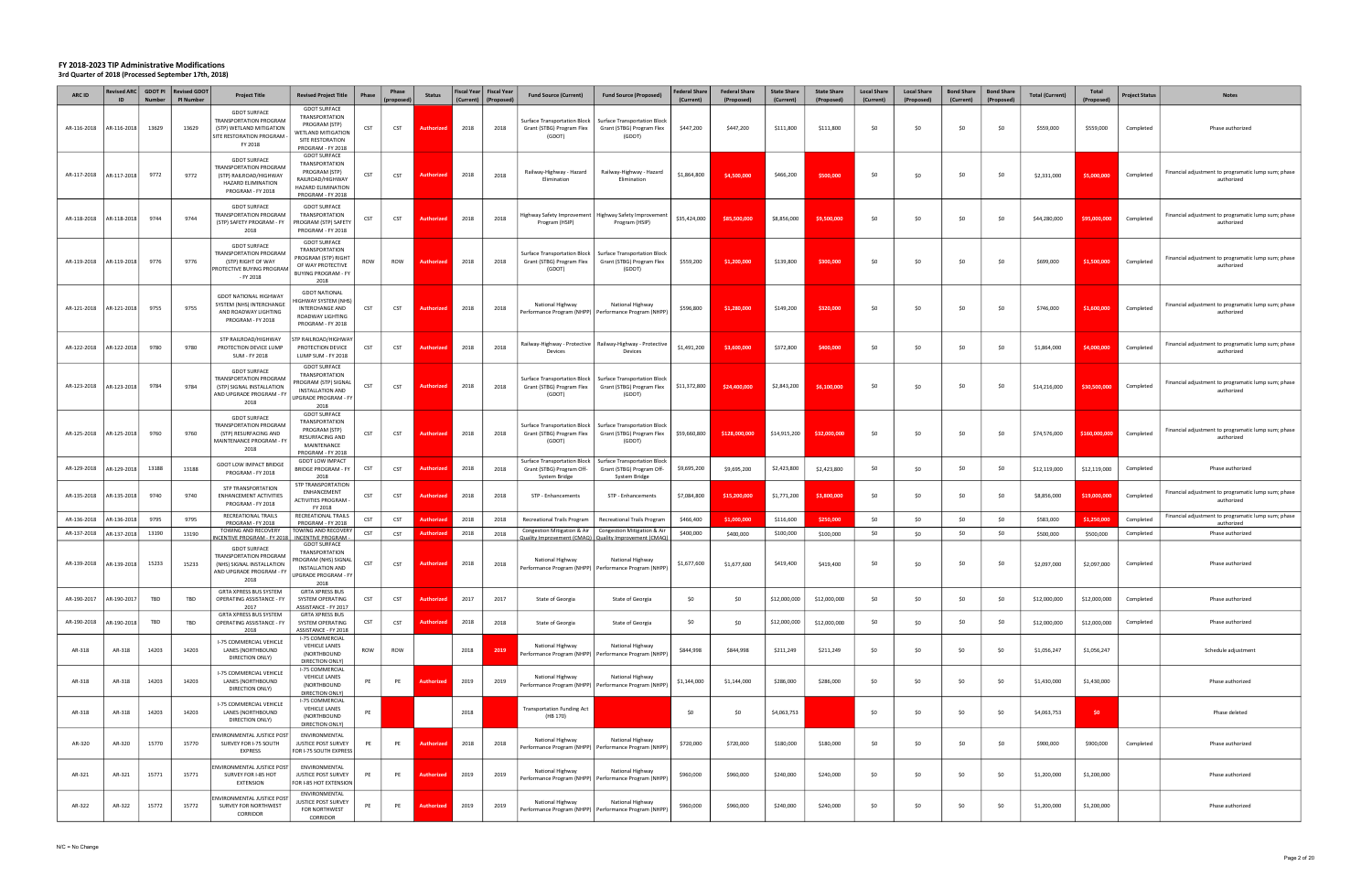# FY 2018-2023 TIP Administrative Modifications

**3rd Quarter of 2018 (Processed September 17th, 2018)**

| ARC ID | Revised ARC ID | GDOT PI Number | Revised GDOT PI Number | Project Title | Revised Project Title | Phase | Phase (proposed) | Status | Fiscal Year (Current) | Fiscal Year (Proposed) | Fund Source (Current) | Fund Source (Proposed) | Federal Share (Current) | Federal Share (Proposed) | State Share (Current) | State Share (Proposed) | Local Share (Current) | Local Share (Proposed) | Bond Share (Current) | Bond Share (Proposed) | Total (Current) | Total (Proposed) | Project Status | Notes |
|---|---|---|---|---|---|---|---|---|---|---|---|---|---|---|---|---|---|---|---|---|---|---|---|---|
| AR-116-2018 | AR-116-2018 | 13629 | 13629 | GDOT SURFACE TRANSPORTATION PROGRAM (STP) WETLAND MITIGATION SITE RESTORATION PROGRAM - FY 2018 | GDOT SURFACE TRANSPORTATION PROGRAM (STP) WETLAND MITIGATION SITE RESTORATION PROGRAM - FY 2018 | CST | CST | Authorized | 2018 | 2018 | Surface Transportation Block Grant (STBG) Program Flex (GDOT) | Surface Transportation Block Grant (STBG) Program Flex (GDOT) | $447,200 | $447,200 | $111,800 | $111,800 | $0 | $0 | $0 | $0 | $559,000 | $559,000 | Completed | Phase authorized |
| AR-117-2018 | AR-117-2018 | 9772 | 9772 | GDOT SURFACE TRANSPORTATION PROGRAM (STP) RAILROAD/HIGHWAY HAZARD ELIMINATION PROGRAM - FY 2018 | GDOT SURFACE TRANSPORTATION PROGRAM (STP) RAILROAD/HIGHWAY HAZARD ELIMINATION PROGRAM - FY 2018 | CST | CST | Authorized | 2018 | 2018 | Railway-Highway - Hazard Elimination | Railway-Highway - Hazard Elimination | $1,864,800 | $4,500,000 | $466,200 | $500,000 | $0 | $0 | $0 | $0 | $2,331,000 | $5,000,000 | Completed | Financial adjustment to programatic lump sum; phase authorized |
| AR-118-2018 | AR-118-2018 | 9744 | 9744 | GDOT SURFACE TRANSPORTATION PROGRAM (STP) SAFETY PROGRAM - FY 2018 | GDOT SURFACE TRANSPORTATION PROGRAM (STP) SAFETY PROGRAM - FY 2018 | CST | CST | Authorized | 2018 | 2018 | Highway Safety Improvement Program (HSIP) | Highway Safety Improvement Program (HSIP) | $35,424,000 | $85,500,000 | $8,856,000 | $9,500,000 | $0 | $0 | $0 | $0 | $44,280,000 | $95,000,000 | Completed | Financial adjustment to programatic lump sum; phase authorized |
| AR-119-2018 | AR-119-2018 | 9776 | 9776 | GDOT SURFACE TRANSPORTATION PROGRAM (STP) RIGHT OF WAY PROTECTIVE BUYING PROGRAM - FY 2018 | GDOT SURFACE TRANSPORTATION PROGRAM (STP) RIGHT OF WAY PROTECTIVE BUYING PROGRAM - FY 2018 | ROW | ROW | Authorized | 2018 | 2018 | Surface Transportation Block Grant (STBG) Program Flex (GDOT) | Surface Transportation Block Grant (STBG) Program Flex (GDOT) | $559,200 | $1,200,000 | $139,800 | $300,000 | $0 | $0 | $0 | $0 | $699,000 | $1,500,000 | Completed | Financial adjustment to programatic lump sum; phase authorized |
| AR-121-2018 | AR-121-2018 | 9755 | 9755 | GDOT NATIONAL HIGHWAY SYSTEM (NHS) INTERCHANGE AND ROADWAY LIGHTING PROGRAM - FY 2018 | GDOT NATIONAL HIGHWAY SYSTEM (NHS) INTERCHANGE AND ROADWAY LIGHTING PROGRAM - FY 2018 | CST | CST | Authorized | 2018 | 2018 | National Highway Performance Program (NHPP) | National Highway Performance Program (NHPP) | $596,800 | $1,280,000 | $149,200 | $320,000 | $0 | $0 | $0 | $0 | $746,000 | $1,600,000 | Completed | Financial adjustment to programatic lump sum; phase authorized |
| AR-122-2018 | AR-122-2018 | 9780 | 9780 | STP RAILROAD/HIGHWAY PROTECTION DEVICE LUMP SUM - FY 2018 | STP RAILROAD/HIGHWAY PROTECTION DEVICE LUMP SUM - FY 2018 | CST | CST | Authorized | 2018 | 2018 | Railway-Highway - Protective Devices | Railway-Highway - Protective Devices | $1,491,200 | $3,600,000 | $372,800 | $400,000 | $0 | $0 | $0 | $0 | $1,864,000 | $4,000,000 | Completed | Financial adjustment to programatic lump sum; phase authorized |
| AR-123-2018 | AR-123-2018 | 9784 | 9784 | GDOT SURFACE TRANSPORTATION PROGRAM (STP) SIGNAL INSTALLATION AND UPGRADE PROGRAM - FY 2018 | GDOT SURFACE TRANSPORTATION PROGRAM (STP) SIGNAL INSTALLATION AND UPGRADE PROGRAM - FY 2018 | CST | CST | Authorized | 2018 | 2018 | Surface Transportation Block Grant (STBG) Program Flex (GDOT) | Surface Transportation Block Grant (STBG) Program Flex (GDOT) | $11,372,800 | $24,400,000 | $2,843,200 | $6,100,000 | $0 | $0 | $0 | $0 | $14,216,000 | $30,500,000 | Completed | Financial adjustment to programatic lump sum; phase authorized |
| AR-125-2018 | AR-125-2018 | 9760 | 9760 | GDOT SURFACE TRANSPORTATION PROGRAM (STP) RESURFACING AND MAINTENANCE PROGRAM - FY 2018 | GDOT SURFACE TRANSPORTATION PROGRAM (STP) RESURFACING AND MAINTENANCE PROGRAM - FY 2018 | CST | CST | Authorized | 2018 | 2018 | Surface Transportation Block Grant (STBG) Program Flex (GDOT) | Surface Transportation Block Grant (STBG) Program Flex (GDOT) | $59,660,800 | $128,000,000 | $14,915,200 | $32,000,000 | $0 | $0 | $0 | $0 | $74,576,000 | $160,000,000 | Completed | Financial adjustment to programatic lump sum; phase authorized |
| AR-129-2018 | AR-129-2018 | 13188 | 13188 | GDOT LOW IMPACT BRIDGE PROGRAM - FY 2018 | GDOT LOW IMPACT BRIDGE PROGRAM - FY 2018 | CST | CST | Authorized | 2018 | 2018 | Surface Transportation Block Grant (STBG) Program Off-System Bridge | Surface Transportation Block Grant (STBG) Program Off-System Bridge | $9,695,200 | $9,695,200 | $2,423,800 | $2,423,800 | $0 | $0 | $0 | $0 | $12,119,000 | $12,119,000 | Completed | Phase authorized |
| AR-135-2018 | AR-135-2018 | 9740 | 9740 | STP TRANSPORTATION ENHANCEMENT ACTIVITIES PROGRAM - FY 2018 | STP TRANSPORTATION ENHANCEMENT ACTIVITIES PROGRAM - FY 2018 | CST | CST | Authorized | 2018 | 2018 | STP - Enhancements | STP - Enhancements | $7,084,800 | $15,200,000 | $1,771,200 | $3,800,000 | $0 | $0 | $0 | $0 | $8,856,000 | $19,000,000 | Completed | Financial adjustment to programatic lump sum; phase authorized |
| AR-136-2018 | AR-136-2018 | 9795 | 9795 | RECREATIONAL TRAILS PROGRAM - FY 2018 | RECREATIONAL TRAILS PROGRAM - FY 2018 | CST | CST | Authorized | 2018 | 2018 | Recreational Trails Program | Recreational Trails Program | $466,400 | $1,000,000 | $116,600 | $250,000 | $0 | $0 | $0 | $0 | $583,000 | $1,250,000 | Completed | Financial adjustment to programatic lump sum; phase authorized |
| AR-137-2018 | AR-137-2018 | 13190 | 13190 | TOWING AND RECOVERY INCENTIVE PROGRAM - FY 2018 | TOWING AND RECOVERY INCENTIVE PROGRAM - | CST | CST | Authorized | 2018 | 2018 | Congestion Mitigation & Air Quality Improvement (CMAQ) | Congestion Mitigation & Air Quality Improvement (CMAQ) | $400,000 | $400,000 | $100,000 | $100,000 | $0 | $0 | $0 | $0 | $500,000 | $500,000 | Completed | Phase authorized |
| AR-139-2018 | AR-139-2018 | 15233 | 15233 | GDOT SURFACE TRANSPORTATION PROGRAM (NHS) SIGNAL INSTALLATION AND UPGRADE PROGRAM - FY 2018 | GDOT SURFACE TRANSPORTATION PROGRAM (NHS) SIGNAL INSTALLATION AND UPGRADE PROGRAM - FY 2018 | CST | CST | Authorized | 2018 | 2018 | National Highway Performance Program (NHPP) | National Highway Performance Program (NHPP) | $1,677,600 | $1,677,600 | $419,400 | $419,400 | $0 | $0 | $0 | $0 | $2,097,000 | $2,097,000 | Completed | Phase authorized |
| AR-190-2017 | AR-190-2017 | TBD | TBD | GRTA XPRESS BUS SYSTEM OPERATING ASSISTANCE - FY 2017 | GRTA XPRESS BUS SYSTEM OPERATING ASSISTANCE - FY 2017 | CST | CST | Authorized | 2017 | 2017 | State of Georgia | State of Georgia | $0 | $0 | $12,000,000 | $12,000,000 | $0 | $0 | $0 | $0 | $12,000,000 | $12,000,000 | Completed | Phase authorized |
| AR-190-2018 | AR-190-2018 | TBD | TBD | GRTA XPRESS BUS SYSTEM OPERATING ASSISTANCE - FY 2018 | GRTA XPRESS BUS SYSTEM OPERATING ASSISTANCE - FY 2018 | CST | CST | Authorized | 2018 | 2018 | State of Georgia | State of Georgia | $0 | $0 | $12,000,000 | $12,000,000 | $0 | $0 | $0 | $0 | $12,000,000 | $12,000,000 | Completed | Phase authorized |
| AR-318 | AR-318 | 14203 | 14203 | I-75 COMMERCIAL VEHICLE LANES (NORTHBOUND DIRECTION ONLY) | I-75 COMMERCIAL VEHICLE LANES (NORTHBOUND DIRECTION ONLY) | ROW | ROW | | 2018 | 2019 | National Highway Performance Program (NHPP) | National Highway Performance Program (NHPP) | $844,998 | $844,998 | $211,249 | $211,249 | $0 | $0 | $0 | $0 | $1,056,247 | $1,056,247 | | Schedule adjustment |
| AR-318 | AR-318 | 14203 | 14203 | I-75 COMMERCIAL VEHICLE LANES (NORTHBOUND DIRECTION ONLY) | I-75 COMMERCIAL VEHICLE LANES (NORTHBOUND DIRECTION ONLY) | PE | PE | Authorized | 2019 | 2019 | National Highway Performance Program (NHPP) | National Highway Performance Program (NHPP) | $1,144,000 | $1,144,000 | $286,000 | $286,000 | $0 | $0 | $0 | $0 | $1,430,000 | $1,430,000 | | Phase authorized |
| AR-318 | AR-318 | 14203 | 14203 | I-75 COMMERCIAL VEHICLE LANES (NORTHBOUND DIRECTION ONLY) | I-75 COMMERCIAL VEHICLE LANES (NORTHBOUND DIRECTION ONLY) | PE | | | 2018 | | Transportation Funding Act (HB 170) | | $0 | $0 | $4,063,753 | | $0 | $0 | $0 | $0 | $4,063,753 | $0 | | Phase deleted |
| AR-320 | AR-320 | 15770 | 15770 | ENVIRONMENTAL JUSTICE POST SURVEY FOR I-75 SOUTH EXPRESS | ENVIRONMENTAL JUSTICE POST SURVEY FOR I-75 SOUTH EXPRESS | PE | PE | Authorized | 2018 | 2018 | National Highway Performance Program (NHPP) | National Highway Performance Program (NHPP) | $720,000 | $720,000 | $180,000 | $180,000 | $0 | $0 | $0 | $0 | $900,000 | $900,000 | Completed | Phase authorized |
| AR-321 | AR-321 | 15771 | 15771 | ENVIRONMENTAL JUSTICE POST SURVEY FOR I-85 HOT EXTENSION | ENVIRONMENTAL JUSTICE POST SURVEY FOR I-85 HOT EXTENSION | PE | PE | Authorized | 2019 | 2019 | National Highway Performance Program (NHPP) | National Highway Performance Program (NHPP) | $960,000 | $960,000 | $240,000 | $240,000 | $0 | $0 | $0 | $0 | $1,200,000 | $1,200,000 | | Phase authorized |
| AR-322 | AR-322 | 15772 | 15772 | ENVIRONMENTAL JUSTICE POST SURVEY FOR NORTHWEST CORRIDOR | ENVIRONMENTAL JUSTICE POST SURVEY FOR NORTHWEST CORRIDOR | PE | PE | Authorized | 2019 | 2019 | National Highway Performance Program (NHPP) | National Highway Performance Program (NHPP) | $960,000 | $960,000 | $240,000 | $240,000 | $0 | $0 | $0 | $0 | $1,200,000 | $1,200,000 | | Phase authorized |

N/C = No Change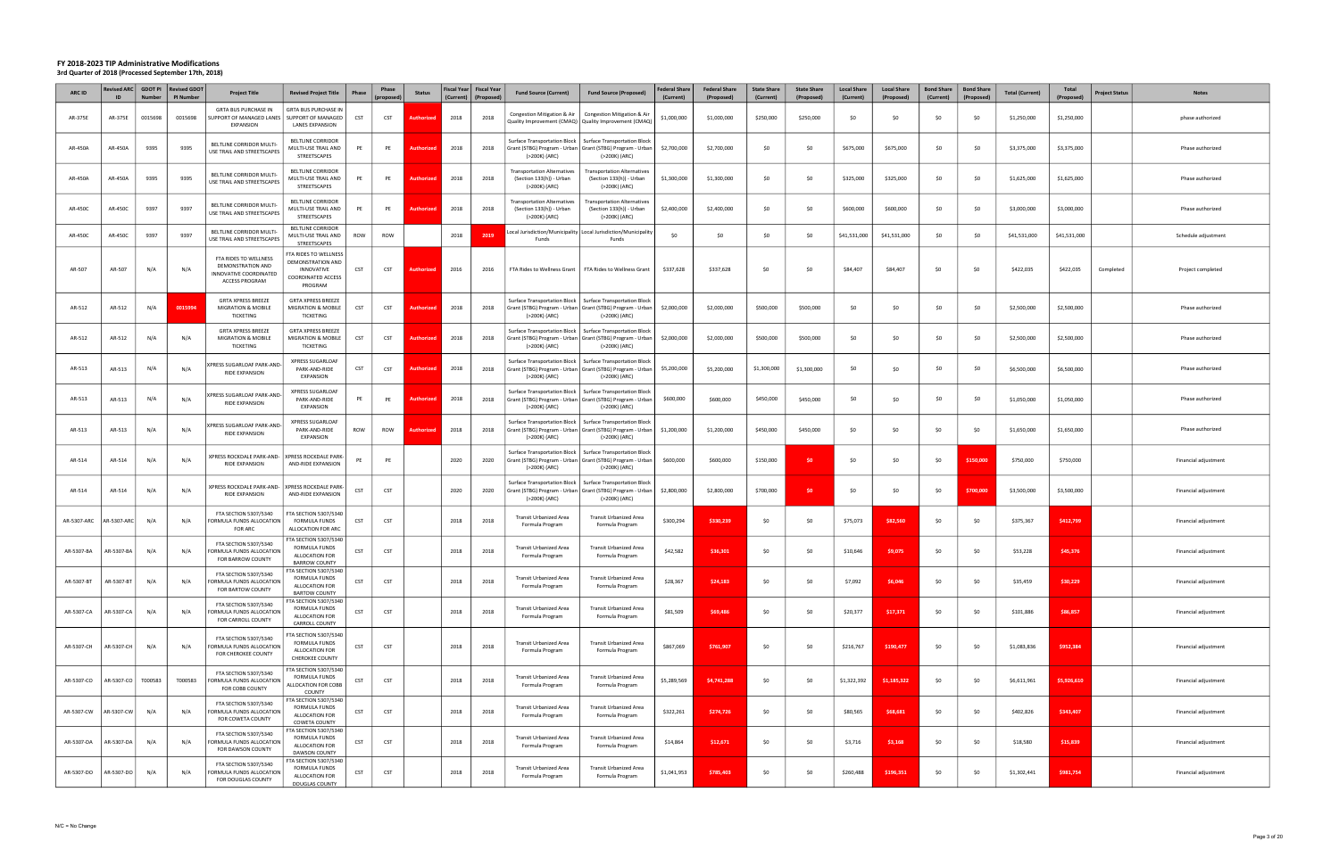# FY 2018-2023 TIP Administrative Modifications
### 3rd Quarter of 2018 (Processed September 17th, 2018)

| ARC ID | Revised ARC ID | GDOT PI Number | Revised GDOT PI Number | Project Title | Revised Project Title | Phase | Phase (proposed) | Status | Fiscal Year (Current) | Fiscal Year (Proposed) | Fund Source (Current) | Fund Source (Proposed) | Federal Share (Current) | Federal Share (Proposed) | State Share (Current) | State Share (Proposed) | Local Share (Current) | Local Share (Proposed) | Bond Share (Current) | Bond Share (Proposed) | Total (Current) | Total (Proposed) | Project Status | Notes |
|---|---|---|---|---|---|---|---|---|---|---|---|---|---|---|---|---|---|---|---|---|---|---|---|---|
| AR-375E | AR-375E | 0015698 | 0015698 | GRTA BUS PURCHASE IN SUPPORT OF MANAGED LANES EXPANSION | GRTA BUS PURCHASE IN SUPPORT OF MANAGED LANES EXPANSION | CST | CST | Authorized | 2018 | 2018 | Congestion Mitigation & Air Quality Improvement (CMAQ) | Congestion Mitigation & Air Quality Improvement (CMAQ) | $1,000,000 | $1,000,000 | $250,000 | $250,000 | $0 | $0 | $0 | $0 | $1,250,000 | $1,250,000 | | phase authorized |
| AR-450A | AR-450A | 9395 | 9395 | BELTLINE CORRIDOR MULTI-USE TRAIL AND STREETSCAPES | BELTLINE CORRIDOR MULTI-USE TRAIL AND STREETSCAPES | PE | PE | Authorized | 2018 | 2018 | Surface Transportation Block Grant (STBG) Program - Urban (>200K) (ARC) | Surface Transportation Block Grant (STBG) Program - Urban (>200K) (ARC) | $2,700,000 | $2,700,000 | $0 | $0 | $675,000 | $675,000 | $0 | $0 | $3,375,000 | $3,375,000 | | Phase authorized |
| AR-450A | AR-450A | 9395 | 9395 | BELTLINE CORRIDOR MULTI-USE TRAIL AND STREETSCAPES | BELTLINE CORRIDOR MULTI-USE TRAIL AND STREETSCAPES | PE | PE | Authorized | 2018 | 2018 | Transportation Alternatives (Section 133(h)) - Urban (>200K) (ARC) | Transportation Alternatives (Section 133(h)) - Urban (>200K) (ARC) | $1,300,000 | $1,300,000 | $0 | $0 | $325,000 | $325,000 | $0 | $0 | $1,625,000 | $1,625,000 | | Phase authorized |
| AR-450C | AR-450C | 9397 | 9397 | BELTLINE CORRIDOR MULTI-USE TRAIL AND STREETSCAPES | BELTLINE CORRIDOR MULTI-USE TRAIL AND STREETSCAPES | PE | PE | Authorized | 2018 | 2018 | Transportation Alternatives (Section 133(h)) - Urban (>200K) (ARC) | Transportation Alternatives (Section 133(h)) - Urban (>200K) (ARC) | $2,400,000 | $2,400,000 | $0 | $0 | $600,000 | $600,000 | $0 | $0 | $3,000,000 | $3,000,000 | | Phase authorized |
| AR-450C | AR-450C | 9397 | 9397 | BELTLINE CORRIDOR MULTI-USE TRAIL AND STREETSCAPES | BELTLINE CORRIDOR MULTI-USE TRAIL AND STREETSCAPES | ROW | ROW | | 2018 | 2019 | Local Jurisdiction/Municipality Funds | Local Jurisdiction/Municipality Funds | $0 | $0 | $0 | $0 | $41,531,000 | $41,531,000 | $0 | $0 | $41,531,000 | $41,531,000 | | Schedule adjustment |
| AR-507 | AR-507 | N/A | N/A | FTA RIDES TO WELLNESS DEMONSTRATION AND INNOVATIVE COORDINATED ACCESS PROGRAM | FTA RIDES TO WELLNESS DEMONSTRATION AND INNOVATIVE COORDINATED ACCESS PROGRAM | CST | CST | Authorized | 2016 | 2016 | FTA Rides to Wellness Grant | FTA Rides to Wellness Grant | $337,628 | $337,628 | $0 | $0 | $84,407 | $84,407 | $0 | $0 | $422,035 | $422,035 | Completed | Project completed |
| AR-512 | AR-512 | N/A | 0015994 | GRTA XPRESS BREEZE MIGRATION & MOBILE TICKETING | GRTA XPRESS BREEZE MIGRATION & MOBILE TICKETING | CST | CST | Authorized | 2018 | 2018 | Surface Transportation Block Grant (STBG) Program - Urban (>200K) (ARC) | Surface Transportation Block Grant (STBG) Program - Urban (>200K) (ARC) | $2,000,000 | $2,000,000 | $500,000 | $500,000 | $0 | $0 | $0 | $0 | $2,500,000 | $2,500,000 | | Phase authorized |
| AR-512 | AR-512 | N/A | N/A | GRTA XPRESS BREEZE MIGRATION & MOBILE TICKETING | GRTA XPRESS BREEZE MIGRATION & MOBILE TICKETING | CST | CST | Authorized | 2018 | 2018 | Surface Transportation Block Grant (STBG) Program - Urban (>200K) (ARC) | Surface Transportation Block Grant (STBG) Program - Urban (>200K) (ARC) | $2,000,000 | $2,000,000 | $500,000 | $500,000 | $0 | $0 | $0 | $0 | $2,500,000 | $2,500,000 | | Phase authorized |
| AR-513 | AR-513 | N/A | N/A | XPRESS SUGARLOAF PARK-AND-RIDE EXPANSION | XPRESS SUGARLOAF PARK-AND-RIDE EXPANSION | CST | CST | Authorized | 2018 | 2018 | Surface Transportation Block Grant (STBG) Program - Urban (>200K) (ARC) | Surface Transportation Block Grant (STBG) Program - Urban (>200K) (ARC) | $5,200,000 | $5,200,000 | $1,300,000 | $1,300,000 | $0 | $0 | $0 | $0 | $6,500,000 | $6,500,000 | | Phase authorized |
| AR-513 | AR-513 | N/A | N/A | XPRESS SUGARLOAF PARK-AND-RIDE EXPANSION | XPRESS SUGARLOAF PARK-AND-RIDE EXPANSION | PE | PE | Authorized | 2018 | 2018 | Surface Transportation Block Grant (STBG) Program - Urban (>200K) (ARC) | Surface Transportation Block Grant (STBG) Program - Urban (>200K) (ARC) | $600,000 | $600,000 | $450,000 | $450,000 | $0 | $0 | $0 | $0 | $1,050,000 | $1,050,000 | | Phase authorized |
| AR-513 | AR-513 | N/A | N/A | XPRESS SUGARLOAF PARK-AND-RIDE EXPANSION | XPRESS SUGARLOAF PARK-AND-RIDE EXPANSION | ROW | ROW | Authorized | 2018 | 2018 | Surface Transportation Block Grant (STBG) Program - Urban (>200K) (ARC) | Surface Transportation Block Grant (STBG) Program - Urban (>200K) (ARC) | $1,200,000 | $1,200,000 | $450,000 | $450,000 | $0 | $0 | $0 | $0 | $1,650,000 | $1,650,000 | | Phase authorized |
| AR-514 | AR-514 | N/A | N/A | XPRESS ROCKDALE PARK-AND-RIDE EXPANSION | XPRESS ROCKDALE PARK-AND-RIDE EXPANSION | PE | PE | | 2020 | 2020 | Surface Transportation Block Grant (STBG) Program - Urban (>200K) (ARC) | Surface Transportation Block Grant (STBG) Program - Urban (>200K) (ARC) | $600,000 | $600,000 | $150,000 | $0 | $0 | $0 | $0 | $150,000 | $750,000 | $750,000 | | Financial adjustment |
| AR-514 | AR-514 | N/A | N/A | XPRESS ROCKDALE PARK-AND-RIDE EXPANSION | XPRESS ROCKDALE PARK-AND-RIDE EXPANSION | CST | CST | | 2020 | 2020 | Surface Transportation Block Grant (STBG) Program - Urban (>200K) (ARC) | Surface Transportation Block Grant (STBG) Program - Urban (>200K) (ARC) | $2,800,000 | $2,800,000 | $700,000 | $0 | $0 | $0 | $0 | $700,000 | $3,500,000 | $3,500,000 | | Financial adjustment |
| AR-5307-ARC | AR-5307-ARC | N/A | N/A | FTA SECTION 5307/5340 FORMULA FUNDS ALLOCATION FOR ARC | FTA SECTION 5307/5340 FORMULA FUNDS ALLOCATION FOR ARC | CST | CST | | 2018 | 2018 | Transit Urbanized Area Formula Program | Transit Urbanized Area Formula Program | $300,294 | $330,239 | $0 | $0 | $75,073 | $82,560 | $0 | $0 | $375,367 | $412,799 | | Financial adjustment |
| AR-5307-BA | AR-5307-BA | N/A | N/A | FTA SECTION 5307/5340 FORMULA FUNDS ALLOCATION FOR BARROW COUNTY | FTA SECTION 5307/5340 FORMULA FUNDS ALLOCATION FOR BARROW COUNTY | CST | CST | | 2018 | 2018 | Transit Urbanized Area Formula Program | Transit Urbanized Area Formula Program | $42,582 | $36,301 | $0 | $0 | $10,646 | $9,075 | $0 | $0 | $53,228 | $45,376 | | Financial adjustment |
| AR-5307-BT | AR-5307-BT | N/A | N/A | FTA SECTION 5307/5340 FORMULA FUNDS ALLOCATION FOR BARTOW COUNTY | FTA SECTION 5307/5340 FORMULA FUNDS ALLOCATION FOR BARTOW COUNTY | CST | CST | | 2018 | 2018 | Transit Urbanized Area Formula Program | Transit Urbanized Area Formula Program | $28,367 | $24,183 | $0 | $0 | $7,092 | $6,046 | $0 | $0 | $35,459 | $30,229 | | Financial adjustment |
| AR-5307-CA | AR-5307-CA | N/A | N/A | FTA SECTION 5307/5340 FORMULA FUNDS ALLOCATION FOR CARROLL COUNTY | FTA SECTION 5307/5340 FORMULA FUNDS ALLOCATION FOR CARROLL COUNTY | CST | CST | | 2018 | 2018 | Transit Urbanized Area Formula Program | Transit Urbanized Area Formula Program | $81,509 | $69,486 | $0 | $0 | $20,377 | $17,371 | $0 | $0 | $101,886 | $86,857 | | Financial adjustment |
| AR-5307-CH | AR-5307-CH | N/A | N/A | FTA SECTION 5307/5340 FORMULA FUNDS ALLOCATION FOR CHEROKEE COUNTY | FTA SECTION 5307/5340 FORMULA FUNDS ALLOCATION FOR CHEROKEE COUNTY | CST | CST | | 2018 | 2018 | Transit Urbanized Area Formula Program | Transit Urbanized Area Formula Program | $867,069 | $761,907 | $0 | $0 | $216,767 | $190,477 | $0 | $0 | $1,083,836 | $952,384 | | Financial adjustment |
| AR-5307-CO | AR-5307-CO | T000583 | T000583 | FTA SECTION 5307/5340 FORMULA FUNDS ALLOCATION FOR COBB COUNTY | FTA SECTION 5307/5340 FORMULA FUNDS ALLOCATION FOR COBB COUNTY | CST | CST | | 2018 | 2018 | Transit Urbanized Area Formula Program | Transit Urbanized Area Formula Program | $5,289,569 | $4,741,288 | $0 | $0 | $1,322,392 | $1,185,322 | $0 | $0 | $6,611,961 | $5,926,610 | | Financial adjustment |
| AR-5307-CW | AR-5307-CW | N/A | N/A | FTA SECTION 5307/5340 FORMULA FUNDS ALLOCATION FOR COWETA COUNTY | FTA SECTION 5307/5340 FORMULA FUNDS ALLOCATION FOR COWETA COUNTY | CST | CST | | 2018 | 2018 | Transit Urbanized Area Formula Program | Transit Urbanized Area Formula Program | $322,261 | $274,726 | $0 | $0 | $80,565 | $68,681 | $0 | $0 | $402,826 | $343,407 | | Financial adjustment |
| AR-5307-DA | AR-5307-DA | N/A | N/A | FTA SECTION 5307/5340 FORMULA FUNDS ALLOCATION FOR DAWSON COUNTY | FTA SECTION 5307/5340 FORMULA FUNDS ALLOCATION FOR DAWSON COUNTY | CST | CST | | 2018 | 2018 | Transit Urbanized Area Formula Program | Transit Urbanized Area Formula Program | $14,864 | $12,671 | $0 | $0 | $3,716 | $3,168 | $0 | $0 | $18,580 | $15,839 | | Financial adjustment |
| AR-5307-DO | AR-5307-DO | N/A | N/A | FTA SECTION 5307/5340 FORMULA FUNDS ALLOCATION FOR DOUGLAS COUNTY | FTA SECTION 5307/5340 FORMULA FUNDS ALLOCATION FOR DOUGLAS COUNTY | CST | CST | | 2018 | 2018 | Transit Urbanized Area Formula Program | Transit Urbanized Area Formula Program | $1,041,953 | $785,403 | $0 | $0 | $260,488 | $196,351 | $0 | $0 | $1,302,441 | $981,754 | | Financial adjustment |

N/C = No Change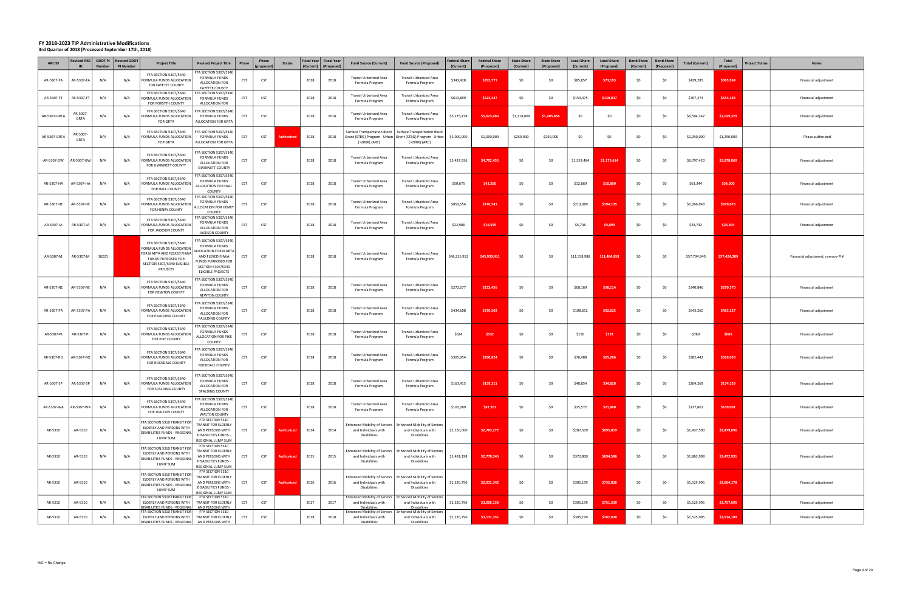# FY 2018-2023 TIP Administrative Modifications

## 3rd Quarter of 2018 (Processed September 17th, 2018)

| ARC ID | Revised ARC ID | GDOT PI Number | Revised GDOT PI Number | Project Title | Revised Project Title | Phase | Phase (proposed) | Status | Fiscal Year (Current) | Fiscal Year (Proposed) | Fund Source (Current) | Fund Source (Proposed) | Federal Share (Current) | Federal Share (Proposed) | State Share (Current) | State Share (Proposed) | Local Share (Current) | Local Share (Proposed) | Bond Share (Current) | Bond Share (Proposed) | Total (Current) | Total (Proposed) | Project Status | Notes |
|---|---|---|---|---|---|---|---|---|---|---|---|---|---|---|---|---|---|---|---|---|---|---|---|---|
| AR-5307-FA | AR-5307-FA | N/A | N/A | FTA SECTION 5307/5340 FORMULA FUNDS ALLOCATION FOR FAYETTE COUNTY | FTA SECTION 5307/5340 FORMULA FUNDS ALLOCATION FOR FAYETTE COUNTY | CST | CST | | 2018 | 2018 | Transit Urbanized Area Formula Program | Transit Urbanized Area Formula Program | $343,428 | $292,771 | $0 | $0 | $85,857 | $73,193 | $0 | $0 | $429,285 | $365,964 | | Financial adjustment |
| AR-5307-FT | AR-5307-FT | N/A | N/A | FTA SECTION 5307/5340 FORMULA FUNDS ALLOCATION FOR FORSYTH COUNTY | FTA SECTION 5307/5340 FORMULA FUNDS ALLOCATION FOR | CST | CST | | 2018 | 2018 | Transit Urbanized Area Formula Program | Transit Urbanized Area Formula Program | $613,899 | $523,347 | $0 | $0 | $153,475 | $130,837 | $0 | $0 | $767,374 | $654,184 | | Financial adjustment |
| AR-5307-GRTA | AR-5307-GRTA | N/A | N/A | FTA SECTION 5307/5340 FORMULA FUNDS ALLOCATION FOR GRTA | FTA SECTION 5307/5340 FORMULA FUNDS ALLOCATION FOR GRTA | CST | CST | | 2018 | 2018 | Transit Urbanized Area Formula Program | Transit Urbanized Area Formula Program | $5,275,478 | $5,623,463 | $1,318,869 | $1,405,866 | $0 | $0 | $0 | $0 | $6,594,347 | $7,029,329 | | Financial adjustment |
| AR-5307-GRTA | AR-5307-GRTA | N/A | N/A | FTA SECTION 5307/5340 FORMULA FUNDS ALLOCATION FOR GRTA | FTA SECTION 5307/5340 FORMULA FUNDS ALLOCATION FOR GRTA | CST | CST | Authorized | 2018 | 2018 | Surface Transportation Block Grant (STBG) Program - Urban (>200K) (ARC) | Surface Transportation Block Grant (STBG) Program - Urban (>200K) (ARC) | $1,000,000 | $1,000,000 | $250,000 | $250,000 | $0 | $0 | $0 | $0 | $1,250,000 | $1,250,000 | | Phase authorized |
| AR-5307-GW | AR-5307-GW | N/A | N/A | FTA SECTION 5307/5340 FORMULA FUNDS ALLOCATION FOR GWINNETT COUNTY | FTA SECTION 5307/5340 FORMULA FUNDS ALLOCATION FOR GWINNETT COUNTY | CST | CST | | 2018 | 2018 | Transit Urbanized Area Formula Program | Transit Urbanized Area Formula Program | $5,437,936 | $4,702,455 | $0 | $0 | $1,359,484 | $1,175,614 | $0 | $0 | $6,797,420 | $5,878,069 | | Financial adjustment |
| AR-5307-HA | AR-5307-HA | N/A | N/A | FTA SECTION 5307/5340 FORMULA FUNDS ALLOCATION FOR HALL COUNTY | FTA SECTION 5307/5340 FORMULA FUNDS ALLOCATION FOR HALL COUNTY | CST | CST | | 2018 | 2018 | Transit Urbanized Area Formula Program | Transit Urbanized Area Formula Program | $50,675 | $43,200 | $0 | $0 | $12,669 | $10,800 | $0 | $0 | $63,344 | $54,000 | | Financial adjustment |
| AR-5307-HE | AR-5307-HE | N/A | N/A | FTA SECTION 5307/5340 FORMULA FUNDS ALLOCATION FOR HENRY COUNTY | FTA SECTION 5307/5340 FORMULA FUNDS ALLOCATION FOR HENRY COUNTY | CST | CST | | 2018 | 2018 | Transit Urbanized Area Formula Program | Transit Urbanized Area Formula Program | $853,554 | $776,541 | $0 | $0 | $213,389 | $194,135 | $0 | $0 | $1,066,943 | $970,676 | | Financial adjustment |
| AR-5307-JA | AR-5307-JA | N/A | N/A | FTA SECTION 5307/5340 FORMULA FUNDS ALLOCATION FOR JACKSON COUNTY | FTA SECTION 5307/5340 FORMULA FUNDS ALLOCATION FOR JACKSON COUNTY | CST | CST | | 2018 | 2018 | Transit Urbanized Area Formula Program | Transit Urbanized Area Formula Program | $22,986 | $19,595 | $0 | $0 | $5,746 | $4,899 | $0 | $0 | $28,732 | $24,494 | | Financial adjustment |
| AR-5307-M | AR-5307-M | 10221 | | FTA SECTION 5307/5340 FORMULA FUNDS ALLOCATION FOR MARTA AND FLEXED FHWA FUNDS PURPOSED FOR SECTION 5307/5340 ELIGIBLE PROJECTS | FTA SECTION 5307/5340 FORMULA FUNDS ALLOCATION FOR MARTA AND FLEXED FHWA FUNDS PURPOSED FOR SECTION 5307/5340 ELIGIBLE PROJECTS | CST | CST | | 2018 | 2018 | Transit Urbanized Area Formula Program | Transit Urbanized Area Formula Program | $46,235,952 | $45,939,431 | $0 | $0 | $11,558,988 | $11,484,858 | $0 | $0 | $57,794,940 | $57,424,289 | | Financial adjustment; remove PI# |
| AR-5307-NE | AR-5307-NE | N/A | N/A | FTA SECTION 5307/5340 FORMULA FUNDS ALLOCATION FOR NEWTON COUNTY | FTA SECTION 5307/5340 FORMULA FUNDS ALLOCATION FOR NEWTON COUNTY | CST | CST | | 2018 | 2018 | Transit Urbanized Area Formula Program | Transit Urbanized Area Formula Program | $272,677 | $232,456 | $0 | $0 | $68,169 | $58,114 | $0 | $0 | $340,846 | $290,570 | | Financial adjustment |
| AR-5307-PA | AR-5307-PA | N/A | N/A | FTA SECTION 5307/5340 FORMULA FUNDS ALLOCATION FOR PAULDING COUNTY | FTA SECTION 5307/5340 FORMULA FUNDS ALLOCATION FOR PAULDING COUNTY | CST | CST | | 2018 | 2018 | Transit Urbanized Area Formula Program | Transit Urbanized Area Formula Program | $434,608 | $370,502 | $0 | $0 | $108,652 | $92,625 | $0 | $0 | $543,260 | $463,127 | | Financial adjustment |
| AR-5307-PI | AR-5307-PI | N/A | N/A | FTA SECTION 5307/5340 FORMULA FUNDS ALLOCATION FOR PIKE COUNTY | FTA SECTION 5307/5340 FORMULA FUNDS ALLOCATION FOR PIKE COUNTY | CST | CST | | 2018 | 2018 | Transit Urbanized Area Formula Program | Transit Urbanized Area Formula Program | $624 | $532 | $0 | $0 | $156 | $133 | $0 | $0 | $780 | $665 | | Financial adjustment |
| AR-5307-RO | AR-5307-RO | N/A | N/A | FTA SECTION 5307/5340 FORMULA FUNDS ALLOCATION FOR ROCKDALE COUNTY | FTA SECTION 5307/5340 FORMULA FUNDS ALLOCATION FOR ROCKDALE COUNTY | CST | CST | | 2018 | 2018 | Transit Urbanized Area Formula Program | Transit Urbanized Area Formula Program | $305,954 | $260,824 | $0 | $0 | $76,488 | $65,206 | $0 | $0 | $382,442 | $326,030 | | Financial adjustment |
| AR-5307-SP | AR-5307-SP | N/A | N/A | FTA SECTION 5307/5340 FORMULA FUNDS ALLOCATION FOR SPALDING COUNTY | FTA SECTION 5307/5340 FORMULA FUNDS ALLOCATION FOR SPALDING COUNTY | CST | CST | | 2018 | 2018 | Transit Urbanized Area Formula Program | Transit Urbanized Area Formula Program | $163,415 | $139,311 | $0 | $0 | $40,854 | $34,828 | $0 | $0 | $204,269 | $174,139 | | Financial adjustment |
| AR-5307-WA | AR-5307-WA | N/A | N/A | FTA SECTION 5307/5340 FORMULA FUNDS ALLOCATION FOR WALTON COUNTY | FTA SECTION 5307/5340 FORMULA FUNDS ALLOCATION FOR WALTON COUNTY | CST | CST | | 2018 | 2018 | Transit Urbanized Area Formula Program | Transit Urbanized Area Formula Program | $102,289 | $87,201 | $0 | $0 | $25,572 | $21,800 | $0 | $0 | $127,861 | $109,001 | | Financial adjustment |
| AR-5310 | AR-5310 | N/A | N/A | FTA SECTION 5310 TRANSIT FOR ELDERLY AND PERSONS WITH DISABILITIES FUNDS - REGIONAL LUMP SUM | FTA SECTION 5310 TRANSIT FOR ELDERLY AND PERSONS WITH DISABILITIES FUNDS - REGIONAL LUMP SUM | CST | CST | Authorized | 2014 | 2014 | Enhanced Mobility of Seniors and Individuals with Disabilities | Enhanced Mobility of Seniors and Individuals with Disabilities | $1,150,000 | $2,783,277 | $0 | $0 | $287,500 | $695,819 | $0 | $0 | $1,437,500 | $3,479,096 | | Financial adjustment |
| AR-5310 | AR-5310 | N/A | N/A | FTA SECTION 5310 TRANSIT FOR ELDERLY AND PERSONS WITH DISABILITIES FUNDS - REGIONAL LUMP SUM | FTA SECTION 5310 TRANSIT FOR ELDERLY AND PERSONS WITH DISABILITIES FUNDS - REGIONAL LUMP SUM | CST | CST | Authorized | 2015 | 2015 | Enhanced Mobility of Seniors and Individuals with Disabilities | Enhanced Mobility of Seniors and Individuals with Disabilities | $1,491,198 | $2,778,345 | $0 | $0 | $372,800 | $694,586 | $0 | $0 | $1,863,998 | $3,472,931 | | Financial adjustment |
| AR-5310 | AR-5310 | N/A | N/A | FTA SECTION 5310 TRANSIT FOR ELDERLY AND PERSONS WITH DISABILITIES FUNDS - REGIONAL LUMP SUM | FTA SECTION 5310 TRANSIT FOR ELDERLY AND PERSONS WITH DISABILITIES FUNDS - REGIONAL LUMP SUM | CST | CST | Authorized | 2016 | 2016 | Enhanced Mobility of Seniors and Individuals with Disabilities | Enhanced Mobility of Seniors and Individuals with Disabilities | $1,220,796 | $2,931,342 | $0 | $0 | $305,199 | $732,836 | $0 | $0 | $1,525,995 | $3,664,178 | | Financial adjustment |
| AR-5310 | AR-5310 | N/A | N/A | FTA SECTION 5310 TRANSIT FOR ELDERLY AND PERSONS WITH DISABILITIES FUNDS - REGIONAL | FTA SECTION 5310 TRANSIT FOR ELDERLY AND PERSONS WITH | CST | CST | | 2017 | 2017 | Enhanced Mobility of Seniors and Individuals with Disabilities | Enhanced Mobility of Seniors and Individuals with Disabilities | $1,220,796 | $3,006,156 | $0 | $0 | $305,199 | $751,539 | $0 | $0 | $1,525,995 | $3,757,695 | | Financial adjustment |
| AR-5310 | AR-5310 | N/A | N/A | FTA SECTION 5310 TRANSIT FOR ELDERLY AND PERSONS WITH DISABILITIES FUNDS - REGIONAL | FTA SECTION 5310 TRANSIT FOR ELDERLY AND PERSONS WITH | CST | CST | | 2018 | 2018 | Enhanced Mobility of Seniors and Individuals with Disabilities | Enhanced Mobility of Seniors and Individuals with Disabilities | $1,220,796 | $3,131,351 | $0 | $0 | $305,199 | $782,838 | $0 | $0 | $1,525,995 | $3,914,189 | | Financial adjustment |

N/C = No Change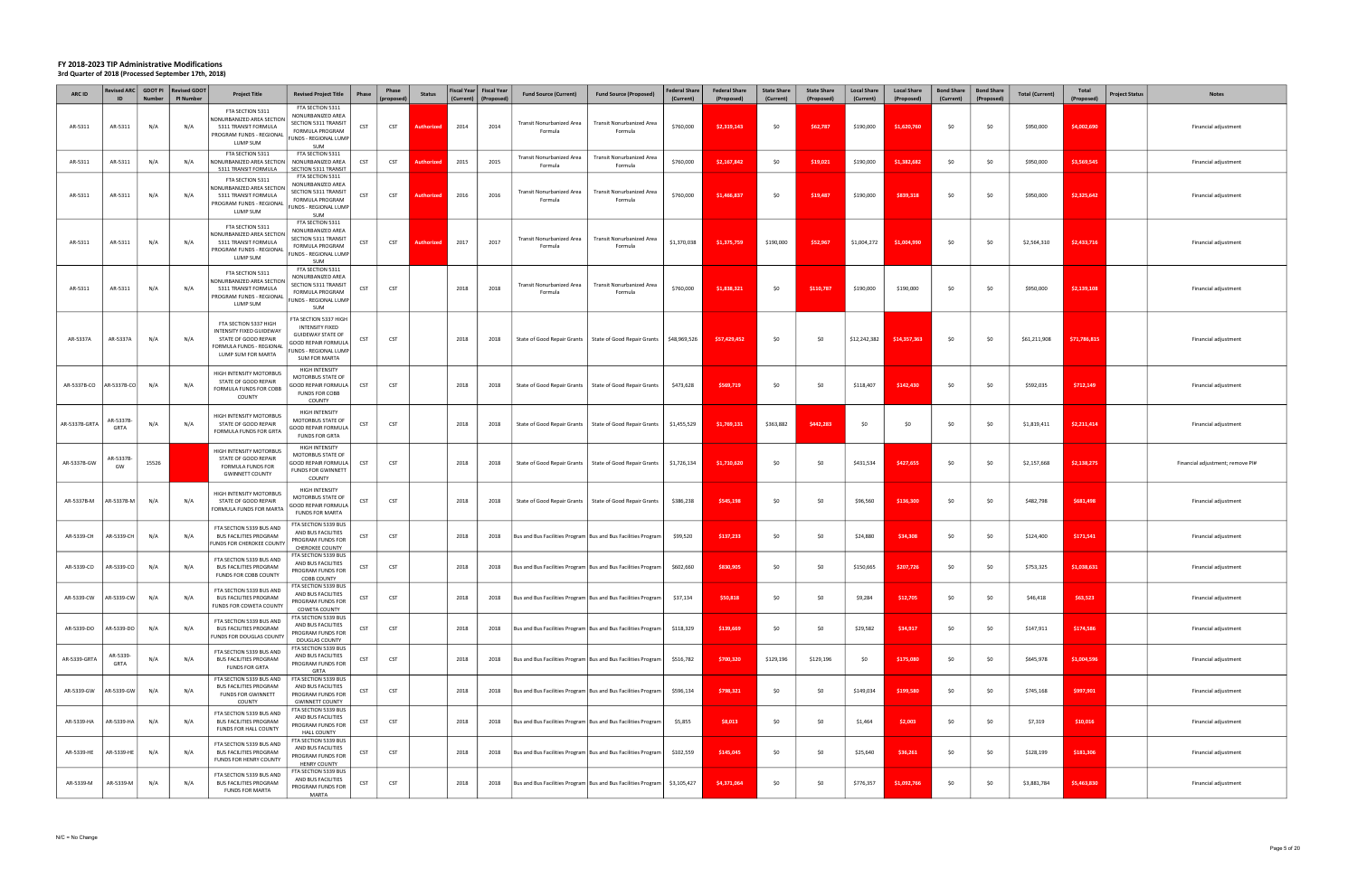# FY 2018-2023 TIP Administrative Modifications

**3rd Quarter of 2018 (Processed September 17th, 2018)**

| ARC ID | Revised ARC ID | GDOT PI Number | Revised GDOT PI Number | Project Title | Revised Project Title | Phase | Phase (proposed) | Status | Fiscal Year (Current) | Fiscal Year (Proposed) | Fund Source (Current) | Fund Source (Proposed) | Federal Share (Current) | Federal Share (Proposed) | State Share (Current) | State Share (Proposed) | Local Share (Current) | Local Share (Proposed) | Bond Share (Current) | Bond Share (Proposed) | Total (Current) | Total (Proposed) | Project Status | Notes |
|---|---|---|---|---|---|---|---|---|---|---|---|---|---|---|---|---|---|---|---|---|---|---|---|---|
| AR-5311 | AR-5311 | N/A | N/A | FTA SECTION 5311 NONURBANIZED AREA SECTION 5311 TRANSIT FORMULA PROGRAM FUNDS - REGIONAL LUMP SUM | FTA SECTION 5311 NONURBANIZED AREA SECTION 5311 TRANSIT FORMULA PROGRAM FUNDS - REGIONAL LUMP SUM | CST | CST | Authorized | 2014 | 2014 | Transit Nonurbanized Area Formula | Transit Nonurbanized Area Formula | $760,000 | $2,319,143 | $0 | $62,787 | $190,000 | $1,620,760 | $0 | $0 | $950,000 | $4,002,690 | | Financial adjustment |
| AR-5311 | AR-5311 | N/A | N/A | FTA SECTION 5311 NONURBANIZED AREA SECTION 5311 TRANSIT FORMULA | FTA SECTION 5311 NONURBANIZED AREA SECTION 5311 TRANSIT | CST | CST | Authorized | 2015 | 2015 | Transit Nonurbanized Area Formula | Transit Nonurbanized Area Formula | $760,000 | $2,167,842 | $0 | $19,021 | $190,000 | $1,382,682 | $0 | $0 | $950,000 | $3,569,545 | | Financial adjustment |
| AR-5311 | AR-5311 | N/A | N/A | FTA SECTION 5311 NONURBANIZED AREA SECTION 5311 TRANSIT FORMULA PROGRAM FUNDS - REGIONAL LUMP SUM | FTA SECTION 5311 NONURBANIZED AREA SECTION 5311 TRANSIT FORMULA PROGRAM FUNDS - REGIONAL LUMP SUM | CST | CST | Authorized | 2016 | 2016 | Transit Nonurbanized Area Formula | Transit Nonurbanized Area Formula | $760,000 | $1,466,837 | $0 | $19,487 | $190,000 | $839,318 | $0 | $0 | $950,000 | $2,325,642 | | Financial adjustment |
| AR-5311 | AR-5311 | N/A | N/A | FTA SECTION 5311 NONURBANIZED AREA SECTION 5311 TRANSIT FORMULA PROGRAM FUNDS - REGIONAL LUMP SUM | FTA SECTION 5311 NONURBANIZED AREA SECTION 5311 TRANSIT FORMULA PROGRAM FUNDS - REGIONAL LUMP SUM | CST | CST | Authorized | 2017 | 2017 | Transit Nonurbanized Area Formula | Transit Nonurbanized Area Formula | $1,370,038 | $1,375,759 | $190,000 | $52,967 | $1,004,272 | $1,004,990 | $0 | $0 | $2,564,310 | $2,433,716 | | Financial adjustment |
| AR-5311 | AR-5311 | N/A | N/A | FTA SECTION 5311 NONURBANIZED AREA SECTION 5311 TRANSIT FORMULA PROGRAM FUNDS - REGIONAL LUMP SUM | FTA SECTION 5311 NONURBANIZED AREA SECTION 5311 TRANSIT FORMULA PROGRAM FUNDS - REGIONAL LUMP SUM | CST | CST | | 2018 | 2018 | Transit Nonurbanized Area Formula | Transit Nonurbanized Area Formula | $760,000 | $1,838,321 | $0 | $110,787 | $190,000 | $190,000 | $0 | $0 | $950,000 | $2,139,108 | | Financial adjustment |
| AR-5337A | AR-5337A | N/A | N/A | FTA SECTION 5337 HIGH INTENSITY FIXED GUIDEWAY STATE OF GOOD REPAIR FORMULA FUNDS - REGIONAL LUMP SUM FOR MARTA | FTA SECTION 5337 HIGH INTENSITY FIXED GUIDEWAY STATE OF GOOD REPAIR FORMULA FUNDS - REGIONAL LUMP SUM FOR MARTA | CST | CST | | 2018 | 2018 | State of Good Repair Grants | State of Good Repair Grants | $48,969,526 | $57,429,452 | $0 | $0 | $12,242,382 | $14,357,363 | $0 | $0 | $61,211,908 | $71,786,815 | | Financial adjustment |
| AR-5337B-CO | AR-5337B-CO | N/A | N/A | HIGH INTENSITY MOTORBUS STATE OF GOOD REPAIR FORMULA FUNDS FOR COBB COUNTY | HIGH INTENSITY MOTORBUS STATE OF GOOD REPAIR FORMULA FUNDS FOR COBB COUNTY | CST | CST | | 2018 | 2018 | State of Good Repair Grants | State of Good Repair Grants | $473,628 | $569,719 | $0 | $0 | $118,407 | $142,430 | $0 | $0 | $592,035 | $712,149 | | Financial adjustment |
| AR-5337B-GRTA | AR-5337B-GRTA | N/A | N/A | HIGH INTENSITY MOTORBUS STATE OF GOOD REPAIR FORMULA FUNDS FOR GRTA | HIGH INTENSITY MOTORBUS STATE OF GOOD REPAIR FORMULA FUNDS FOR GRTA | CST | CST | | 2018 | 2018 | State of Good Repair Grants | State of Good Repair Grants | $1,455,529 | $1,769,131 | $363,882 | $442,283 | $0 | $0 | $0 | $0 | $1,819,411 | $2,211,414 | | Financial adjustment |
| AR-5337B-GW | AR-5337B-GW | 15526 | | HIGH INTENSITY MOTORBUS STATE OF GOOD REPAIR FORMULA FUNDS FOR GWINNETT COUNTY | HIGH INTENSITY MOTORBUS STATE OF GOOD REPAIR FORMULA FUNDS FOR GWINNETT COUNTY | CST | CST | | 2018 | 2018 | State of Good Repair Grants | State of Good Repair Grants | $1,726,134 | $1,710,620 | $0 | $0 | $431,534 | $427,655 | $0 | $0 | $2,157,668 | $2,138,275 | | Financial adjustment; remove PI# |
| AR-5337B-M | AR-5337B-M | N/A | N/A | HIGH INTENSITY MOTORBUS STATE OF GOOD REPAIR FORMULA FUNDS FOR MARTA | HIGH INTENSITY MOTORBUS STATE OF GOOD REPAIR FORMULA FUNDS FOR MARTA | CST | CST | | 2018 | 2018 | State of Good Repair Grants | State of Good Repair Grants | $386,238 | $545,198 | $0 | $0 | $96,560 | $136,300 | $0 | $0 | $482,798 | $681,498 | | Financial adjustment |
| AR-5339-CH | AR-5339-CH | N/A | N/A | FTA SECTION 5339 BUS AND BUS FACILITIES PROGRAM FUNDS FOR CHEROKEE COUNTY | FTA SECTION 5339 BUS AND BUS FACILITIES PROGRAM FUNDS FOR CHEROKEE COUNTY | CST | CST | | 2018 | 2018 | Bus and Bus Facilities Program | Bus and Bus Facilities Program | $99,520 | $137,233 | $0 | $0 | $24,880 | $34,308 | $0 | $0 | $124,400 | $171,541 | | Financial adjustment |
| AR-5339-CO | AR-5339-CO | N/A | N/A | FTA SECTION 5339 BUS AND BUS FACILITIES PROGRAM FUNDS FOR COBB COUNTY | FTA SECTION 5339 BUS AND BUS FACILITIES PROGRAM FUNDS FOR COBB COUNTY | CST | CST | | 2018 | 2018 | Bus and Bus Facilities Program | Bus and Bus Facilities Program | $602,660 | $830,905 | $0 | $0 | $150,665 | $207,726 | $0 | $0 | $753,325 | $1,038,631 | | Financial adjustment |
| AR-5339-CW | AR-5339-CW | N/A | N/A | FTA SECTION 5339 BUS AND BUS FACILITIES PROGRAM FUNDS FOR COWETA COUNTY | FTA SECTION 5339 BUS AND BUS FACILITIES PROGRAM FUNDS FOR COWETA COUNTY | CST | CST | | 2018 | 2018 | Bus and Bus Facilities Program | Bus and Bus Facilities Program | $37,134 | $50,818 | $0 | $0 | $9,284 | $12,705 | $0 | $0 | $46,418 | $63,523 | | Financial adjustment |
| AR-5339-DO | AR-5339-DO | N/A | N/A | FTA SECTION 5339 BUS AND BUS FACILITIES PROGRAM FUNDS FOR DOUGLAS COUNTY | FTA SECTION 5339 BUS AND BUS FACILITIES PROGRAM FUNDS FOR DOUGLAS COUNTY | CST | CST | | 2018 | 2018 | Bus and Bus Facilities Program | Bus and Bus Facilities Program | $118,329 | $139,669 | $0 | $0 | $29,582 | $34,917 | $0 | $0 | $147,911 | $174,586 | | Financial adjustment |
| AR-5339-GRTA | AR-5339-GRTA | N/A | N/A | FTA SECTION 5339 BUS AND BUS FACILITIES PROGRAM FUNDS FOR GRTA | FTA SECTION 5339 BUS AND BUS FACILITIES PROGRAM FUNDS FOR GRTA | CST | CST | | 2018 | 2018 | Bus and Bus Facilities Program | Bus and Bus Facilities Program | $516,782 | $700,320 | $129,196 | $129,196 | $0 | $175,080 | $0 | $0 | $645,978 | $1,004,596 | | Financial adjustment |
| AR-5339-GW | AR-5339-GW | N/A | N/A | FTA SECTION 5339 BUS AND BUS FACILITIES PROGRAM FUNDS FOR GWINNETT COUNTY | FTA SECTION 5339 BUS AND BUS FACILITIES PROGRAM FUNDS FOR GWINNETT COUNTY | CST | CST | | 2018 | 2018 | Bus and Bus Facilities Program | Bus and Bus Facilities Program | $596,134 | $798,321 | $0 | $0 | $149,034 | $199,580 | $0 | $0 | $745,168 | $997,901 | | Financial adjustment |
| AR-5339-HA | AR-5339-HA | N/A | N/A | FTA SECTION 5339 BUS AND BUS FACILITIES PROGRAM FUNDS FOR HALL COUNTY | FTA SECTION 5339 BUS AND BUS FACILITIES PROGRAM FUNDS FOR HALL COUNTY | CST | CST | | 2018 | 2018 | Bus and Bus Facilities Program | Bus and Bus Facilities Program | $5,855 | $8,013 | $0 | $0 | $1,464 | $2,003 | $0 | $0 | $7,319 | $10,016 | | Financial adjustment |
| AR-5339-HE | AR-5339-HE | N/A | N/A | FTA SECTION 5339 BUS AND BUS FACILITIES PROGRAM FUNDS FOR HENRY COUNTY | FTA SECTION 5339 BUS AND BUS FACILITIES PROGRAM FUNDS FOR HENRY COUNTY | CST | CST | | 2018 | 2018 | Bus and Bus Facilities Program | Bus and Bus Facilities Program | $102,559 | $145,045 | $0 | $0 | $25,640 | $36,261 | $0 | $0 | $128,199 | $181,306 | | Financial adjustment |
| AR-5339-M | AR-5339-M | N/A | N/A | FTA SECTION 5339 BUS AND BUS FACILITIES PROGRAM FUNDS FOR MARTA | FTA SECTION 5339 BUS AND BUS FACILITIES PROGRAM FUNDS FOR MARTA | CST | CST | | 2018 | 2018 | Bus and Bus Facilities Program | Bus and Bus Facilities Program | $3,105,427 | $4,371,064 | $0 | $0 | $776,357 | $1,092,766 | $0 | $0 | $3,881,784 | $5,463,830 | | Financial adjustment |

N/C = No Change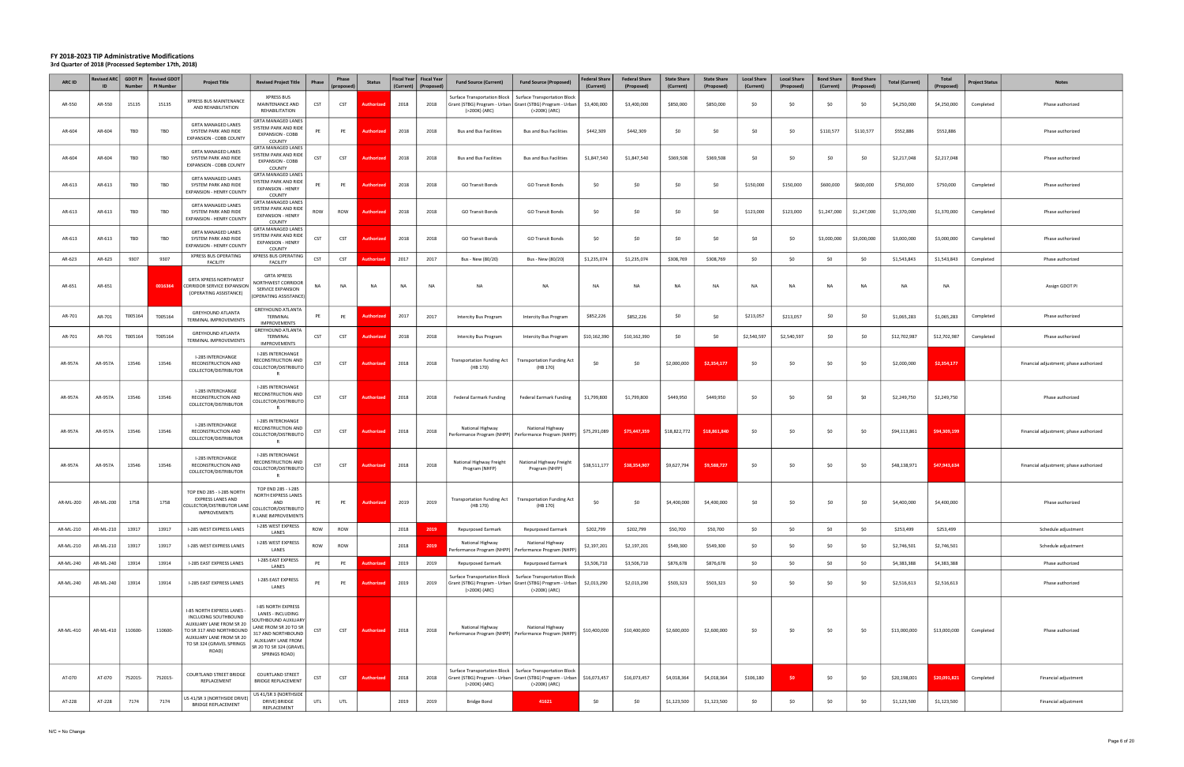# FY 2018-2023 TIP Administrative Modifications

## 3rd Quarter of 2018 (Processed September 17th, 2018)

| ARC ID | Revised ARC ID | GDOT PI Number | Revised GDOT PI Number | Project Title | Revised Project Title | Phase | Phase (proposed) | Status | Fiscal Year (Current) | Fiscal Year (Proposed) | Fund Source (Current) | Fund Source (Proposed) | Federal Share (Current) | Federal Share (Proposed) | State Share (Current) | State Share (Proposed) | Local Share (Current) | Local Share (Proposed) | Bond Share (Current) | Bond Share (Proposed) | Total (Current) | Total (Proposed) | Project Status | Notes |
|---|---|---|---|---|---|---|---|---|---|---|---|---|---|---|---|---|---|---|---|---|---|---|---|---|
| AR-550 | AR-550 | 15135 | 15135 | XPRESS BUS MAINTENANCE AND REHABILITATION | XPRESS BUS MAINTENANCE AND REHABILITATION | CST | CST | Authorized | 2018 | 2018 | Surface Transportation Block Grant (STBG) Program - Urban (>200K) (ARC) | Surface Transportation Block Grant (STBG) Program - Urban (>200K) (ARC) | $3,400,000 | $3,400,000 | $850,000 | $850,000 | $0 | $0 | $0 | $0 | $4,250,000 | $4,250,000 | Completed | Phase authorized |
| AR-604 | AR-604 | TBD | TBD | GRTA MANAGED LANES SYSTEM PARK AND RIDE EXPANSION - COBB COUNTY | GRTA MANAGED LANES SYSTEM PARK AND RIDE EXPANSION - COBB COUNTY | PE | PE | Authorized | 2018 | 2018 | Bus and Bus Facilities | Bus and Bus Facilities | $442,309 | $442,309 | $0 | $0 | $0 | $0 | $110,577 | $110,577 | $552,886 | $552,886 | | Phase authorized |
| AR-604 | AR-604 | TBD | TBD | GRTA MANAGED LANES SYSTEM PARK AND RIDE EXPANSION - COBB COUNTY | GRTA MANAGED LANES SYSTEM PARK AND RIDE EXPANSION - COBB COUNTY | CST | CST | Authorized | 2018 | 2018 | Bus and Bus Facilities | Bus and Bus Facilities | $1,847,540 | $1,847,540 | $369,508 | $369,508 | $0 | $0 | $0 | $0 | $2,217,048 | $2,217,048 | | Phase authorized |
| AR-613 | AR-613 | TBD | TBD | GRTA MANAGED LANES SYSTEM PARK AND RIDE EXPANSION - HENRY COUNTY | GRTA MANAGED LANES SYSTEM PARK AND RIDE EXPANSION - HENRY COUNTY | PE | PE | Authorized | 2018 | 2018 | GO Transit Bonds | GO Transit Bonds | $0 | $0 | $0 | $0 | $150,000 | $150,000 | $600,000 | $600,000 | $750,000 | $750,000 | Completed | Phase authorized |
| AR-613 | AR-613 | TBD | TBD | GRTA MANAGED LANES SYSTEM PARK AND RIDE EXPANSION - HENRY COUNTY | GRTA MANAGED LANES SYSTEM PARK AND RIDE EXPANSION - HENRY COUNTY | ROW | ROW | Authorized | 2018 | 2018 | GO Transit Bonds | GO Transit Bonds | $0 | $0 | $0 | $0 | $123,000 | $123,000 | $1,247,000 | $1,247,000 | $1,370,000 | $1,370,000 | Completed | Phase authorized |
| AR-613 | AR-613 | TBD | TBD | GRTA MANAGED LANES SYSTEM PARK AND RIDE EXPANSION - HENRY COUNTY | GRTA MANAGED LANES SYSTEM PARK AND RIDE EXPANSION - HENRY COUNTY | CST | CST | Authorized | 2018 | 2018 | GO Transit Bonds | GO Transit Bonds | $0 | $0 | $0 | $0 | $0 | $0 | $3,000,000 | $3,000,000 | $3,000,000 | $3,000,000 | Completed | Phase authorized |
| AR-623 | AR-623 | 9307 | 9307 | XPRESS BUS OPERATING FACILITY | XPRESS BUS OPERATING FACILITY | CST | CST | Authorized | 2017 | 2017 | Bus - New (80/20) | Bus - New (80/20) | $1,235,074 | $1,235,074 | $308,769 | $308,769 | $0 | $0 | $0 | $0 | $1,543,843 | $1,543,843 | Completed | Phase authorized |
| AR-651 | AR-651 | | 0016364 | GRTA XPRESS NORTHWEST CORRIDOR SERVICE EXPANSION (OPERATING ASSISTANCE) | GRTA XPRESS NORTHWEST CORRIDOR SERVICE EXPANSION (OPERATING ASSISTANCE) | NA | NA | NA | NA | NA | NA | NA | NA | NA | NA | NA | NA | NA | NA | NA | NA | NA | | Assign GDOT PI |
| AR-701 | AR-701 | T005164 | T005164 | GREYHOUND ATLANTA TERMINAL IMPROVEMENTS | GREYHOUND ATLANTA TERMINAL IMPROVEMENTS | PE | PE | Authorized | 2017 | 2017 | Intercity Bus Program | Intercity Bus Program | $852,226 | $852,226 | $0 | $0 | $213,057 | $213,057 | $0 | $0 | $1,065,283 | $1,065,283 | Completed | Phase authorized |
| AR-701 | AR-701 | T005164 | T005164 | GREYHOUND ATLANTA TERMINAL IMPROVEMENTS | GREYHOUND ATLANTA TERMINAL IMPROVEMENTS | CST | CST | Authorized | 2018 | 2018 | Intercity Bus Program | Intercity Bus Program | $10,162,390 | $10,162,390 | $0 | $0 | $2,540,597 | $2,540,597 | $0 | $0 | $12,702,987 | $12,702,987 | Completed | Phase authorized |
| AR-957A | AR-957A | 13546 | 13546 | I-285 INTERCHANGE RECONSTRUCTION AND COLLECTOR/DISTRIBUTOR | I-285 INTERCHANGE RECONSTRUCTION AND COLLECTOR/DISTRIBUTOR | CST | CST | Authorized | 2018 | 2018 | Transportation Funding Act (HB 170) | Transportation Funding Act (HB 170) | $0 | $0 | $2,000,000 | $2,354,177 | $0 | $0 | $0 | $0 | $2,000,000 | $2,354,177 | | Financial adjustment; phase authorized |
| AR-957A | AR-957A | 13546 | 13546 | I-285 INTERCHANGE RECONSTRUCTION AND COLLECTOR/DISTRIBUTOR | I-285 INTERCHANGE RECONSTRUCTION AND COLLECTOR/DISTRIBUTOR | CST | CST | Authorized | 2018 | 2018 | Federal Earmark Funding | Federal Earmark Funding | $1,799,800 | $1,799,800 | $449,950 | $449,950 | $0 | $0 | $0 | $0 | $2,249,750 | $2,249,750 | | Phase authorized |
| AR-957A | AR-957A | 13546 | 13546 | I-285 INTERCHANGE RECONSTRUCTION AND COLLECTOR/DISTRIBUTOR | I-285 INTERCHANGE RECONSTRUCTION AND COLLECTOR/DISTRIBUTOR | CST | CST | Authorized | 2018 | 2018 | National Highway Performance Program (NHPP) | National Highway Performance Program (NHPP) | $75,291,089 | $75,447,359 | $18,822,772 | $18,861,840 | $0 | $0 | $0 | $0 | $94,113,861 | $94,309,199 | | Financial adjustment; phase authorized |
| AR-957A | AR-957A | 13546 | 13546 | I-285 INTERCHANGE RECONSTRUCTION AND COLLECTOR/DISTRIBUTOR | I-285 INTERCHANGE RECONSTRUCTION AND COLLECTOR/DISTRIBUTOR | CST | CST | Authorized | 2018 | 2018 | National Highway Freight Program (NHFP) | National Highway Freight Program (NHFP) | $38,511,177 | $38,354,907 | $9,627,794 | $9,588,727 | $0 | $0 | $0 | $0 | $48,138,971 | $47,943,634 | | Financial adjustment; phase authorized |
| AR-ML-200 | AR-ML-200 | 1758 | 1758 | TOP END 285 - I-285 NORTH EXPRESS LANES AND COLLECTOR/DISTRIBUTOR LANE IMPROVEMENTS | TOP END 285 - I-285 NORTH EXPRESS LANES AND COLLECTOR/DISTRIBUTOR LANE IMPROVEMENTS | PE | PE | Authorized | 2019 | 2019 | Transportation Funding Act (HB 170) | Transportation Funding Act (HB 170) | $0 | $0 | $4,400,000 | $4,400,000 | $0 | $0 | $0 | $0 | $4,400,000 | $4,400,000 | | Phase authorized |
| AR-ML-210 | AR-ML-210 | 13917 | 13917 | I-285 WEST EXPRESS LANES | I-285 WEST EXPRESS LANES | ROW | ROW | | 2018 | 2019 | Repurposed Earmark | Repurposed Earmark | $202,799 | $202,799 | $50,700 | $50,700 | $0 | $0 | $0 | $0 | $253,499 | $253,499 | | Schedule adjustment |
| AR-ML-210 | AR-ML-210 | 13917 | 13917 | I-285 WEST EXPRESS LANES | I-285 WEST EXPRESS LANES | ROW | ROW | | 2018 | 2019 | National Highway Performance Program (NHPP) | National Highway Performance Program (NHPP) | $2,197,201 | $2,197,201 | $549,300 | $549,300 | $0 | $0 | $0 | $0 | $2,746,501 | $2,746,501 | | Schedule adjustment |
| AR-ML-240 | AR-ML-240 | 13914 | 13914 | I-285 EAST EXPRESS LANES | I-285 EAST EXPRESS LANES | PE | PE | Authorized | 2019 | 2019 | Repurposed Earmark | Repurposed Earmark | $3,506,710 | $3,506,710 | $876,678 | $876,678 | $0 | $0 | $0 | $0 | $4,383,388 | $4,383,388 | | Phase authorized |
| AR-ML-240 | AR-ML-240 | 13914 | 13914 | I-285 EAST EXPRESS LANES | I-285 EAST EXPRESS LANES | PE | PE | Authorized | 2019 | 2019 | Surface Transportation Block Grant (STBG) Program - Urban (>200K) (ARC) | Surface Transportation Block Grant (STBG) Program - Urban (>200K) (ARC) | $2,013,290 | $2,013,290 | $503,323 | $503,323 | $0 | $0 | $0 | $0 | $2,516,613 | $2,516,613 | | Phase authorized |
| AR-ML-410 | AR-ML-410 | 110600- | 110600- | I-85 NORTH EXPRESS LANES - INCLUDING SOUTHBOUND AUXILIARY LANE FROM SR 20 TO SR 317 AND NORTHBOUND AUXILIARY LANE FROM SR 20 TO SR 324 (GRAVEL SPRINGS ROAD) | I-85 NORTH EXPRESS LANES - INCLUDING SOUTHBOUND AUXILIARY LANE FROM SR 20 TO SR 317 AND NORTHBOUND AUXILIARY LANE FROM SR 20 TO SR 324 (GRAVEL SPRINGS ROAD) | CST | CST | Authorized | 2018 | 2018 | National Highway Performance Program (NHPP) | National Highway Performance Program (NHPP) | $10,400,000 | $10,400,000 | $2,600,000 | $2,600,000 | $0 | $0 | $0 | $0 | $13,000,000 | $13,000,000 | Completed | Phase authorized |
| AT-070 | AT-070 | 752015- | 752015- | COURTLAND STREET BRIDGE REPLACEMENT | COURTLAND STREET BRIDGE REPLACEMENT | CST | CST | Authorized | 2018 | 2018 | Surface Transportation Block Grant (STBG) Program - Urban (>200K) (ARC) | Surface Transportation Block Grant (STBG) Program - Urban (>200K) (ARC) | $16,073,457 | $16,073,457 | $4,018,364 | $4,018,364 | $106,180 | $0 | $0 | $0 | $20,198,001 | $20,091,821 | Completed | Financial adjustment |
| AT-228 | AT-228 | 7174 | 7174 | US 41/SR 3 (NORTHSIDE DRIVE) BRIDGE REPLACEMENT | US 41/SR 3 (NORTHSIDE DRIVE) BRIDGE REPLACEMENT | UTL | UTL | | 2019 | 2019 | Bridge Bond | 41621 | $0 | $0 | $1,123,500 | $1,123,500 | $0 | $0 | $0 | $0 | $1,123,500 | $1,123,500 | | Financial adjustment |

N/C = No Change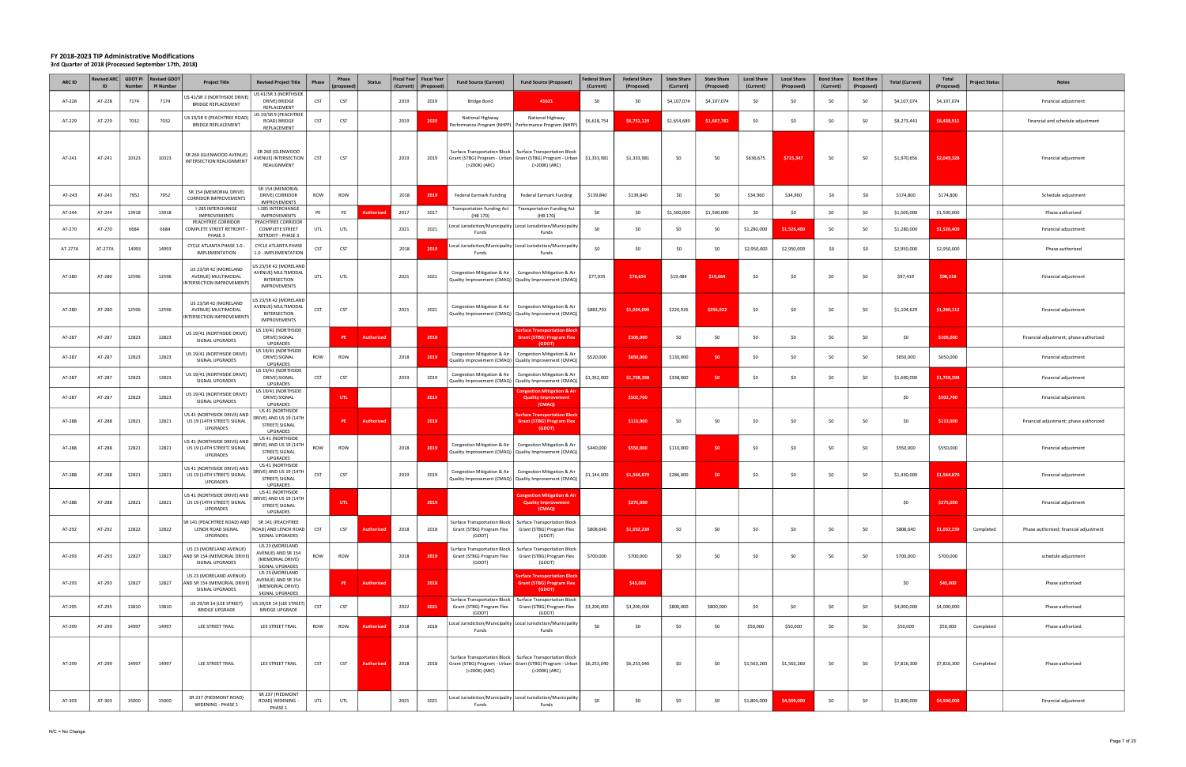# FY 2018-2023 TIP Administrative Modifications

**3rd Quarter of 2018 (Processed September 17th, 2018)**

| ARC ID | Revised ARC ID | GDOT PI Number | Revised GDOT PI Number | Project Title | Revised Project Title | Phase | Phase (proposed) | Status | Fiscal Year (Current) | Fiscal Year (Proposed) | Fund Source (Current) | Fund Source (Proposed) | Federal Share (Current) | Federal Share (Proposed) | State Share (Current) | State Share (Proposed) | Local Share (Current) | Local Share (Proposed) | Bond Share (Current) | Bond Share (Proposed) | Total (Current) | Total (Proposed) | Project Status | Notes |
|---|---|---|---|---|---|---|---|---|---|---|---|---|---|---|---|---|---|---|---|---|---|---|---|---|
| AT-228 | AT-228 | 7174 | 7174 | US 41/SR 3 (NORTHSIDE DRIVE) BRIDGE REPLACEMENT | US 41/SR 3 (NORTHSIDE DRIVE) BRIDGE REPLACEMENT | CST | CST | | 2019 | 2019 | Bridge Bond | 41621 | $0 | $0 | $4,107,074 | $4,107,074 | $0 | $0 | $0 | $0 | $4,107,074 | $4,107,074 | | Financial adjustment |
| AT-229 | AT-229 | 7032 | 7032 | US 19/SR 9 (PEACHTREE ROAD) BRIDGE REPLACEMENT | US 19/SR 9 (PEACHTREE ROAD) BRIDGE REPLACEMENT | CST | CST | | 2019 | 2020 | National Highway Performance Program (NHPP) | National Highway Performance Program (NHPP) | $6,618,754 | $6,751,129 | $1,654,689 | $1,687,782 | $0 | $0 | $0 | $0 | $8,273,443 | $8,438,911 | | Financial and schedule adjustment |
| AT-241 | AT-241 | 10323 | 10323 | SR 260 (GLENWOOD AVENUE) INTERSECTION REALIGNMENT | SR 260 (GLENWOOD AVENUE) INTERSECTION REALIGNMENT | CST | CST | | 2019 | 2019 | Surface Transportation Block Grant (STBG) Program - Urban (>200K) (ARC) | Surface Transportation Block Grant (STBG) Program - Urban (>200K) (ARC) | $1,333,981 | $1,333,981 | $0 | $0 | $636,675 | $715,347 | $0 | $0 | $1,970,656 | $2,049,328 | | Financial adjustment |
| AT-243 | AT-243 | 7952 | 7952 | SR 154 (MEMORIAL DRIVE) CORRIDOR IMPROVEMENTS | SR 154 (MEMORIAL DRIVE) CORRIDOR IMPROVEMENTS | ROW | ROW | | 2018 | 2019 | Federal Earmark Funding | Federal Earmark Funding | $139,840 | $139,840 | $0 | $0 | $34,960 | $34,960 | $0 | $0 | $174,800 | $174,800 | | Schedule adjustment |
| AT-244 | AT-244 | 13918 | 13918 | I-285 INTERCHANGE IMPROVEMENTS | I-285 INTERCHANGE IMPROVEMENTS | PE | PE | Authorized | 2017 | 2017 | Transportation Funding Act (HB 170) | Transportation Funding Act (HB 170) | $0 | $0 | $1,500,000 | $1,500,000 | $0 | $0 | $0 | $0 | $1,500,000 | $1,500,000 | | Phase authorized |
| AT-270 | AT-270 | 6684 | 6684 | PEACHTREE CORRIDOR COMPLETE STREET RETROFIT - PHASE 3 | PEACHTREE CORRIDOR COMPLETE STREET RETROFIT - PHASE 3 | UTL | UTL | | 2021 | 2021 | Local Jurisdiction/Municipality Funds | Local Jurisdiction/Municipality Funds | $0 | $0 | $0 | $0 | $1,280,000 | $1,526,400 | $0 | $0 | $1,280,000 | $1,526,400 | | Financial adjustment |
| AT-277A | AT-277A | 14993 | 14993 | CYCLE ATLANTA PHASE 1.0 - IMPLEMENTATION | CYCLE ATLANTA PHASE 1.0 - IMPLEMENTATION | CST | CST | | 2018 | 2019 | Local Jurisdiction/Municipality Funds | Local Jurisdiction/Municipality Funds | $0 | $0 | $0 | $0 | $2,950,000 | $2,950,000 | $0 | $0 | $2,950,000 | $2,950,000 | | Phase authorized |
| AT-280 | AT-280 | 12596 | 12596 | US 23/SR 42 (MORELAND AVENUE) MULTIMODAL INTERSECTION IMPROVEMENTS | US 23/SR 42 (MORELAND AVENUE) MULTIMODAL INTERSECTION IMPROVEMENTS | UTL | UTL | | 2021 | 2021 | Congestion Mitigation & Air Quality Improvement (CMAQ) | Congestion Mitigation & Air Quality Improvement (CMAQ) | $77,935 | $78,654 | $19,484 | $19,664 | $0 | $0 | $0 | $0 | $97,419 | $98,318 | | Financial adjustment |
| AT-280 | AT-280 | 12596 | 12596 | US 23/SR 42 (MORELAND AVENUE) MULTIMODAL INTERSECTION IMPROVEMENTS | US 23/SR 42 (MORELAND AVENUE) MULTIMODAL INTERSECTION IMPROVEMENTS | CST | CST | | 2021 | 2021 | Congestion Mitigation & Air Quality Improvement (CMAQ) | Congestion Mitigation & Air Quality Improvement (CMAQ) | $883,703 | $1,024,090 | $220,926 | $256,022 | $0 | $0 | $0 | $0 | $1,104,629 | $1,280,112 | | Financial adjustment |
| AT-287 | AT-287 | 12823 | 12823 | US 19/41 (NORTHSIDE DRIVE) SIGNAL UPGRADES | US 19/41 (NORTHSIDE DRIVE) SIGNAL UPGRADES | | PE | Authorized | | 2018 | | Surface Transportation Block Grant (STBG) Program Flex (GDOT) | | $106,000 | $0 | $0 | $0 | $0 | $0 | $0 | $0 | $106,000 | | Financial adjustment; phase authorized |
| AT-287 | AT-287 | 12823 | 12823 | US 19/41 (NORTHSIDE DRIVE) SIGNAL UPGRADES | US 19/41 (NORTHSIDE DRIVE) SIGNAL UPGRADES | ROW | ROW | | 2018 | 2019 | Congestion Mitigation & Air Quality Improvement (CMAQ) | Congestion Mitigation & Air Quality Improvement (CMAQ) | $520,000 | $650,000 | $130,000 | $0 | $0 | $0 | $0 | $0 | $650,000 | $650,000 | | Financial adjustment |
| AT-287 | AT-287 | 12823 | 12823 | US 19/41 (NORTHSIDE DRIVE) SIGNAL UPGRADES | US 19/41 (NORTHSIDE DRIVE) SIGNAL UPGRADES | CST | CST | | 2019 | 2019 | Congestion Mitigation & Air Quality Improvement (CMAQ) | Congestion Mitigation & Air Quality Improvement (CMAQ) | $1,352,000 | $1,758,398 | $338,000 | $0 | $0 | $0 | $0 | $0 | $1,690,000 | $1,758,398 | | Financial adjustment |
| AT-287 | AT-287 | 12823 | 12823 | US 19/41 (NORTHSIDE DRIVE) SIGNAL UPGRADES | US 19/41 (NORTHSIDE DRIVE) SIGNAL UPGRADES | | UTL | | | 2019 | | Congestion Mitigation & Air Quality Improvement (CMAQ) | | $502,700 | | | | | | | $0 | $502,700 | | Financial adjustment |
| AT-288 | AT-288 | 12821 | 12821 | US 41 (NORTHSIDE DRIVE) AND US 19 (14TH STREET) SIGNAL UPGRADES | US 41 (NORTHSIDE DRIVE) AND US 19 (14TH STREET) SIGNAL UPGRADES | | PE | Authorized | | 2018 | | Surface Transportation Block Grant (STBG) Program Flex (GDOT) | | $113,000 | $0 | $0 | $0 | $0 | $0 | $0 | $0 | $113,000 | | Financial adjustment; phase authorized |
| AT-288 | AT-288 | 12821 | 12821 | US 41 (NORTHSIDE DRIVE) AND US 19 (14TH STREET) SIGNAL UPGRADES | US 41 (NORTHSIDE DRIVE) AND US 19 (14TH STREET) SIGNAL UPGRADES | ROW | ROW | | 2018 | 2019 | Congestion Mitigation & Air Quality Improvement (CMAQ) | Congestion Mitigation & Air Quality Improvement (CMAQ) | $440,000 | $550,000 | $110,000 | $0 | $0 | $0 | $0 | $0 | $550,000 | $550,000 | | Financial adjustment |
| AT-288 | AT-288 | 12821 | 12821 | US 41 (NORTHSIDE DRIVE) AND US 19 (14TH STREET) SIGNAL UPGRADES | US 41 (NORTHSIDE DRIVE) AND US 19 (14TH STREET) SIGNAL UPGRADES | CST | CST | | 2019 | 2019 | Congestion Mitigation & Air Quality Improvement (CMAQ) | Congestion Mitigation & Air Quality Improvement (CMAQ) | $1,144,000 | $1,564,870 | $286,000 | $0 | $0 | $0 | $0 | $0 | $1,430,000 | $1,564,870 | | Financial adjustment |
| AT-288 | AT-288 | 12821 | 12821 | US 41 (NORTHSIDE DRIVE) AND US 19 (14TH STREET) SIGNAL UPGRADES | US 41 (NORTHSIDE DRIVE) AND US 19 (14TH STREET) SIGNAL UPGRADES | | UTL | | | 2019 | | Congestion Mitigation & Air Quality Improvement (CMAQ) | | $275,000 | | | | | | | $0 | $275,000 | | Financial adjustment |
| AT-292 | AT-292 | 12822 | 12822 | SR 141 (PEACHTREE ROAD) AND LENOX ROAD SIGNAL UPGRADES | SR 141 (PEACHTREE ROAD) AND LENOX ROAD SIGNAL UPGRADES | CST | CST | Authorized | 2018 | 2018 | Surface Transportation Block Grant (STBG) Program Flex (GDOT) | Surface Transportation Block Grant (STBG) Program Flex (GDOT) | $808,640 | $1,032,239 | $0 | $0 | $0 | $0 | $0 | $0 | $808,640 | $1,032,239 | Completed | Phase authorized; financial adjustment |
| AT-293 | AT-293 | 12827 | 12827 | US 23 (MORELAND AVENUE) AND SR 154 (MEMORIAL DRIVE) SIGNAL UPGRADES | US 23 (MORELAND AVENUE) AND SR 154 (MEMORIAL DRIVE) SIGNAL UPGRADES | ROW | ROW | | 2018 | 2019 | Surface Transportation Block Grant (STBG) Program Flex (GDOT) | Surface Transportation Block Grant (STBG) Program Flex (GDOT) | $700,000 | $700,000 | $0 | $0 | $0 | $0 | $0 | $0 | $700,000 | $700,000 | | schedule adjustment |
| AT-293 | AT-293 | 12827 | 12827 | US 23 (MORELAND AVENUE) AND SR 154 (MEMORIAL DRIVE) SIGNAL UPGRADES | US 23 (MORELAND AVENUE) AND SR 154 (MEMORIAL DRIVE) SIGNAL UPGRADES | | PE | Authorized | | 2018 | | Surface Transportation Block Grant (STBG) Program Flex (GDOT) | | $45,000 | | | | | | | $0 | $45,000 | | Phase authorized |
| AT-295 | AT-295 | 13810 | 13810 | US 29/SR 14 (LEE STREET) BRIDGE UPGRADE | US 29/SR 14 (LEE STREET) BRIDGE UPGRADE | CST | CST | | 2022 | 2021 | Surface Transportation Block Grant (STBG) Program Flex (GDOT) | Surface Transportation Block Grant (STBG) Program Flex (GDOT) | $3,200,000 | $3,200,000 | $800,000 | $800,000 | $0 | $0 | $0 | $0 | $4,000,000 | $4,000,000 | | Phase authorized |
| AT-299 | AT-299 | 14997 | 14997 | LEE STREET TRAIL | LEE STREET TRAIL | ROW | ROW | Authorized | 2018 | 2018 | Local Jurisdiction/Municipality Funds | Local Jurisdiction/Municipality Funds | $0 | $0 | $0 | $0 | $50,000 | $50,000 | $0 | $0 | $50,000 | $50,000 | Completed | Phase authorized |
| AT-299 | AT-299 | 14997 | 14997 | LEE STREET TRAIL | LEE STREET TRAIL | CST | CST | Authorized | 2018 | 2018 | Surface Transportation Block Grant (STBG) Program - Urban (>200K) (ARC) | Surface Transportation Block Grant (STBG) Program - Urban (>200K) (ARC) | $6,253,040 | $6,253,040 | $0 | $0 | $1,563,260 | $1,563,260 | $0 | $0 | $7,816,300 | $7,816,300 | Completed | Phase authorized |
| AT-303 | AT-303 | 15000 | 15000 | SR 237 (PIEDMONT ROAD) WIDENING - PHASE 1 | SR 237 (PIEDMONT ROAD) WIDENING - PHASE 1 | UTL | UTL | | 2021 | 2021 | Local Jurisdiction/Municipality Funds | Local Jurisdiction/Municipality Funds | $0 | $0 | $0 | $0 | $1,800,000 | $4,500,000 | $0 | $0 | $1,800,000 | $4,500,000 | | Financial adjustment |

N/C = No Change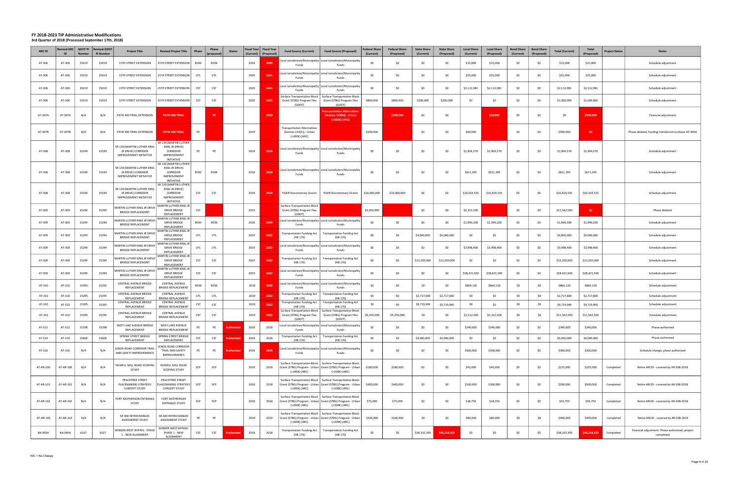# FY 2018-2023 TIP Administrative Modifications

### 3rd Quarter of 2018 (Processed September 17th, 2018)

| ARC ID | Revised ARC ID | GDOT PI Number | Revised GDOT PI Number | Project Title | Revised Project Title | Phase | Phase (proposed) | Status | Fiscal Year (Current) | Fiscal Year (Proposed) | Fund Source (Current) | Fund Source (Proposed) | Federal Share (Current) | Federal Share (Proposed) | State Share (Current) | State Share (Proposed) | Local Share (Current) | Local Share (Proposed) | Bond Share (Current) | Bond Share (Proposed) | Total (Current) | Total (Proposed) | Project Status | Notes |
|---|---|---|---|---|---|---|---|---|---|---|---|---|---|---|---|---|---|---|---|---|---|---|---|---|
| AT-306 | AT-306 | 15019 | 15019 | 15TH STREET EXTENSION | 15TH STREET EXTENSION | ROW | ROW | | 2018 | 2020 | Local Jurisdiction/Municipality Funds | Local Jurisdiction/Municipality Funds | $0 | $0 | $0 | $0 | $15,000 | $15,000 | $0 | $0 | $15,000 | $15,000 | | Schedule adjustment |
| AT-306 | AT-306 | 15019 | 15019 | 15TH STREET EXTENSION | 15TH STREET EXTENSION | UTL | UTL | | 2020 | 2021 | Local Jurisdiction/Municipality Funds | Local Jurisdiction/Municipality Funds | $0 | $0 | $0 | $0 | $25,000 | $25,000 | $0 | $0 | $25,000 | $25,000 | | Schedule adjustment |
| AT-306 | AT-306 | 15019 | 15019 | 15TH STREET EXTENSION | 15TH STREET EXTENSION | CST | CST | | 2020 | 2021 | Local Jurisdiction/Municipality Funds | Local Jurisdiction/Municipality Funds | $0 | $0 | $0 | $0 | $2,112,981 | $2,112,981 | $0 | $0 | $2,112,981 | $2,112,981 | | Schedule adjustment |
| AT-306 | AT-306 | 15019 | 15019 | 15TH STREET EXTENSION | 15TH STREET EXTENSION | CST | CST | | 2020 | 2021 | Surface Transportation Block Grant (STBG) Program Flex (GDOT) | Surface Transportation Block Grant (STBG) Program Flex (GDOT) | $800,000 | $800,000 | $200,000 | $200,000 | $0 | $0 | $0 | $0 | $1,000,000 | $1,000,000 | | Schedule adjustment |
| AT-307A | AT-307A | N/A | N/A | PATH 400 TRAIL EXTENSION | PATH 400 TRAIL | | PE | | | 2019 | | Transportation Alternatives (Section 133(h)) - Urban (>200K) (ARC) | | $240,000 | $0 | $0 | | $60,000 | $0 | $0 | $0 | $300,000 | | Financial adjustment |
| AT-307B | AT-307B | N/A | N/A | PATH 400 TRAIL EXTENSION | PATH 400 TRAIL | PE | | | 2019 | | Transportation Alternatives (Section 133(h)) - Urban (>200K) (ARC) | | $240,000 | | $0 | $0 | $60,000 | | $0 | $0 | $300,000 | $0 | | Phase deleted, funding transferred to phase AT-306A |
| AT-308 | AT-308 | 15549 | 15549 | SR 139 (MARTIN LUTHER KING JR DRIVE) CORRIDOR IMPROVEMENT INITIATIVE | SR 139 (MARTIN LUTHER KING JR DRIVE) CORRIDOR IMPROVEMENT INITIATIVE | PE | PE | | 2018 | 2019 | Local Jurisdiction/Municipality Funds | Local Jurisdiction/Municipality Funds | $0 | $0 | $0 | $0 | $1,904,570 | $1,904,570 | $0 | $0 | $1,904,570 | $1,904,570 | | Schedule adjustment |
| AT-308 | AT-308 | 15549 | 15549 | SR 139 (MARTIN LUTHER KING JR DRIVE) CORRIDOR IMPROVEMENT INITIATIVE | SR 139 (MARTIN LUTHER KING JR DRIVE) CORRIDOR IMPROVEMENT INITIATIVE | ROW | ROW | | 2018 | 2019 | Local Jurisdiction/Municipality Funds | Local Jurisdiction/Municipality Funds | $0 | $0 | $0 | $0 | $611,395 | $611,395 | $0 | $0 | $611,395 | $611,395 | | Schedule adjustment |
| AT-308 | AT-308 | 15549 | 15549 | SR 139 (MARTIN LUTHER KING JR DRIVE) CORRIDOR IMPROVEMENT INITIATIVE | SR 139 (MARTIN LUTHER KING JR DRIVE) CORRIDOR IMPROVEMENT INITIATIVE | CST | CST | | 2018 | 2019 | TIGER Discretionary Grants | TIGER Discretionary Grants | $10,000,000 | $10,000,000 | $0 | $0 | $10,424,535 | $10,424,535 | $0 | $0 | $20,424,535 | $20,424,535 | | Schedule adjustment |
| AT-309 | AT-309 | 15294 | 15294 | MARTIN LUTHER KING JR DRIVE BRIDGE REPLACEMENT | MARTIN LUTHER KING JR DRIVE BRIDGE REPLACEMENT | CST | | | 2019 | | Surface Transportation Block Grant (STBG) Program Flex (GDOT) | | $9,250,000 | | $0 | $0 | $2,312,500 | | $0 | $0 | $11,562,500 | $0 | | Phase deleted |
| AT-309 | AT-309 | 15294 | 15294 | MARTIN LUTHER KING JR DRIVE BRIDGE REPLACEMENT | MARTIN LUTHER KING JR DRIVE BRIDGE REPLACEMENT | ROW | ROW | | 2018 | 2019 | Local Jurisdiction/Municipality Funds | Local Jurisdiction/Municipality Funds | $0 | $0 | $0 | $0 | $1,999,200 | $1,999,200 | $0 | $0 | $1,999,200 | $1,999,200 | | Schedule adjustment |
| AT-309 | AT-309 | 15294 | 15294 | MARTIN LUTHER KING JR DRIVE BRIDGE REPLACEMENT | MARTIN LUTHER KING JR DRIVE BRIDGE REPLACEMENT | UTL | UTL | | 2019 | 2022 | Transportation Funding Act (HB 170) | Transportation Funding Act (HB 170) | $0 | $0 | $4,000,000 | $4,000,000 | $0 | $0 | $0 | $0 | $4,000,000 | $4,000,000 | | Schedule adjustment |
| AT-309 | AT-309 | 15294 | 15294 | MARTIN LUTHER KING JR DRIVE BRIDGE REPLACEMENT | MARTIN LUTHER KING JR DRIVE BRIDGE REPLACEMENT | UTL | UTL | | 2019 | 2022 | Local Jurisdiction/Municipality Funds | Local Jurisdiction/Municipality Funds | $0 | $0 | $0 | $0 | $3,998,400 | $3,998,400 | $0 | $0 | $3,998,400 | $3,998,400 | | Schedule adjustment |
| AT-309 | AT-309 | 15294 | 15294 | MARTIN LUTHER KING JR DRIVE BRIDGE REPLACEMENT | MARTIN LUTHER KING JR DRIVE BRIDGE REPLACEMENT | CST | CST | | 2019 | 2022 | Transportation Funding Act (HB 170) | Transportation Funding Act (HB 170) | $0 | $0 | $13,250,000 | $13,250,000 | $0 | $0 | $0 | $0 | $13,250,000 | $13,250,000 | | Schedule adjustment |
| AT-309 | AT-309 | 15294 | 15294 | MARTIN LUTHER KING JR DRIVE BRIDGE REPLACEMENT | MARTIN LUTHER KING JR DRIVE BRIDGE REPLACEMENT | CST | CST | | 2019 | 2022 | Local Jurisdiction/Municipality Funds | Local Jurisdiction/Municipality Funds | $0 | $0 | $0 | $0 | $28,421,500 | $28,421,500 | $0 | $0 | $28,421,500 | $28,421,500 | | Schedule adjustment |
| AT-310 | AT-310 | 15295 | 15295 | CENTRAL AVENUE BRIDGE REPLACEMENT | CENTRAL AVENUE BRIDGE REPLACEMENT | ROW | ROW | | 2018 | 2020 | Local Jurisdiction/Municipality Funds | Local Jurisdiction/Municipality Funds | $0 | $0 | $0 | $0 | $864,120 | $864,120 | $0 | $0 | $864,120 | $864,120 | | Schedule adjustment |
| AT-310 | AT-310 | 15295 | 15295 | CENTRAL AVENUE BRIDGE REPLACEMENT | CENTRAL AVENUE BRIDGE REPLACEMENT | UTL | UTL | | 2019 | 2022 | Transportation Funding Act (HB 170) | Transportation Funding Act (HB 170) | $0 | $0 | $2,717,600 | $2,717,600 | $0 | $0 | $0 | $0 | $2,717,600 | $2,717,600 | | Schedule adjustment |
| AT-310 | AT-310 | 15295 | 15295 | CENTRAL AVENUE BRIDGE REPLACEMENT | CENTRAL AVENUE BRIDGE REPLACEMENT | CST | CST | | 2019 | 2022 | Transportation Funding Act (HB 170) | Transportation Funding Act (HB 170) | $0 | $0 | $9,719,900 | $9,719,900 | $0 | $0 | $0 | $0 | $9,719,900 | $9,719,900 | | Schedule adjustment |
| AT-310 | AT-310 | 15295 | 15295 | CENTRAL AVENUE BRIDGE REPLACEMENT | CENTRAL AVENUE BRIDGE REPLACEMENT | CST | CST | | 2019 | 2022 | Surface Transportation Block Grant (STBG) Program Flex (GDOT) | Surface Transportation Block Grant (STBG) Program Flex (GDOT) | $9,250,000 | $9,250,000 | $0 | $0 | $2,312,500 | $2,312,500 | $0 | $0 | $11,562,500 | $11,562,500 | | Schedule adjustment |
| AT-312 | AT-312 | 15298 | 15298 | WEST LAKE AVENUE BRIDGE REPLACEMENT | WEST LAKE AVENUE BRIDGE REPLACEMENT | PE | PE | Authorized | 2018 | 2018 | Local Jurisdiction/Municipality Funds | Local Jurisdiction/Municipality Funds | $0 | $0 | $0 | $0 | $340,000 | $340,000 | $0 | $0 | $340,000 | $340,000 | | Phase authorized |
| AT-314 | AT-314 | 15606 | 15606 | SPRING STREET BRIDGE REPLACEMENT | SPRING STREET BRIDGE REPLACEMENT | CST | CST | Authorized | 2018 | 2018 | Transportation Funding Act (HB 170) | Transportation Funding Act (HB 170) | $0 | $0 | $9,000,000 | $9,000,000 | $0 | $0 | $0 | $0 | $9,000,000 | $9,000,000 | | Phase authorized |
| AT-316 | AT-316 | N/A | N/A | LENOX ROAD CORRIDOR TRAIL AND SAFETY IMPROVEMENTS | LENOX ROAD CORRIDOR TRAIL AND SAFETY IMPROVEMENTS | PE | PE | Authorized | 2018 | 2019 | Local Jurisdiction/Municipality Funds | Local Jurisdiction/Municipality Funds | $0 | $0 | $0 | $0 | $300,000 | $300,000 | $0 | $0 | $300,000 | $300,000 | | Schedule change; phase authorized |
| AT-AR-100 | AT-AR-100 | N/A | N/A | HOWELL MILL ROAD SCOPING STUDY | HOWELL MILL ROAD SCOPING STUDY | SCP | SCP | | 2018 | 2018 | Surface Transportation Block Grant (STBG) Program - Urban (>200K) (ARC) | Surface Transportation Block Grant (STBG) Program - Urban (>200K) (ARC) | $180,000 | $180,000 | $0 | $0 | $45,000 | $45,000 | $0 | $0 | $225,000 | $225,000 | Completed | Retire ARCID - covered by AR-038-2018 |
| AT-AR-101 | AT-AR-101 | N/A | N/A | PEACHTREE STREET PLACEMAKING STRATEGY CONCEPT STUDY | PEACHTREE STREET PLACEMAKING STRATEGY CONCEPT STUDY | SCP | SCP | | 2018 | 2018 | Surface Transportation Block Grant (STBG) Program - Urban (>200K) (ARC) | Surface Transportation Block Grant (STBG) Program - Urban (>200K) (ARC) | $400,000 | $400,000 | $0 | $0 | $100,000 | $100,000 | $0 | $0 | $500,000 | $500,000 | Completed | Retire ARCID - covered by AR-038-2018 |
| AT-AR-102 | AT-AR-102 | N/A | N/A | FORT MCPHERSON ENTRANCE STUDY | FORT MCPHERSON ENTRANCE STUDY | SCP | SCP | | 2018 | 2018 | Surface Transportation Block Grant (STBG) Program - Urban (>200K) (ARC) | Surface Transportation Block Grant (STBG) Program - Urban (>200K) (ARC) | $75,000 | $75,000 | $0 | $0 | $18,750 | $18,750 | $0 | $0 | $93,750 | $93,750 | Completed | Retire ARCID - covered by AR-038-2018 |
| AT-AR-103 | AT-AR-103 | N/A | N/A | SR 400 INTERCHANGES ASSESSMENT STUDY | SR 400 INTERCHANGES ASSESSMENT STUDY | PE | PE | | 2019 | 2019 | Surface Transportation Block Grant (STBG) Program - Urban (>200K) (ARC) | Surface Transportation Block Grant (STBG) Program - Urban (>200K) (ARC) | $320,000 | $320,000 | $0 | $0 | $80,000 | $80,000 | $0 | $0 | $400,000 | $400,000 | Completed | Retire ARCID - covered by AR-038-2019 |
| BA-005A | BA-005A | 6327 | 6327 | WINDER WEST BYPASS: PHASE 1 - NEW ALIGNMENT | WINDER WEST BYPASS: PHASE 1 - NEW ALIGNMENT | CST | CST | Authorized | 2018 | 2018 | Transportation Funding Act (HB 170) | Transportation Funding Act (HB 170) | $0 | $0 | $38,332,395 | $45,218,555 | $0 | $0 | $0 | $0 | $38,332,395 | $45,218,555 | Completed | Financial adjustment. Phase authorized; project completed |

N/C = No Change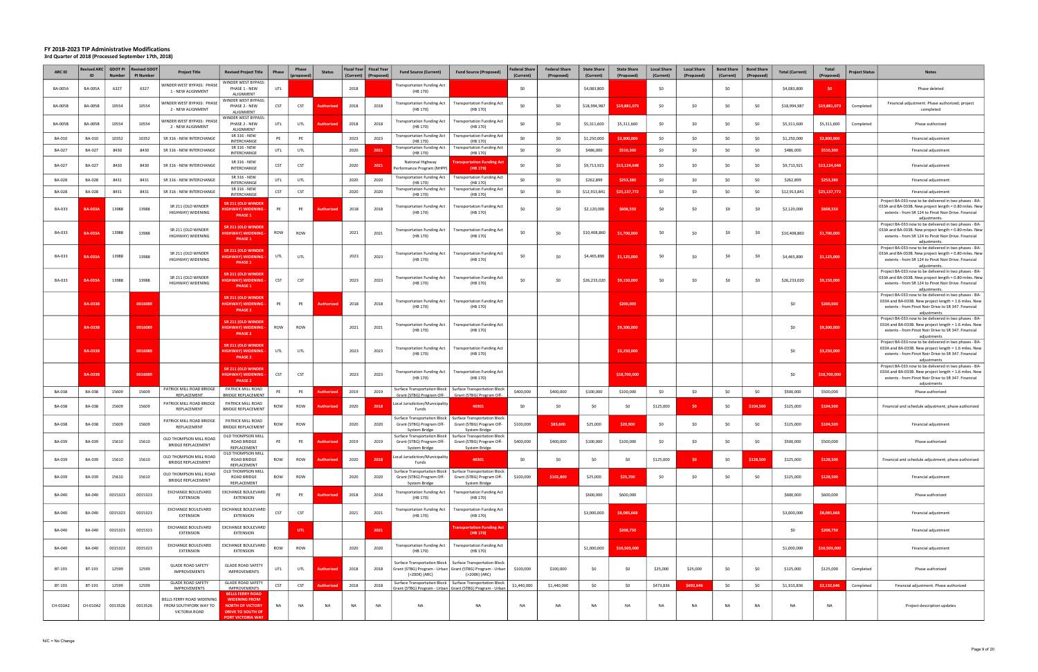# FY 2018-2023 TIP Administrative Modifications

**3rd Quarter of 2018 (Processed September 17th, 2018)**

| ARC ID | Revised ARC ID | GDOT PI Number | Revised GDOT PI Number | Project Title | Revised Project Title | Phase | Phase (proposed) | Status | Fiscal Year (Current) | Fiscal Year (Proposed) | Fund Source (Current) | Fund Source (Proposed) | Federal Share (Current) | Federal Share (Proposed) | State Share (Current) | State Share (Proposed) | Local Share (Current) | Local Share (Proposed) | Bond Share (Current) | Bond Share (Proposed) | Total (Current) | Total (Proposed) | Project Status | Notes |
|---|---|---|---|---|---|---|---|---|---|---|---|---|---|---|---|---|---|---|---|---|---|---|---|---|
| BA-005A | BA-005A | 6327 | 6327 | WINDER WEST BYPASS: PHASE 1 - NEW ALIGNMENT | WINDER WEST BYPASS: PHASE 1 - NEW ALIGNMENT | UTL | | | 2018 | | Transportation Funding Act (HB 170) | | $0 | | $4,083,800 | | $0 | | $0 | | $4,083,800 | $0 | | Phase deleted |
| BA-005B | BA-005B | 10554 | 10554 | WINDER WEST BYPASS: PHASE 2 - NEW ALIGNMENT | WINDER WEST BYPASS: PHASE 2 - NEW ALIGNMENT | CST | CST | Authorized | 2018 | 2018 | Transportation Funding Act (HB 170) | Transportation Funding Act (HB 170) | $0 | $0 | $18,994,987 | $19,881,073 | $0 | $0 | $0 | $0 | $18,994,987 | $19,881,073 | Completed | Financial adjustment. Phase authorized; project completed |
| BA-005B | BA-005B | 10554 | 10554 | WINDER WEST BYPASS: PHASE 2 - NEW ALIGNMENT | WINDER WEST BYPASS: PHASE 2 - NEW ALIGNMENT | UTL | UTL | Authorized | 2018 | 2018 | Transportation Funding Act (HB 170) | Transportation Funding Act (HB 170) | $0 | $0 | $5,311,600 | $5,311,600 | $0 | $0 | $0 | $0 | $5,311,600 | $5,311,600 | Completed | Phase authorized |
| BA-010 | BA-010 | 10352 | 10352 | SR 316 - NEW INTERCHANGE | SR 316 - NEW INTERCHANGE | PE | PE | | 2023 | 2023 | Transportation Funding Act (HB 170) | Transportation Funding Act (HB 170) | $0 | $0 | $1,250,000 | $2,800,000 | $0 | $0 | $0 | $0 | $1,250,000 | $2,800,000 | | Financial adjustment |
| BA-027 | BA-027 | 8430 | 8430 | SR 316 - NEW INTERCHANGE | SR 316 - NEW INTERCHANGE | UTL | UTL | | 2020 | 2021 | Transportation Funding Act (HB 170) | Transportation Funding Act (HB 170) | $0 | $0 | $486,000 | $510,300 | $0 | $0 | $0 | $0 | $486,000 | $510,300 | | Financial adjustment |
| BA-027 | BA-027 | 8430 | 8430 | SR 316 - NEW INTERCHANGE | SR 316 - NEW INTERCHANGE | CST | CST | | 2020 | 2021 | National Highway Performance Program (NHPP) | Transportation Funding Act (HB 170) | $0 | $0 | $9,713,921 | $13,124,648 | $0 | $0 | $0 | $0 | $9,713,921 | $13,124,648 | | Financial adjustment |
| BA-028 | BA-028 | 8431 | 8431 | SR 316 - NEW INTERCHANGE | SR 316 - NEW INTERCHANGE | UTL | UTL | | 2020 | 2020 | Transportation Funding Act (HB 170) | Transportation Funding Act (HB 170) | $0 | $0 | $262,899 | $253,380 | $0 | $0 | $0 | $0 | $262,899 | $253,380 | | Financial adjustment |
| BA-028 | BA-028 | 8431 | 8431 | SR 316 - NEW INTERCHANGE | SR 316 - NEW INTERCHANGE | CST | CST | | 2020 | 2020 | Transportation Funding Act (HB 170) | Transportation Funding Act (HB 170) | $0 | $0 | $12,913,841 | $25,137,772 | $0 | $0 | $0 | $0 | $12,913,841 | $25,137,772 | | Financial adjustment |
| BA-033 | BA-033A | 13988 | 13988 | SR 211 (OLD WINDER HIGHWAY) WIDENING | SR 211 (OLD WINDER HIGHWAY) WIDENING - PHASE 1 | PE | PE | Authorized | 2018 | 2018 | Transportation Funding Act (HB 170) | Transportation Funding Act (HB 170) | $0 | $0 | $2,120,000 | $608,550 | $0 | $0 | $0 | $0 | $2,120,000 | $608,550 | | Project BA-033 now to be delivered in two phases - BA-033A and BA-033B. New project length = 0.80 miles. New extents - from SR 124 to Pinot Noir Drive. Financial adjustments. |
| BA-033 | BA-033A | 13988 | 13988 | SR 211 (OLD WINDER HIGHWAY) WIDENING | SR 211 (OLD WINDER HIGHWAY) WIDENING - PHASE 1 | ROW | ROW | | 2021 | 2021 | Transportation Funding Act (HB 170) | Transportation Funding Act (HB 170) | $0 | $0 | $10,408,860 | $1,700,000 | $0 | $0 | $0 | $0 | $10,408,860 | $1,700,000 | | Project BA-033 now to be delivered in two phases - BA-033A and BA-033B. New project length = 0.80 miles. New extents - from SR 124 to Pinot Noir Drive. Financial adjustments. |
| BA-033 | BA-033A | 13988 | 13988 | SR 211 (OLD WINDER HIGHWAY) WIDENING | SR 211 (OLD WINDER HIGHWAY) WIDENING - PHASE 1 | UTL | UTL | | 2023 | 2023 | Transportation Funding Act (HB 170) | Transportation Funding Act (HB 170) | $0 | $0 | $4,465,890 | $1,125,000 | $0 | $0 | $0 | $0 | $4,465,890 | $1,125,000 | | Project BA-033 now to be delivered in two phases - BA-033A and BA-033B. New project length = 0.80 miles. New extents - from SR 124 to Pinot Noir Drive. Financial adjustments. |
| BA-033 | BA-033A | 13988 | 13988 | SR 211 (OLD WINDER HIGHWAY) WIDENING | SR 211 (OLD WINDER HIGHWAY) WIDENING - PHASE 1 | CST | CST | | 2023 | 2023 | Transportation Funding Act (HB 170) | Transportation Funding Act (HB 170) | $0 | $0 | $26,233,020 | $9,150,000 | $0 | $0 | $0 | $0 | $26,233,020 | $9,150,000 | | Project BA-033 now to be delivered in two phases - BA-033A and BA-033B. New project length = 0.80 miles. New extents - from SR 124 to Pinot Noir Drive. Financial adjustments. |
| | BA-033B | | 0016089 | | SR 211 (OLD WINDER HIGHWAY) WIDENING - PHASE 2 | PE | PE | Authorized | 2018 | 2018 | Transportation Funding Act (HB 170) | Transportation Funding Act (HB 170) | | | | $200,000 | | | | | $0 | $200,000 | | Project BA-033 now to be delivered in two phases - BA-033A and BA-033B. New project length = 1.6 miles. New extents - from Pinot Noir Drive to SR 347. Financial adjustments |
| | BA-033B | | 0016089 | | SR 211 (OLD WINDER HIGHWAY) WIDENING - PHASE 2 | ROW | ROW | | 2021 | 2021 | Transportation Funding Act (HB 170) | Transportation Funding Act (HB 170) | | | | $9,300,000 | | | | | $0 | $9,300,000 | | Project BA-033 now to be delivered in two phases - BA-033A and BA-033B. New project length = 1.6 miles. New extents - from Pinot Noir Drive to SR 347. Financial adjustments |
| | BA-033B | | 0016089 | | SR 211 (OLD WINDER HIGHWAY) WIDENING - PHASE 2 | UTL | UTL | | 2023 | 2023 | Transportation Funding Act (HB 170) | Transportation Funding Act (HB 170) | | | | $3,250,000 | | | | | $0 | $3,250,000 | | Project BA-033 now to be delivered in two phases - BA-033A and BA-033B. New project length = 1.6 miles. New extents - from Pinot Noir Drive to SR 347. Financial adjustments |
| | BA-033B | | 0016089 | | SR 211 (OLD WINDER HIGHWAY) WIDENING - PHASE 2 | CST | CST | | 2023 | 2023 | Transportation Funding Act (HB 170) | Transportation Funding Act (HB 170) | | | | $18,700,000 | | | | | $0 | $18,700,000 | | Project BA-033 now to be delivered in two phases - BA-033A and BA-033B. New project length = 1.6 miles. New extents - from Pinot Noir Drive to SR 347. Financial adjustments |
| BA-038 | BA-038 | 15609 | 15609 | PATRICK MILL ROAD BRIDGE REPLACEMENT | PATRICK MILL ROAD BRIDGE REPLACEMENT | PE | PE | Authorized | 2019 | 2019 | Surface Transportation Block Grant (STBG) Program Off- | Surface Transportation Block Grant (STBG) Program Off- | $400,000 | $400,000 | $100,000 | $100,000 | $0 | $0 | $0 | $0 | $500,000 | $500,000 | | Phase authorized |
| BA-038 | BA-038 | 15609 | 15609 | PATRICK MILL ROAD BRIDGE REPLACEMENT | PATRICK MILL ROAD BRIDGE REPLACEMENT | ROW | ROW | Authorized | 2020 | 2018 | Local Jurisdiction/Municipality Funds | 40301 | $0 | $0 | $0 | $0 | $125,000 | $0 | $0 | $104,500 | $125,000 | $104,500 | | Financial and schedule adjustment; phase authorized |
| BA-038 | BA-038 | 15609 | 15609 | PATRICK MILL ROAD BRIDGE REPLACEMENT | PATRICK MILL ROAD BRIDGE REPLACEMENT | ROW | ROW | | 2020 | 2020 | Surface Transportation Block Grant (STBG) Program Off-System Bridge | Surface Transportation Block Grant (STBG) Program Off-System Bridge | $100,000 | $83,600 | $25,000 | $20,900 | $0 | $0 | $0 | $0 | $125,000 | $104,500 | | Financial adjustment |
| BA-039 | BA-039 | 15610 | 15610 | OLD THOMPSON MILL ROAD BRIDGE REPLACEMENT | OLD THOMPSON MILL ROAD BRIDGE REPLACEMENT | PE | PE | Authorized | 2019 | 2019 | Surface Transportation Block Grant (STBG) Program Off-System Bridge | Surface Transportation Block Grant (STBG) Program Off-System Bridge | $400,000 | $400,000 | $100,000 | $100,000 | $0 | $0 | $0 | $0 | $500,000 | $500,000 | | Phase authorized |
| BA-039 | BA-039 | 15610 | 15610 | OLD THOMPSON MILL ROAD BRIDGE REPLACEMENT | OLD THOMPSON MILL ROAD BRIDGE REPLACEMENT | ROW | ROW | Authorized | 2020 | 2018 | Local Jurisdiction/Municipality Funds | 40301 | $0 | $0 | $0 | $0 | $125,000 | $0 | $0 | $128,500 | $125,000 | $128,500 | | Financial and schedule adjustment; phase authorized |
| BA-039 | BA-039 | 15610 | 15610 | OLD THOMPSON MILL ROAD BRIDGE REPLACEMENT | OLD THOMPSON MILL ROAD BRIDGE REPLACEMENT | ROW | ROW | | 2020 | 2020 | Surface Transportation Block Grant (STBG) Program Off-System Bridge | Surface Transportation Block Grant (STBG) Program Off-System Bridge | $100,000 | $102,800 | $25,000 | $25,700 | $0 | $0 | $0 | $0 | $125,000 | $128,500 | | Financial adjustment |
| BA-040 | BA-040 | 0015323 | 0015323 | EXCHANGE BOULEVARD EXTENSION | EXCHANGE BOULEVARD EXTENSION | PE | PE | Authorized | 2018 | 2018 | Transportation Funding Act (HB 170) | Transportation Funding Act (HB 170) | | | $600,000 | $600,000 | | | | | $600,000 | $600,000 | | Phase authorized |
| BA-040 | BA-040 | 0015323 | 0015323 | EXCHANGE BOULEVARD EXTENSION | EXCHANGE BOULEVARD EXTENSION | CST | CST | | 2021 | 2021 | Transportation Funding Act (HB 170) | Transportation Funding Act (HB 170) | | | $3,000,000 | $8,085,668 | | | | | $3,000,000 | $8,085,668 | | Financial adjustment |
| BA-040 | BA-040 | 0015323 | 0015323 | EXCHANGE BOULEVARD EXTENSION | EXCHANGE BOULEVARD EXTENSION | | UTL | | | 2021 | | Transportation Funding Act (HB 170) | | | | $208,750 | | | | | $0 | $208,750 | | Financial adjustment |
| BA-040 | BA-040 | 0015323 | 0015323 | EXCHANGE BOULEVARD EXTENSION | EXCHANGE BOULEVARD EXTENSION | ROW | ROW | | 2020 | 2020 | Transportation Funding Act (HB 170) | Transportation Funding Act (HB 170) | | | $1,000,000 | $10,503,000 | | | | | $1,000,000 | $10,503,000 | | Financial adjustment |
| BT-193 | BT-193 | 12599 | 12599 | GLADE ROAD SAFETY IMPROVEMENTS | GLADE ROAD SAFETY IMPROVEMENTS | UTL | UTL | Authorized | 2018 | 2018 | Surface Transportation Block Grant (STBG) Program - Urban (>200K) (ARC) | Surface Transportation Block Grant (STBG) Program - Urban (>200K) (ARC) | $100,000 | $100,000 | $0 | $0 | $25,000 | $25,000 | $0 | $0 | $125,000 | $125,000 | Completed | Phase authorized |
| BT-193 | BT-193 | 12599 | 12599 | GLADE ROAD SAFETY IMPROVEMENTS | GLADE ROAD SAFETY IMPROVEMENTS | CST | CST | Authorized | 2018 | 2018 | Surface Transportation Block Grant (STBG) Program - Urban | Surface Transportation Block Grant (STBG) Program - Urban | $1,440,000 | $1,440,000 | $0 | $0 | $473,836 | $692,646 | $0 | $0 | $1,913,836 | $2,132,646 | Completed | Financial adjustment. Phase authorized |
| CH-010A2 | CH-010A2 | 0013526 | 0013526 | BELLS FERRY ROAD WIDENING FROM SOUTHFORK WAY TO VICTORIA ROAD | BELLS FERRY ROAD WIDENING FROM NORTH OF VICTORY DRIVE TO SOUTH OF PORT VICTORIA WAY | NA | NA | NA | NA | NA | NA | NA | NA | NA | NA | NA | NA | NA | NA | NA | NA | NA | | Project description updates |

N/C = No Change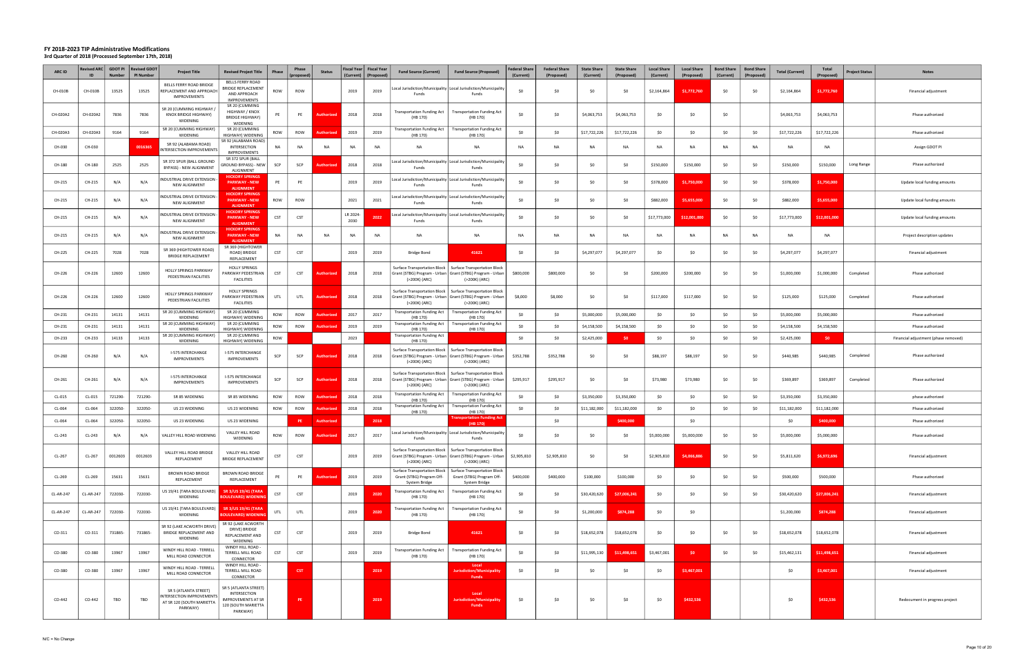# FY 2018-2023 TIP Administrative Modifications

### 3rd Quarter of 2018 (Processed September 17th, 2018)

| ARC ID | Revised ARC ID | GDOT PI Number | Revised GDOT PI Number | Project Title | Revised Project Title | Phase | Phase (proposed) | Status | Fiscal Year (Current) | Fiscal Year (Proposed) | Fund Source (Current) | Fund Source (Proposed) | Federal Share (Current) | Federal Share (Proposed) | State Share (Current) | State Share (Proposed) | Local Share (Current) | Local Share (Proposed) | Bond Share (Current) | Bond Share (Proposed) | Total (Current) | Total (Proposed) | Project Status | Notes |
|---|---|---|---|---|---|---|---|---|---|---|---|---|---|---|---|---|---|---|---|---|---|---|---|---|
| CH-010B | CH-010B | 13525 | 13525 | BELLS FERRY ROAD BRIDGE REPLACEMENT AND APPROACH IMPROVEMENTS | BELLS FERRY ROAD BRIDGE REPLACEMENT AND APPROACH IMPROVEMENTS | ROW | ROW | | 2019 | 2019 | Local Jurisdiction/Municipality Funds | Local Jurisdiction/Municipality Funds | $0 | $0 | $0 | $0 | $2,164,864 | $1,772,760 | $0 | $0 | $2,164,864 | $1,772,760 | | Financial adjustment |
| CH-020A2 | CH-020A2 | 7836 | 7836 | SR 20 (CUMMING HIGHWAY / KNOX BRIDGE HIGHWAY) WIDENING | SR 20 (CUMMING HIGHWAY / KNOX BRIDGE HIGHWAY) WIDENING | PE | PE | Authorized | 2018 | 2018 | Transportation Funding Act (HB 170) | Transportation Funding Act (HB 170) | $0 | $0 | $4,063,753 | $4,063,753 | $0 | $0 | $0 | | $4,063,753 | $4,063,753 | | Phase authorized |
| CH-020A3 | CH-020A3 | 9164 | 9164 | SR 20 (CUMMING HIGHWAY) WIDENING | SR 20 (CUMMING HIGHWAY) WIDENING | ROW | ROW | Authorized | 2019 | 2019 | Transportation Funding Act (HB 170) | Transportation Funding Act (HB 170) | $0 | $0 | $17,722,226 | $17,722,226 | $0 | $0 | $0 | $0 | $17,722,226 | $17,722,226 | | Phase authorized |
| CH-030 | CH-030 | | 0016365 | SR 92 (ALABAMA ROAD) INTERSECTION IMPROVEMENTS | SR 92 (ALABAMA ROAD) INTERSECTION IMPROVEMENTS | NA | NA | NA | NA | NA | NA | NA | NA | NA | NA | NA | NA | NA | NA | NA | NA | NA | | Assign GDOT PI |
| CH-180 | CH-180 | 2525 | 2525 | SR 372 SPUR (BALL GROUND BYPASS) - NEW ALIGNMENT | SR 372 SPUR (BALL GROUND BYPASS) - NEW ALIGNMENT | SCP | SCP | Authorized | 2018 | 2018 | Local Jurisdiction/Municipality Funds | Local Jurisdiction/Municipality Funds | $0 | $0 | $0 | $0 | $150,000 | $150,000 | $0 | $0 | $150,000 | $150,000 | Long Range | Phase authorized |
| CH-215 | CH-215 | N/A | N/A | INDUSTRIAL DRIVE EXTENSION - NEW ALIGNMENT | HICKORY SPRINGS PARKWAY - NEW ALIGNMENT | PE | PE | | 2019 | 2019 | Local Jurisdiction/Municipality Funds | Local Jurisdiction/Municipality Funds | $0 | $0 | $0 | $0 | $378,000 | $1,750,000 | $0 | $0 | $378,000 | $1,750,000 | | Update local funding amounts |
| CH-215 | CH-215 | N/A | N/A | INDUSTRIAL DRIVE EXTENSION - NEW ALIGNMENT | HICKORY SPRINGS PARKWAY - NEW ALIGNMENT | ROW | ROW | | 2021 | 2021 | Local Jurisdiction/Municipality Funds | Local Jurisdiction/Municipality Funds | $0 | $0 | $0 | $0 | $882,000 | $5,055,000 | $0 | $0 | $882,000 | $5,055,000 | | Update local funding amounts |
| CH-215 | CH-215 | N/A | N/A | INDUSTRIAL DRIVE EXTENSION - NEW ALIGNMENT | HICKORY SPRINGS PARKWAY - NEW ALIGNMENT | CST | CST | | LR 2024-2030 | 2022 | Local Jurisdiction/Municipality Funds | Local Jurisdiction/Municipality Funds | $0 | $0 | $0 | $0 | $17,773,000 | $12,001,000 | $0 | $0 | $17,773,000 | $12,001,000 | | Update local funding amounts |
| CH-215 | CH-215 | N/A | N/A | INDUSTRIAL DRIVE EXTENSION - NEW ALIGNMENT | HICKORY SPRINGS PARKWAY - NEW ALIGNMENT | NA | NA | NA | NA | NA | NA | NA | NA | NA | NA | NA | NA | NA | NA | NA | NA | NA | | Project description updates |
| CH-225 | CH-225 | 7028 | 7028 | SR 369 (HIGHTOWER ROAD) BRIDGE REPLACEMENT | SR 369 (HIGHTOWER ROAD) BRIDGE REPLACEMENT | CST | CST | | 2019 | 2019 | Bridge Bond | 41621 | $0 | $0 | $4,297,077 | $4,297,077 | $0 | $0 | $0 | $0 | $4,297,077 | $4,297,077 | | Financial adjustment |
| CH-226 | CH-226 | 12600 | 12600 | HOLLY SPRINGS PARKWAY PEDESTRIAN FACILITIES | HOLLY SPRINGS PARKWAY PEDESTRIAN FACILITIES | CST | CST | Authorized | 2018 | 2018 | Surface Transportation Block Grant (STBG) Program - Urban (>200K) (ARC) | Surface Transportation Block Grant (STBG) Program - Urban (>200K) (ARC) | $800,000 | $800,000 | $0 | $0 | $200,000 | $200,000 | $0 | $0 | $1,000,000 | $1,000,000 | Completed | Phase authorized |
| CH-226 | CH-226 | 12600 | 12600 | HOLLY SPRINGS PARKWAY PEDESTRIAN FACILITIES | HOLLY SPRINGS PARKWAY PEDESTRIAN FACILITIES | UTL | UTL | Authorized | 2018 | 2018 | Surface Transportation Block Grant (STBG) Program - Urban (>200K) (ARC) | Surface Transportation Block Grant (STBG) Program - Urban (>200K) (ARC) | $8,000 | $8,000 | $0 | $0 | $117,000 | $117,000 | $0 | $0 | $125,000 | $125,000 | Completed | Phase authorized |
| CH-231 | CH-231 | 14131 | 14131 | SR 20 (CUMMING HIGHWAY) WIDENING | SR 20 (CUMMING HIGHWAY) WIDENING | ROW | ROW | Authorized | 2017 | 2017 | Transportation Funding Act (HB 170) | Transportation Funding Act (HB 170) | $0 | $0 | $5,000,000 | $5,000,000 | $0 | $0 | $0 | $0 | $5,000,000 | $5,000,000 | | Phase authorized |
| CH-231 | CH-231 | 14131 | 14131 | SR 20 (CUMMING HIGHWAY) WIDENING | SR 20 (CUMMING HIGHWAY) WIDENING | ROW | ROW | Authorized | 2019 | 2019 | Transportation Funding Act (HB 170) | Transportation Funding Act (HB 170) | $0 | $0 | $4,158,500 | $4,158,500 | $0 | $0 | $0 | $0 | $4,158,500 | $4,158,500 | | Phase authorized |
| CH-233 | CH-233 | 14133 | 14133 | SR 20 (CUMMING HIGHWAY) WIDENING | SR 20 (CUMMING HIGHWAY) WIDENING | ROW | | | 2023 | | Transportation Funding Act (HB 170) | | $0 | $0 | $2,425,000 | $0 | $0 | $0 | $0 | $0 | $2,425,000 | $0 | | Financial adjustment (phase removed) |
| CH-260 | CH-260 | N/A | N/A | I-575 INTERCHANGE IMPROVEMENTS | I-575 INTERCHANGE IMPROVEMENTS | SCP | SCP | Authorized | 2018 | 2018 | Surface Transportation Block Grant (STBG) Program - Urban (>200K) (ARC) | Surface Transportation Block Grant (STBG) Program - Urban (>200K) (ARC) | $352,788 | $352,788 | $0 | $0 | $88,197 | $88,197 | $0 | $0 | $440,985 | $440,985 | Completed | Phase authorized |
| CH-261 | CH-261 | N/A | N/A | I-575 INTERCHANGE IMPROVEMENTS | I-575 INTERCHANGE IMPROVEMENTS | SCP | SCP | Authorized | 2018 | 2018 | Surface Transportation Block Grant (STBG) Program - Urban (>200K) (ARC) | Surface Transportation Block Grant (STBG) Program - Urban (>200K) (ARC) | $295,917 | $295,917 | $0 | $0 | $73,980 | $73,980 | $0 | $0 | $369,897 | $369,897 | Completed | Phase authorized |
| CL-015 | CL-015 | 721290- | 721290- | SR 85 WIDENING | SR 85 WIDENING | ROW | ROW | Authorized | 2018 | 2018 | Transportation Funding Act (HB 170) | Transportation Funding Act (HB 170) | $0 | $0 | $3,350,000 | $3,350,000 | $0 | $0 | $0 | $0 | $3,350,000 | $3,350,000 | | phase authorized |
| CL-064 | CL-064 | 322050- | 322050- | US 23 WIDENING | US 23 WIDENING | ROW | ROW | Authorized | 2018 | 2018 | Transportation Funding Act (HB 170) | Transportation Funding Act (HB 170) | $0 | $0 | $11,182,000 | $11,182,000 | $0 | $0 | $0 | $0 | $11,182,000 | $11,182,000 | | Phase authorized |
| CL-064 | CL-064 | 322050- | 322050- | US 23 WIDENING | US 23 WIDENING | | PE | Authorized | | 2018 | | Transportation Funding Act (HB 170) | | $0 | | $400,000 | | $0 | | | $0 | $400,000 | | Phase authorized |
| CL-243 | CL-243 | N/A | N/A | VALLEY HILL ROAD WIDENING | VALLEY HILL ROAD WIDENING | ROW | ROW | Authorized | 2017 | 2017 | Local Jurisdiction/Municipality Funds | Local Jurisdiction/Municipality Funds | $0 | $0 | $0 | $0 | $5,000,000 | $5,000,000 | $0 | $0 | $5,000,000 | $5,000,000 | | Phase authorized |
| CL-267 | CL-267 | 0012603 | 0012603 | VALLEY HILL ROAD BRIDGE REPLACEMENT | VALLEY HILL ROAD BRIDGE REPLACEMENT | CST | CST | | 2019 | 2019 | Surface Transportation Block Grant (STBG) Program - Urban (>200K) (ARC) | Surface Transportation Block Grant (STBG) Program - Urban (>200K) (ARC) | $2,905,810 | $2,905,810 | $0 | $0 | $2,905,810 | $4,066,886 | $0 | $0 | $5,811,620 | $6,972,696 | | Financial adjustment |
| CL-269 | CL-269 | 15631 | 15631 | BROWN ROAD BRIDGE REPLACEMENT | BROWN ROAD BRIDGE REPLACEMENT | PE | PE | Authorized | 2019 | 2019 | Surface Transportation Block Grant (STBG) Program Off-System Bridge | Surface Transportation Block Grant (STBG) Program Off-System Bridge | $400,000 | $400,000 | $100,000 | $100,000 | $0 | $0 | $0 | $0 | $500,000 | $500,000 | | Phase authorized |
| CL-AR-247 | CL-AR-247 | 722030- | 722030- | US 19/41 (TARA BOULEVARD) WIDENING | SR 3/US 19/41 (TARA BOULEVARD) WIDENING | CST | CST | | 2019 | 2020 | Transportation Funding Act (HB 170) | Transportation Funding Act (HB 170) | $0 | $0 | $30,420,620 | $27,006,241 | $0 | $0 | $0 | $0 | $30,420,620 | $27,006,241 | | Financial adjustment |
| CL-AR-247 | CL-AR-247 | 722030- | 722030- | US 19/41 (TARA BOULEVARD) WIDENING | SR 3/US 19/41 (TARA BOULEVARD) WIDENING | UTL | UTL | | 2019 | 2020 | Transportation Funding Act (HB 170) | Transportation Funding Act (HB 170) | $0 | $0 | $1,200,000 | $874,288 | $0 | $0 | | | $1,200,000 | $874,288 | | Financial adjustment |
| CO-311 | CO-311 | 731865- | 731865- | SR 92 (LAKE ACWORTH DRIVE) BRIDGE REPLACEMENT AND WIDENING | SR 92 (LAKE ACWORTH DRIVE) BRIDGE REPLACEMENT AND WIDENING | CST | CST | | 2019 | 2019 | Bridge Bond | 41621 | $0 | $0 | $18,652,078 | $18,652,078 | $0 | $0 | $0 | $0 | $18,652,078 | $18,652,078 | | Financial adjustment |
| CO-380 | CO-380 | 13967 | 13967 | WINDY HILL ROAD - TERRELL MILL ROAD CONNECTOR | WINDY HILL ROAD - TERRELL MILL ROAD CONNECTOR | CST | CST | | 2019 | 2019 | Transportation Funding Act (HB 170) | Transportation Funding Act (HB 170) | $0 | $0 | $11,995,130 | $11,498,651 | $3,467,001 | $0 | $0 | $0 | $15,462,131 | $11,498,651 | | Financial adjustment |
| CO-380 | CO-380 | 13967 | 13967 | WINDY HILL ROAD - TERRELL MILL ROAD CONNECTOR | WINDY HILL ROAD - TERRELL MILL ROAD CONNECTOR | | CST | | | 2019 | | Local Jurisdiction/Municipality Funds | $0 | $0 | $0 | $0 | $0 | $3,467,001 | | | $0 | $3,467,001 | | Financial adjustment |
| CO-442 | CO-442 | TBD | TBD | SR 5 (ATLANTA STREET) INTERSECTION IMPROVEMENTS AT SR 120 (SOUTH MARIETTA PARKWAY) | SR 5 (ATLANTA STREET) INTERSECTION IMPROVEMENTS AT SR 120 (SOUTH MARIETTA PARKWAY) | | PE | | | 2019 | | Local Jurisdiction/Municipality Funds | $0 | $0 | $0 | $0 | $0 | $432,536 | | | $0 | $432,536 | | Redocument in progress project |

N/C = No Change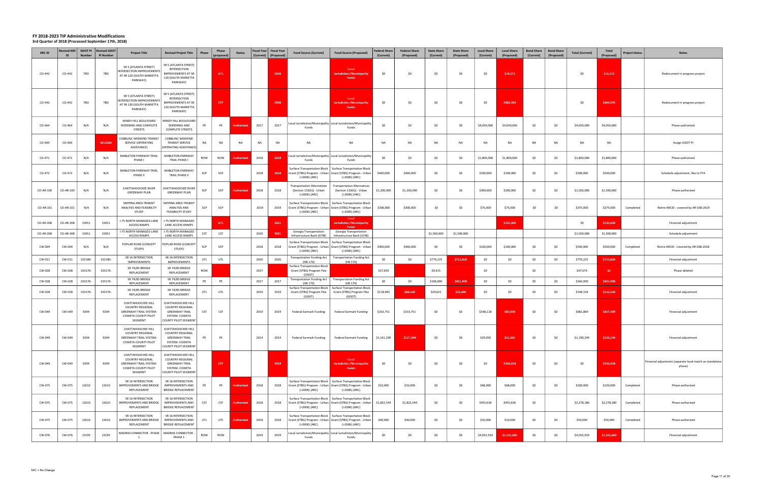# FY 2018-2023 TIP Administrative Modifications

### 3rd Quarter of 2018 (Processed September 17th, 2018)

| ARC ID | Revised ARC ID | GDOT PI Number | Revised GDOT PI Number | Project Title | Revised Project Title | Phase | Phase (proposed) | Status | Fiscal Year (Current) | Fiscal Year (Proposed) | Fund Source (Current) | Fund Source (Proposed) | Federal Share (Current) | Federal Share (Proposed) | State Share (Current) | State Share (Proposed) | Local Share (Current) | Local Share (Proposed) | Bond Share (Current) | Bond Share (Proposed) | Total (Current) | Total (Proposed) | Project Status | Notes |
|---|---|---|---|---|---|---|---|---|---|---|---|---|---|---|---|---|---|---|---|---|---|---|---|---|
| CO-442 | CO-442 | TBD | TBD | SR 5 (ATLANTA STREET) INTERSECTION IMPROVEMENTS AT SR 120 (SOUTH MARIETTA PARKWAY) | SR 5 (ATLANTA STREET) INTERSECTION IMPROVEMENTS AT SR 120 (SOUTH MARIETTA PARKWAY) | | UTL | | | 2020 | | Local Jurisdiction/Municipality Funds | $0 | $0 | $0 | $0 | $0 | $19,275 | | | $0 | $19,275 | | Redocument in progress project |
| CO-442 | CO-442 | TBD | TBD | SR 5 (ATLANTA STREET) INTERSECTION IMPROVEMENTS AT SR 120 (SOUTH MARIETTA PARKWAY) | SR 5 (ATLANTA STREET) INTERSECTION IMPROVEMENTS AT SR 120 (SOUTH MARIETTA PARKWAY) | | CST | | | 2020 | | Local Jurisdiction/Municipality Funds | $0 | $0 | $0 | $0 | $0 | $463,505 | | | $0 | $463,505 | | Redocument in progress project |
| CO-464 | CO-464 | N/A | N/A | WINDY HILL BOULEVARD WIDENING AND COMPLETE STREETS | WINDY HILL BOULEVARD WIDENING AND COMPLETE STREETS | PE | PE | Authorized | 2017 | 2017 | Local Jurisdiction/Municipality Funds | Local Jurisdiction/Municipality Funds | $0 | $0 | $0 | $0 | $4,050,000 | $4,050,000 | $0 | $0 | $4,050,000 | $4,050,000 | | Phase authorized |
| CO-469 | CO-469 | | 0016366 | COBBLINC WEEKEND TRANSIT SERVICE (OPERATING ASSISTANCE) | COBBLINC WEEKEND TRANSIT SERVICE (OPERATING ASSISTANCE) | NA | NA | NA | NA | NA | NA | NA | NA | NA | NA | NA | NA | NA | NA | NA | NA | NA | | Assign GDOT PI |
| CO-471 | CO-471 | N/A | N/A | MABLETON PARKWAY TRAIL PHASE I | MABLETON PARKWAY TRAIL PHASE I | ROW | ROW | Authorized | 2018 | 2019 | Local Jurisdiction/Municipality Funds | Local Jurisdiction/Municipality Funds | $0 | $0 | $0 | $0 | $1,800,000 | $1,800,000 | $0 | $0 | $1,800,000 | $1,800,000 | | Phase authorized |
| CO-472 | CO-472 | N/A | N/A | MABLETON PARKWAY TRAIL PHASE II | MABLETON PARKWAY TRAIL PHASE II | SCP | SCP | | 2018 | 2019 | Surface Transportation Block Grant (STBG) Program - Urban (>200K) (ARC) | Surface Transportation Block Grant (STBG) Program - Urban (>200K) (ARC) | $400,000 | $400,000 | $0 | $0 | $100,000 | $100,000 | $0 | $0 | $500,000 | $500,000 | | Schedule adjustment; flex to FTA |
| CO-AR-100 | CO-AR-100 | N/A | N/A | CHATTAHOOCHEE RIVER GREENWAY PLAN | CHATTAHOOCHEE RIVER GREENWAY PLAN | SCP | SCP | Authorized | 2018 | 2018 | Transportation Alternatives (Section 133(h)) - Urban (>200K) (ARC) | Transportation Alternatives (Section 133(h)) - Urban (>200K) (ARC) | $1,200,000 | $1,200,000 | $0 | $0 | $300,000 | $300,000 | $0 | $0 | $1,500,000 | $1,500,000 | | Phase authorized |
| CO-AR-101 | CO-AR-101 | N/A | N/A | SMYRNA AREA TRANSIT ANALYSIS AND FEASIBILITY STUDY | SMYRNA AREA TRANSIT ANALYSIS AND FEASIBILITY STUDY | SCP | SCP | | 2019 | 2019 | Surface Transportation Block Grant (STBG) Program - Urban (>200K) (ARC) | Surface Transportation Block Grant (STBG) Program - Urban (>200K) (ARC) | $300,000 | $300,000 | $0 | $0 | $75,000 | $75,000 | $0 | $0 | $375,000 | $375,000 | Completed | Retire ARCID - covered by AR-038-2019 |
| CO-AR-308 | CO-AR-308 | 15051 | 15051 | I-75 NORTH MANAGED LANE ACCESS RAMPS | I-75 NORTH MANAGED LANE ACCESS RAMPS | | UTL | | | 2021 | | Local Jurisdiction/Municipality Funds | | | | | | $150,000 | | | $0 | $150,000 | | Financial adjustment |
| CO-AR-308 | CO-AR-308 | 15051 | 15051 | I-75 NORTH MANAGED LANE ACCESS RAMPS | I-75 NORTH MANAGED LANE ACCESS RAMPS | CST | CST | | 2020 | 2021 | Georgia Transportation Infrastructure Bank (GTIB) | Georgia Transportation Infrastructure Bank (GTIB) | | | $1,500,000 | $1,500,000 | | | | | $1,500,000 | $1,500,000 | | Schedule adjustment |
| CW-004 | CW-004 | N/A | N/A | POPLAR ROAD (CONCEPT STUDY) | POPLAR ROAD (CONCEPT STUDY) | SCP | SCP | | 2018 | 2018 | Surface Transportation Block Grant (STBG) Program - Urban (>200K) (ARC) | Surface Transportation Block Grant (STBG) Program - Urban (>200K) (ARC) | $400,000 | $400,000 | $0 | $0 | $100,000 | $100,000 | $0 | $0 | $500,000 | $500,000 | Completed | Retire ARCID - covered by AR-038-2018 |
| CW-011 | CW-011 | 332180- | 332180- | SR 16 INTERSECTION IMPROVEMENTS | SR 16 INTERSECTION IMPROVEMENTS | UTL | UTL | | 2020 | 2020 | Transportation Funding Act (HB 170) | Transportation Funding Act (HB 170) | $0 | $0 | $770,225 | $725,800 | $0 | $0 | $0 | $0 | $770,225 | $725,800 | | Financial adjustment |
| CW-028 | CW-028 | 333176- | 333176- | SR 74/85 BRIDGE REPLACEMENT | SR 74/85 BRIDGE REPLACEMENT | ROW | | | 2017 | | Surface Transportation Block Grant (STBG) Program Flex (GDOT) | | $37,659 | | $9,415 | | $0 | | $0 | | $47,074 | $0 | | Phase deleted |
| CW-028 | CW-028 | 333176- | 333176- | SR 74/85 BRIDGE REPLACEMENT | SR 74/85 BRIDGE REPLACEMENT | PE | PE | | 2017 | 2017 | Transportation Funding Act (HB 170) | Transportation Funding Act (HB 170) | $0 | $0 | $166,000 | $421,000 | $0 | $0 | $0 | $0 | $166,000 | $421,000 | | |
| CW-028 | CW-028 | 333176- | 333176- | SR 74/85 BRIDGE REPLACEMENT | SR 74/85 BRIDGE REPLACEMENT | UTL | UTL | | 2019 | 2019 | Surface Transportation Block Grant (STBG) Program Flex (GDOT) | Surface Transportation Block Grant (STBG) Program Flex (GDOT) | $118,483 | $88,160 | $29,621 | $22,040 | $0 | $0 | $0 | $0 | $148,104 | $110,200 | | Financial adjustment |
| CW-049 | CW-049 | 9294 | 9294 | CHATTAHOOCHEE HILL COUNTRY REGIONAL GREENWAY TRAIL SYSTEM: COWETA COUNTY PILOT SEGMENT | CHATTAHOOCHEE HILL COUNTRY REGIONAL GREENWAY TRAIL SYSTEM: COWETA COUNTY PILOT SEGMENT | CST | CST | | 2019 | 2019 | Federal Earmark Funding | Federal Earmark Funding | $333,751 | $333,751 | $0 | $0 | $348,118 | $83,438 | $0 | $0 | $681,869 | $417,189 | | Financial adjustment |
| CW-049 | CW-049 | 9294 | 9294 | CHATTAHOOCHEE HILL COUNTRY REGIONAL GREENWAY TRAIL SYSTEM: COWETA COUNTY PILOT SEGMENT | CHATTAHOOCHEE HILL COUNTRY REGIONAL GREENWAY TRAIL SYSTEM: COWETA COUNTY PILOT SEGMENT | PE | PE | | 2014 | 2014 | Federal Earmark Funding | Federal Earmark Funding | $1,161,199 | $127,399 | $0 | $0 | $29,050 | $31,850 | $0 | $0 | $1,190,249 | $159,249 | | Financial adjustment |
| CW-049 | CW-049 | 9294 | 9294 | CHATTAHOOCHEE HILL COUNTRY REGIONAL GREENWAY TRAIL SYSTEM: COWETA COUNTY PILOT SEGMENT | CHATTAHOOCHEE HILL COUNTRY REGIONAL GREENWAY TRAIL SYSTEM: COWETA COUNTY PILOT SEGMENT | | CST | | | 2019 | | Local Jurisdiction/Municipality Funds | $0 | $0 | $0 | $0 | $0 | $242,618 | $0 | $0 | $0 | $242,618 | | Financial adjustment (separate local match as standalone phase) |
| CW-075 | CW-075 | 12610 | 12610 | SR 16 INTERSECTION IMPROVEMENTS AND BRIDGE REPLACEMENT | SR 16 INTERSECTION IMPROVEMENTS AND BRIDGE REPLACEMENT | PE | PE | Authorized | 2018 | 2018 | Surface Transportation Block Grant (STBG) Program - Urban (>200K) (ARC) | Surface Transportation Block Grant (STBG) Program - Urban (>200K) (ARC) | $32,000 | $32,000 | $0 | $0 | $68,000 | $68,000 | $0 | $0 | $100,000 | $100,000 | Completed | Phase authorized |
| CW-075 | CW-075 | 12610 | 12610 | SR 16 INTERSECTION IMPROVEMENTS AND BRIDGE REPLACEMENT | SR 16 INTERSECTION IMPROVEMENTS AND BRIDGE REPLACEMENT | CST | CST | Authorized | 2018 | 2018 | Surface Transportation Block Grant (STBG) Program - Urban (>200K) (ARC) | Surface Transportation Block Grant (STBG) Program - Urban (>200K) (ARC) | $1,822,544 | $1,822,544 | $0 | $0 | $455,636 | $455,636 | $0 | | $2,278,180 | $2,278,180 | Completed | Phase authorized |
| CW-075 | CW-075 | 12610 | 12610 | SR 16 INTERSECTION IMPROVEMENTS AND BRIDGE REPLACEMENT | SR 16 INTERSECTION IMPROVEMENTS AND BRIDGE REPLACEMENT | UTL | UTL | Authorized | 2018 | 2018 | Surface Transportation Block Grant (STBG) Program - Urban (>200K) (ARC) | Surface Transportation Block Grant (STBG) Program - Urban (>200K) (ARC) | $40,000 | $40,000 | $0 | $0 | $10,000 | $10,000 | $0 | $0 | $50,000 | $50,000 | Completed | Phase authorized |
| CW-076 | CW-076 | 13195 | 13195 | MADRAS CONNECTOR - PHASE 1 | MADRAS CONNECTOR - PHASE 1 | ROW | ROW | | 2019 | 2019 | Local Jurisdiction/Municipality Funds | Local Jurisdiction/Municipality Funds | $0 | $0 | $0 | $0 | $4,052,910 | $1,431,000 | $0 | $0 | $4,052,910 | $1,431,000 | | Financial adjustment |

N/C = No Change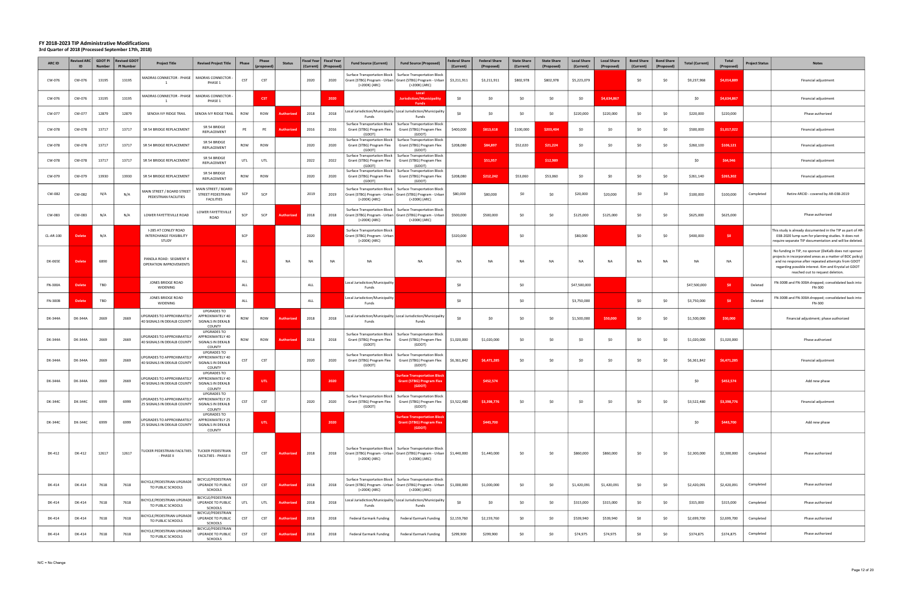# FY 2018-2023 TIP Administrative Modifications

**3rd Quarter of 2018 (Processed September 17th, 2018)**

| ARC ID | Revised ARC ID | GDOT PI Number | Revised GDOT PI Number | Project Title | Revised Project Title | Phase | Phase (proposed) | Status | Fiscal Year (Current) | Fiscal Year (Proposed) | Fund Source (Current) | Fund Source (Proposed) | Federal Share (Current) | Federal Share (Proposed) | State Share (Current) | State Share (Proposed) | Local Share (Current) | Local Share (Proposed) | Bond Share (Current) | Bond Share (Proposed) | Total (Current) | Total (Proposed) | Project Status | Notes |
|---|---|---|---|---|---|---|---|---|---|---|---|---|---|---|---|---|---|---|---|---|---|---|---|---|
| CW-076 | CW-076 | 13195 | 13195 | MADRAS CONNECTOR - PHASE 1 | MADRAS CONNECTOR - PHASE 1 | CST | CST | | 2020 | 2020 | Surface Transportation Block Grant (STBG) Program - Urban (>200K) (ARC) | Surface Transportation Block Grant (STBG) Program - Urban (>200K) (ARC) | $3,211,911 | $3,211,911 | $802,978 | $802,978 | $5,223,079 | | $0 | $0 | $9,237,968 | $4,014,889 | | Financial adjustment |
| CW-076 | CW-076 | 13195 | 13195 | MADRAS CONNECTOR - PHASE 1 | MADRAS CONNECTOR - PHASE 1 | | CST | | | 2020 | | Local Jurisdiction/Municipality Funds | $0 | $0 | $0 | $0 | $0 | $4,034,867 | | | $0 | $4,034,867 | | Financial adjustment |
| CW-077 | CW-077 | 12879 | 12879 | SENOIA IVY RIDGE TRAIL | SENOIA IVY RIDGE TRAIL | ROW | ROW | Authorized | 2018 | 2018 | Local Jurisdiction/Municipality Funds | Local Jurisdiction/Municipality Funds | $0 | $0 | $0 | $0 | $220,000 | $220,000 | $0 | $0 | $220,000 | $220,000 | | Phase authorized |
| CW-078 | CW-078 | 13717 | 13717 | SR 54 BRIDGE REPLACEMENT | SR 54 BRIDGE REPLACEMENT | PE | PE | Authorized | 2016 | 2016 | Surface Transportation Block Grant (STBG) Program Flex (GDOT) | Surface Transportation Block Grant (STBG) Program Flex (GDOT) | $400,000 | $813,618 | $100,000 | $203,404 | $0 | $0 | $0 | $0 | $500,000 | $1,017,022 | | Financial adjustment |
| CW-078 | CW-078 | 13717 | 13717 | SR 54 BRIDGE REPLACEMENT | SR 54 BRIDGE REPLACEMENT | ROW | ROW | | 2020 | 2020 | Surface Transportation Block Grant (STBG) Program Flex (GDOT) | Surface Transportation Block Grant (STBG) Program Flex (GDOT) | $208,080 | $84,897 | $52,020 | $21,224 | $0 | $0 | $0 | $0 | $260,100 | $106,121 | | Financial adjustment |
| CW-078 | CW-078 | 13717 | 13717 | SR 54 BRIDGE REPLACEMENT | SR 54 BRIDGE REPLACEMENT | UTL | UTL | | 2022 | 2022 | Surface Transportation Block Grant (STBG) Program Flex (GDOT) | Surface Transportation Block Grant (STBG) Program Flex (GDOT) | | $51,957 | | $12,989 | | | | | $0 | $64,946 | | Financial adjustment |
| CW-079 | CW-079 | 13930 | 13930 | SR 54 BRIDGE REPLACEMENT | SR 54 BRIDGE REPLACEMENT | ROW | ROW | | 2020 | 2020 | Surface Transportation Block Grant (STBG) Program Flex (GDOT) | Surface Transportation Block Grant (STBG) Program Flex (GDOT) | $208,080 | $212,242 | $53,060 | $53,060 | $0 | $0 | $0 | $0 | $261,140 | $265,302 | | Financial adjustment |
| CW-082 | CW-082 | N/A | N/A | MAIN STREET / BOARD STREET PEDESTRIAN FACILITIES | MAIN STREET / BOARD STREET PEDESTRIAN FACILITIES | SCP | SCP | | 2019 | 2019 | Surface Transportation Block Grant (STBG) Program - Urban (>200K) (ARC) | Surface Transportation Block Grant (STBG) Program - Urban (>200K) (ARC) | $80,000 | $80,000 | $0 | $0 | $20,000 | $20,000 | $0 | $0 | $100,000 | $100,000 | Completed | Retire ARCID - covered by AR-038-2019 |
| CW-083 | CW-083 | N/A | N/A | LOWER FAYETTEVILLE ROAD | LOWER FAYETTEVILLE ROAD | SCP | SCP | Authorized | 2018 | 2018 | Surface Transportation Block Grant (STBG) Program - Urban (>200K) (ARC) | Surface Transportation Block Grant (STBG) Program - Urban (>200K) (ARC) | $500,000 | $500,000 | $0 | $0 | $125,000 | $125,000 | $0 | $0 | $625,000 | $625,000 | | Phase authorized |
| CL-AR-100 | Delete | N/A | | I-285 AT CONLEY ROAD INTERCHANGE FEASIBILITY STUDY | | SCP | | | 2020 | | Surface Transportation Block Grant (STBG) Program - Urban (>200K) (ARC) | | $320,000 | | $0 | | $80,000 | | $0 | $0 | $400,000 | $0 | | This study is already documented in the TIP as part of AR-038-2020 lump sum for planning studies. It does not require separate TIP documentation and will be deleted. |
| DK-065E | Delete | 6890 | | PANOLA ROAD: SEGMENT 4 OPERATION IMPROVEMENTS | | ALL | | NA | NA | NA | NA | NA | NA | NA | NA | NA | NA | NA | NA | NA | NA | NA | | No funding in TIP, no sponsor (DeKalb does not sponsor projects in incorporated areas as a matter of BOC policy) and no response after repeated attempts from GDOT regarding possible interest. Kim and Krystal at GDOT reached out to request deletion. |
| FN-300A | Delete | TBD | | JONES BRIDGE ROAD WIDENING | | ALL | | | ALL | | Local Jurisdiction/Municipality Funds | | $0 | | $0 | | $47,500,000 | | | | $47,500,000 | $0 | Deleted | FN-300B and FN-300A dropped; consolidated back into FN-300 |
| FN-300B | Delete | TBD | | JONES BRIDGE ROAD WIDENING | | ALL | | | ALL | | Local Jurisdiction/Municipality Funds | | $0 | | $0 | | $3,750,000 | | $0 | $0 | $3,750,000 | $0 | Deleted | FN-300B and FN-300A dropped; consolidated back into FN-300 |
| DK-344A | DK-344A | 2669 | 2669 | UPGRADES TO APPROXIMATELY 40 SIGNALS IN DEKALB COUNTY | UPGRADES TO APPROXIMATELY 40 SIGNALS IN DEKALB COUNTY | ROW | ROW | Authorized | 2018 | 2018 | Local Jurisdiction/Municipality Funds | Local Jurisdiction/Municipality Funds | $0 | $0 | $0 | $0 | $1,500,000 | $50,000 | $0 | $0 | $1,500,000 | $50,000 | | Financial adjustment; phase authorized |
| DK-344A | DK-344A | 2669 | 2669 | UPGRADES TO APPROXIMATELY 40 SIGNALS IN DEKALB COUNTY | UPGRADES TO APPROXIMATELY 40 SIGNALS IN DEKALB COUNTY | ROW | ROW | Authorized | 2018 | 2018 | Surface Transportation Block Grant (STBG) Program Flex (GDOT) | Surface Transportation Block Grant (STBG) Program Flex (GDOT) | $1,020,000 | $1,020,000 | $0 | $0 | $0 | $0 | $0 | $0 | $1,020,000 | $1,020,000 | | Phase authorized |
| DK-344A | DK-344A | 2669 | 2669 | UPGRADES TO APPROXIMATELY 40 SIGNALS IN DEKALB COUNTY | UPGRADES TO APPROXIMATELY 40 SIGNALS IN DEKALB COUNTY | CST | CST | | 2020 | 2020 | Surface Transportation Block Grant (STBG) Program Flex (GDOT) | Surface Transportation Block Grant (STBG) Program Flex (GDOT) | $6,361,842 | $6,471,285 | $0 | $0 | $0 | $0 | $0 | $0 | $6,361,842 | $6,471,285 | | Financial adjustment |
| DK-344A | DK-344A | 2669 | 2669 | UPGRADES TO APPROXIMATELY 40 SIGNALS IN DEKALB COUNTY | UPGRADES TO APPROXIMATELY 40 SIGNALS IN DEKALB COUNTY | | UTL | | | 2020 | | Surface Transportation Block Grant (STBG) Program Flex (GDOT) | | $452,574 | | | | | | | $0 | $452,574 | | Add new phase |
| DK-344C | DK-344C | 6999 | 6999 | UPGRADES TO APPROXIMATELY 25 SIGNALS IN DEKALB COUNTY | UPGRADES TO APPROXIMATELY 25 SIGNALS IN DEKALB COUNTY | CST | CST | | 2020 | 2020 | Surface Transportation Block Grant (STBG) Program Flex (GDOT) | Surface Transportation Block Grant (STBG) Program Flex (GDOT) | $3,522,480 | $3,398,776 | $0 | $0 | $0 | $0 | $0 | $0 | $3,522,480 | $3,398,776 | | Financial adjustment |
| DK-344C | DK-344C | 6999 | 6999 | UPGRADES TO APPROXIMATELY 25 SIGNALS IN DEKALB COUNTY | UPGRADES TO APPROXIMATELY 25 SIGNALS IN DEKALB COUNTY | | UTL | | | 2020 | | Surface Transportation Block Grant (STBG) Program Flex (GDOT) | | $443,700 | | | | | | | $0 | $443,700 | | Add new phase |
| DK-412 | DK-412 | 12617 | 12617 | TUCKER PEDESTRIAN FACILITIES - PHASE II | TUCKER PEDESTRIAN FACILITIES - PHASE II | CST | CST | Authorized | 2018 | 2018 | Surface Transportation Block Grant (STBG) Program - Urban (>200K) (ARC) | Surface Transportation Block Grant (STBG) Program - Urban (>200K) (ARC) | $1,440,000 | $1,440,000 | $0 | $0 | $860,000 | $860,000 | $0 | $0 | $2,300,000 | $2,300,000 | Completed | Phase authorized |
| DK-414 | DK-414 | 7618 | 7618 | BICYCLE/PEDESTRIAN UPGRADE TO PUBLIC SCHOOLS | BICYCLE/PEDESTRIAN UPGRADE TO PUBLIC SCHOOLS | CST | CST | Authorized | 2018 | 2018 | Surface Transportation Block Grant (STBG) Program - Urban (>200K) (ARC) | Surface Transportation Block Grant (STBG) Program - Urban (>200K) (ARC) | $1,000,000 | $1,000,000 | $0 | $0 | $1,420,091 | $1,420,091 | $0 | $0 | $2,420,091 | $2,420,091 | Completed | Phase authorized |
| DK-414 | DK-414 | 7618 | 7618 | BICYCLE/PEDESTRIAN UPGRADE TO PUBLIC SCHOOLS | BICYCLE/PEDESTRIAN UPGRADE TO PUBLIC SCHOOLS | UTL | UTL | Authorized | 2018 | 2018 | Local Jurisdiction/Municipality Funds | Local Jurisdiction/Municipality Funds | $0 | $0 | $0 | $0 | $315,000 | $315,000 | $0 | $0 | $315,000 | $315,000 | Completed | Phase authorized |
| DK-414 | DK-414 | 7618 | 7618 | BICYCLE/PEDESTRIAN UPGRADE TO PUBLIC SCHOOLS | BICYCLE/PEDESTRIAN UPGRADE TO PUBLIC SCHOOLS | CST | CST | Authorized | 2018 | 2018 | Federal Earmark Funding | Federal Earmark Funding | $2,159,760 | $2,159,760 | $0 | $0 | $539,940 | $539,940 | $0 | $0 | $2,699,700 | $2,699,700 | Completed | Phase authorized |
| DK-414 | DK-414 | 7618 | 7618 | BICYCLE/PEDESTRIAN UPGRADE TO PUBLIC SCHOOLS | BICYCLE/PEDESTRIAN UPGRADE TO PUBLIC SCHOOLS | CST | CST | Authorized | 2018 | 2018 | Federal Earmark Funding | Federal Earmark Funding | $299,900 | $299,900 | $0 | $0 | $74,975 | $74,975 | $0 | $0 | $374,875 | $374,875 | Completed | Phase authorized |

N/C = No Change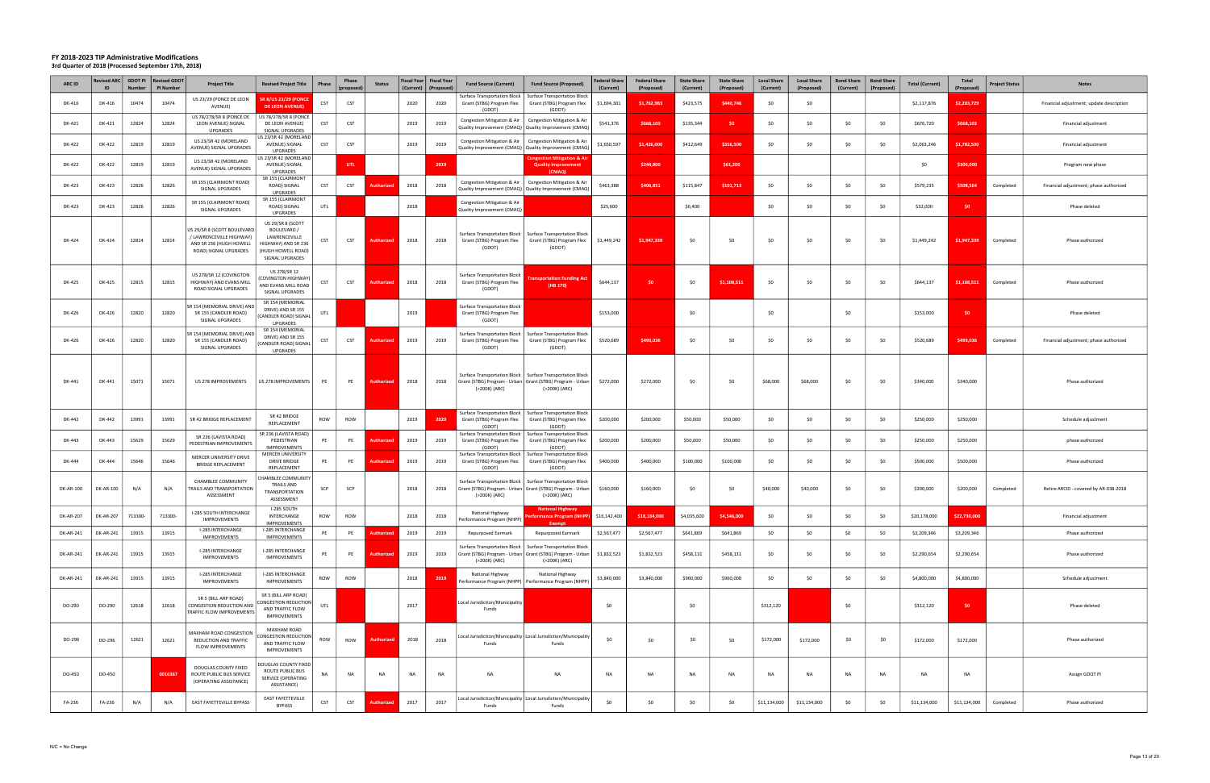# FY 2018-2023 TIP Administrative Modifications

### 3rd Quarter of 2018 (Processed September 17th, 2018)

| ARC ID | Revised ARC ID | GDOT PI Number | Revised GDOT PI Number | Project Title | Revised Project Title | Phase | Phase (proposed) | Status | Fiscal Year (Current) | Fiscal Year (Proposed) | Fund Source (Current) | Fund Source (Proposed) | Federal Share (Current) | Federal Share (Proposed) | State Share (Current) | State Share (Proposed) | Local Share (Current) | Local Share (Proposed) | Bond Share (Current) | Bond Share (Proposed) | Total (Current) | Total (Proposed) | Project Status | Notes |
|---|---|---|---|---|---|---|---|---|---|---|---|---|---|---|---|---|---|---|---|---|---|---|---|---|
| DK-416 | DK-416 | 10474 | 10474 | US 23/29 (PONCE DE LEON AVENUE) | SR 8/US 23/29 (PONCE DE LEON AVENUE) | CST | CST | | 2020 | 2020 | Surface Transportation Block Grant (STBG) Program Flex (GDOT) | Surface Transportation Block Grant (STBG) Program Flex (GDOT) | $1,694,301 | $1,762,983 | $423,575 | $440,746 | $0 | $0 | | | $2,117,876 | $2,203,729 | | Financial adjustment; update description |
| DK-421 | DK-421 | 12824 | 12824 | US 78/278/SR 8 (PONCE DE LEON AVENUE) SIGNAL UPGRADES | US 78/278/SR 8 (PONCE DE LEON AVENUE) SIGNAL UPGRADES | CST | CST | | 2019 | 2019 | Congestion Mitigation & Air Quality Improvement (CMAQ) | Congestion Mitigation & Air Quality Improvement (CMAQ) | $541,376 | $668,103 | $135,344 | $0 | $0 | $0 | $0 | $0 | $676,720 | $668,103 | | Financial adjustment |
| DK-422 | DK-422 | 12819 | 12819 | US 23/SR 42 (MORELAND AVENUE) SIGNAL UPGRADES | US 23/SR 42 (MORELAND AVENUE) SIGNAL UPGRADES | CST | CST | | 2019 | 2019 | Congestion Mitigation & Air Quality Improvement (CMAQ) | Congestion Mitigation & Air Quality Improvement (CMAQ) | $1,650,597 | $1,426,000 | $412,649 | $356,500 | $0 | $0 | $0 | $0 | $2,063,246 | $1,782,500 | | Financial adjustment |
| DK-422 | DK-422 | 12819 | 12819 | US 23/SR 42 (MORELAND AVENUE) SIGNAL UPGRADES | US 23/SR 42 (MORELAND AVENUE) SIGNAL UPGRADES | | UTL | | | 2019 | | Congestion Mitigation & Air Quality Improvement (CMAQ) | | $244,800 | | $61,200 | | | | | $0 | $306,000 | | Program new phase |
| DK-423 | DK-423 | 12826 | 12826 | SR 155 (CLAIRMONT ROAD) SIGNAL UPGRADES | SR 155 (CLAIRMONT ROAD) SIGNAL UPGRADES | CST | CST | Authorized | 2018 | 2018 | Congestion Mitigation & Air Quality Improvement (CMAQ) | Congestion Mitigation & Air Quality Improvement (CMAQ) | $463,388 | $406,851 | $115,847 | $101,713 | $0 | $0 | $0 | $0 | $579,235 | $508,564 | Completed | Financial adjustment; phase authorized |
| DK-423 | DK-423 | 12826 | 12826 | SR 155 (CLAIRMONT ROAD) SIGNAL UPGRADES | SR 155 (CLAIRMONT ROAD) SIGNAL UPGRADES | UTL | | | 2018 | | Congestion Mitigation & Air Quality Improvement (CMAQ) | | $25,600 | | $6,400 | | $0 | $0 | $0 | $0 | $32,000 | $0 | | Phase deleted |
| DK-424 | DK-424 | 12814 | 12814 | US 29/SR 8 (SCOTT BOULEVARD / LAWRENCEVILLE HIGHWAY) AND SR 236 (HUGH HOWELL ROAD) SIGNAL UPGRADES | US 29/SR 8 (SCOTT BOULEVARD / LAWRENCEVILLE HIGHWAY) AND SR 236 (HUGH HOWELL ROAD) SIGNAL UPGRADES | CST | CST | Authorized | 2018 | 2018 | Surface Transportation Block Grant (STBG) Program Flex (GDOT) | Surface Transportation Block Grant (STBG) Program Flex (GDOT) | $1,449,242 | $1,947,339 | $0 | $0 | $0 | $0 | $0 | $0 | $1,449,242 | $1,947,339 | Completed | Phase authorized |
| DK-425 | DK-425 | 12815 | 12815 | US 278/SR 12 (COVINGTON HIGHWAY) AND EVANS MILL ROAD SIGNAL UPGRADES | US 278/SR 12 (COVINGTON HIGHWAY) AND EVANS MILL ROAD SIGNAL UPGRADES | CST | CST | Authorized | 2018 | 2018 | Surface Transportation Block Grant (STBG) Program Flex (GDOT) | Transportation Funding Act (HB 170) | $644,137 | $0 | $0 | $1,108,511 | $0 | $0 | $0 | $0 | $644,137 | $1,108,511 | Completed | Phase authorized |
| DK-426 | DK-426 | 12820 | 12820 | SR 154 (MEMORIAL DRIVE) AND SR 155 (CANDLER ROAD) SIGNAL UPGRADES | SR 154 (MEMORIAL DRIVE) AND SR 155 (CANDLER ROAD) SIGNAL UPGRADES | UTL | | | 2019 | | Surface Transportation Block Grant (STBG) Program Flex (GDOT) | | $153,000 | | $0 | | $0 | | $0 | | $153,000 | $0 | | Phase deleted |
| DK-426 | DK-426 | 12820 | 12820 | SR 154 (MEMORIAL DRIVE) AND SR 155 (CANDLER ROAD) SIGNAL UPGRADES | SR 154 (MEMORIAL DRIVE) AND SR 155 (CANDLER ROAD) SIGNAL UPGRADES | CST | CST | Authorized | 2019 | 2019 | Surface Transportation Block Grant (STBG) Program Flex (GDOT) | Surface Transportation Block Grant (STBG) Program Flex (GDOT) | $520,689 | $493,036 | $0 | $0 | $0 | $0 | $0 | $0 | $520,689 | $493,036 | Completed | Financial adjustment; phase authorized |
| DK-441 | DK-441 | 15071 | 15071 | US 278 IMPROVEMENTS | US 278 IMPROVEMENTS | PE | PE | Authorized | 2018 | 2018 | Surface Transportation Block Grant (STBG) Program - Urban (>200K) (ARC) | Surface Transportation Block Grant (STBG) Program - Urban (>200K) (ARC) | $272,000 | $272,000 | $0 | $0 | $68,000 | $68,000 | $0 | $0 | $340,000 | $340,000 | | Phase authorized |
| DK-442 | DK-442 | 13991 | 13991 | SR 42 BRIDGE REPLACEMENT | SR 42 BRIDGE REPLACEMENT | ROW | ROW | | 2019 | 2020 | Surface Transportation Block Grant (STBG) Program Flex (GDOT) | Surface Transportation Block Grant (STBG) Program Flex (GDOT) | $200,000 | $200,000 | $50,000 | $50,000 | $0 | $0 | $0 | $0 | $250,000 | $250,000 | | Schedule adjustment |
| DK-443 | DK-443 | 15629 | 15629 | SR 236 (LAVISTA ROAD) PEDESTRIAN IMPROVEMENTS | SR 236 (LAVISTA ROAD) PEDESTRIAN IMPROVEMENTS | PE | PE | Authorized | 2019 | 2019 | Surface Transportation Block Grant (STBG) Program Flex (GDOT) | Surface Transportation Block Grant (STBG) Program Flex (GDOT) | $200,000 | $200,000 | $50,000 | $50,000 | $0 | $0 | $0 | $0 | $250,000 | $250,000 | | phase authorized |
| DK-444 | DK-444 | 15646 | 15646 | MERCER UNIVERSITY DRIVE BRIDGE REPLACEMENT | MERCER UNIVERSITY DRIVE BRIDGE REPLACEMENT | PE | PE | Authorized | 2019 | 2019 | Surface Transportation Block Grant (STBG) Program Flex (GDOT) | Surface Transportation Block Grant (STBG) Program Flex (GDOT) | $400,000 | $400,000 | $100,000 | $100,000 | $0 | $0 | $0 | $0 | $500,000 | $500,000 | | Phase authorized |
| DK-AR-100 | DK-AR-100 | N/A | N/A | CHAMBLEE COMMUNITY TRAILS AND TRANSPORTATION ASSESSMENT | CHAMBLEE COMMUNITY TRAILS AND TRANSPORTATION ASSESSMENT | SCP | SCP | | 2018 | 2018 | Surface Transportation Block Grant (STBG) Program - Urban (>200K) (ARC) | Surface Transportation Block Grant (STBG) Program - Urban (>200K) (ARC) | $160,000 | $160,000 | $0 | $0 | $40,000 | $40,000 | $0 | $0 | $200,000 | $200,000 | Completed | Retire ARCID - covered by AR-038-2018 |
| DK-AR-207 | DK-AR-207 | 713300- | 713300- | I-285 SOUTH INTERCHANGE IMPROVEMENTS | I-285 SOUTH INTERCHANGE IMPROVEMENTS | ROW | ROW | | 2018 | 2018 | National Highway Performance Program (NHPP) | National Highway Performance Program (NHPP) Exempt | $16,142,400 | $18,184,000 | $4,035,600 | $4,546,000 | $0 | $0 | $0 | $0 | $20,178,000 | $22,730,000 | | Financial adjustment |
| DK-AR-241 | DK-AR-241 | 13915 | 13915 | I-285 INTERCHANGE IMPROVEMENTS | I-285 INTERCHANGE IMPROVEMENTS | PE | PE | Authorized | 2019 | 2019 | Repurposed Earmark | Repurposed Earmark | $2,567,477 | $2,567,477 | $641,869 | $641,869 | $0 | $0 | $0 | $0 | $3,209,346 | $3,209,346 | | Phase authorized |
| DK-AR-241 | DK-AR-241 | 13915 | 13915 | I-285 INTERCHANGE IMPROVEMENTS | I-285 INTERCHANGE IMPROVEMENTS | PE | PE | Authorized | 2019 | 2019 | Surface Transportation Block Grant (STBG) Program - Urban (>200K) (ARC) | Surface Transportation Block Grant (STBG) Program - Urban (>200K) (ARC) | $1,832,523 | $1,832,523 | $458,131 | $458,131 | $0 | $0 | $0 | $0 | $2,290,654 | $2,290,654 | | Phase authorized |
| DK-AR-241 | DK-AR-241 | 13915 | 13915 | I-285 INTERCHANGE IMPROVEMENTS | I-285 INTERCHANGE IMPROVEMENTS | ROW | ROW | | 2018 | 2019 | National Highway Performance Program (NHPP) | National Highway Performance Program (NHPP) | $3,840,000 | $3,840,000 | $960,000 | $960,000 | $0 | $0 | $0 | $0 | $4,800,000 | $4,800,000 | | Schedule adjustment |
| DO-290 | DO-290 | 12618 | 12618 | SR 5 (BILL ARP ROAD) CONGESTION REDUCTION AND TRAFFIC FLOW IMPROVEMENTS | SR 5 (BILL ARP ROAD) CONGESTION REDUCTION AND TRAFFIC FLOW IMPROVEMENTS | UTL | | | 2017 | | Local Jurisdiction/Municipality Funds | | $0 | | $0 | | $312,120 | | $0 | | $312,120 | $0 | | Phase deleted |
| DO-296 | DO-296 | 12621 | 12621 | MAXHAM ROAD CONGESTION REDUCTION AND TRAFFIC FLOW IMPROVEMENTS | MAXHAM ROAD CONGESTION REDUCTION AND TRAFFIC FLOW IMPROVEMENTS | ROW | ROW | Authorized | 2018 | 2018 | Local Jurisdiction/Municipality Funds | Local Jurisdiction/Municipality Funds | $0 | $0 | $0 | $0 | $172,000 | $172,000 | $0 | $0 | $172,000 | $172,000 | | Phase authorized |
| DO-450 | DO-450 | | 0016367 | DOUGLAS COUNTY FIXED ROUTE PUBLIC BUS SERVICE (OPERATING ASSISTANCE) | DOUGLAS COUNTY FIXED ROUTE PUBLIC BUS SERVICE (OPERATING ASSISTANCE) | NA | NA | NA | NA | NA | NA | NA | NA | NA | NA | NA | NA | NA | NA | NA | NA | NA | | Assign GDOT PI |
| FA-236 | FA-236 | N/A | N/A | EAST FAYETTEVILLE BYPASS | EAST FAYETTEVILLE BYPASS | CST | CST | Authorized | 2017 | 2017 | Local Jurisdiction/Municipality Funds | Local Jurisdiction/Municipality Funds | $0 | $0 | $0 | $0 | $11,134,000 | $11,134,000 | $0 | $0 | $11,134,000 | $11,134,000 | Completed | Phase authorized |

N/C = No Change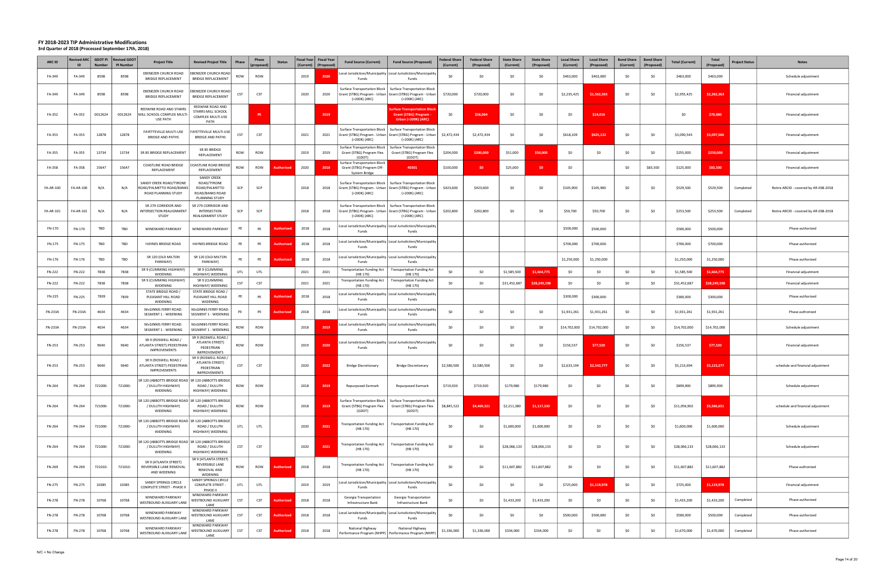# FY 2018-2023 TIP Administrative Modifications

### 3rd Quarter of 2018 (Processed September 17th, 2018)

| ARC ID | Revised ARC ID | GDOT PI Number | Revised GDOT PI Number | Project Title | Revised Project Title | Phase | Phase (proposed) | Status | Fiscal Year (Current) | Fiscal Year (Proposed) | Fund Source (Current) | Fund Source (Proposed) | Federal Share (Current) | Federal Share (Proposed) | State Share (Current) | State Share (Proposed) | Local Share (Current) | Local Share (Proposed) | Bond Share (Current) | Bond Share (Proposed) | Total (Current) | Total (Proposed) | Project Status | Notes |
|---|---|---|---|---|---|---|---|---|---|---|---|---|---|---|---|---|---|---|---|---|---|---|---|---|
| FA-349 | FA-349 | 8598 | 8598 | EBENEZER CHURCH ROAD BRIDGE REPLACEMENT | EBENEZER CHURCH ROAD BRIDGE REPLACEMENT | ROW | ROW | | 2019 | 2020 | Local Jurisdiction/Municipality Funds | Local Jurisdiction/Municipality Funds | $0 | $0 | $0 | $0 | $463,000 | $463,000 | $0 | $0 | $463,000 | $463,000 | | Schedule adjustment |
| FA-349 | FA-349 | 8598 | 8598 | EBENEZER CHURCH ROAD BRIDGE REPLACEMENT | EBENEZER CHURCH ROAD BRIDGE REPLACEMENT | CST | CST | | 2020 | 2020 | Surface Transportation Block Grant (STBG) Program - Urban (>200K) (ARC) | Surface Transportation Block Grant (STBG) Program - Urban (>200K) (ARC) | $720,000 | $720,000 | $0 | $0 | $2,235,425 | $1,562,363 | $0 | $0 | $2,955,425 | $2,282,363 | | Financial adjustment |
| FA-352 | FA-352 | 0012624 | 0012624 | REDWINE ROAD AND STARRS MILL SCHOOL COMPLEX MULTI-USE PATH | REDWINE ROAD AND STARRS MILL SCHOOL COMPLEX MULTI-USE PATH | | PE | | | 2019 | | Surface Transportation Block Grant (STBG) Program - Urban (>200K) (ARC) | $0 | $56,064 | $0 | $0 | $0 | $14,016 | | | $0 | $70,080 | | Financial adjustment |
| FA-353 | FA-353 | 12878 | 12878 | FAYETTEVILLE MULTI-USE BRIDGE AND PATHS | FAYETTEVILLE MULTI-USE BRIDGE AND PATHS | CST | CST | | 2021 | 2021 | Surface Transportation Block Grant (STBG) Program - Urban (>200K) (ARC) | Surface Transportation Block Grant (STBG) Program - Urban (>200K) (ARC) | $2,472,434 | $2,472,434 | $0 | $0 | $618,109 | $625,132 | $0 | $0 | $3,090,543 | $3,097,566 | | Financial adjustment |
| FA-355 | FA-355 | 13734 | 13734 | SR 85 BRIDGE REPLACEMENT | SR 85 BRIDGE REPLACEMENT | ROW | ROW | | 2019 | 2019 | Surface Transportation Block Grant (STBG) Program Flex (GDOT) | Surface Transportation Block Grant (STBG) Program Flex (GDOT) | $204,000 | $200,000 | $51,000 | $50,000 | $0 | $0 | $0 | $0 | $255,000 | $250,000 | | Financial adjustment |
| FA-358 | FA-358 | 15647 | 15647 | COASTLINE ROAD BRIDGE REPLACEMENT | COASTLINE ROAD BRIDGE REPLACEMENT | ROW | ROW | Authorized | 2020 | 2018 | Surface Transportation Block Grant (STBG) Program Off-System Bridge | 40301 | $100,000 | $0 | $25,000 | $0 | $0 | | $0 | $83,500 | $125,000 | $83,500 | | Financial adjustment |
| FA-AR-100 | FA-AR-100 | N/A | N/A | SANDY CREEK ROAD/TYRONE ROAD/PALMETTO ROAD/BANKS ROAD PLANNING STUDY | SANDY CREEK ROAD/TYRONE ROAD/PALMETTO ROAD/BANKS ROAD PLANNING STUDY | SCP | SCP | | 2018 | 2018 | Surface Transportation Block Grant (STBG) Program - Urban (>200K) (ARC) | Surface Transportation Block Grant (STBG) Program - Urban (>200K) (ARC) | $423,600 | $423,600 | $0 | $0 | $105,900 | $105,900 | $0 | $0 | $529,500 | $529,500 | Completed | Retire ARCID - covered by AR-038-2018 |
| FA-AR-101 | FA-AR-101 | N/A | N/A | SR 279 CORRIDOR AND INTERSECTION REALIGNMENT STUDY | SR 279 CORRIDOR AND INTERSECTION REALIGNMENT STUDY | SCP | SCP | | 2018 | 2018 | Surface Transportation Block Grant (STBG) Program - Urban (>200K) (ARC) | Surface Transportation Block Grant (STBG) Program - Urban (>200K) (ARC) | $202,800 | $202,800 | $0 | $0 | $50,700 | $50,700 | $0 | $0 | $253,500 | $253,500 | Completed | Retire ARCID - covered by AR-038-2018 |
| FN-170 | FN-170 | TBD | TBD | WINDWARD PARKWAY | WINDWARD PARKWAY | PE | PE | Authorized | 2018 | 2018 | Local Jurisdiction/Municipality Funds | Local Jurisdiction/Municipality Funds | | | | | $500,000 | $500,000 | | | $500,000 | $500,000 | | Phase authorized |
| FN-175 | FN-175 | TBD | TBD | HAYNES BRIDGE ROAD | HAYNES BRIDGE ROAD | PE | PE | Authorized | 2018 | 2018 | Local Jurisdiction/Municipality Funds | Local Jurisdiction/Municipality Funds | | | | | $700,000 | $700,000 | | | $700,000 | $700,000 | | Phase authorized |
| FN-176 | FN-176 | TBD | TBD | SR 120 (OLD MILTON PARKWAY) | SR 120 (OLD MILTON PARKWAY) | PE | PE | Authorized | 2018 | 2018 | Local Jurisdiction/Municipality Funds | Local Jurisdiction/Municipality Funds | | | | | $1,250,000 | $1,250,000 | | | $1,250,000 | $1,250,000 | | Phase authorized |
| FN-222 | FN-222 | 7838 | 7838 | SR 9 (CUMMING HIGHWAY) WIDENING | SR 9 (CUMMING HIGHWAY) WIDENING | UTL | UTL | | 2021 | 2021 | Transportation Funding Act (HB 170) | Transportation Funding Act (HB 170) | $0 | $0 | $1,585,500 | $1,664,775 | $0 | $0 | $0 | $0 | $1,585,500 | $1,664,775 | | Financial adjustment |
| FN-222 | FN-222 | 7838 | 7838 | SR 9 (CUMMING HIGHWAY) WIDENING | SR 9 (CUMMING HIGHWAY) WIDENING | CST | CST | | 2021 | 2021 | Transportation Funding Act (HB 170) | Transportation Funding Act (HB 170) | $0 | $0 | $31,452,687 | $28,249,598 | $0 | $0 | $0 | $0 | $31,452,687 | $28,249,598 | | Financial adjustment |
| FN-225 | FN-225 | 7839 | 7839 | STATE BRIDGE ROAD / PLEASANT HILL ROAD WIDENING | STATE BRIDGE ROAD / PLEASANT HILL ROAD WIDENING | PE | PE | Authorized | 2018 | 2018 | Local Jurisdiction/Municipality Funds | Local Jurisdiction/Municipality Funds | | | | | $300,000 | $300,000 | | | $300,000 | $300,000 | | Phase authorized |
| FN-233A | FN-233A | 4634 | 4634 | McGINNIS FERRY ROAD: SEGMENT 1 - WIDENING | McGINNIS FERRY ROAD: SEGMENT 1 - WIDENING | PE | PE | Authorized | 2018 | 2018 | Local Jurisdiction/Municipality Funds | Local Jurisdiction/Municipality Funds | $0 | $0 | $0 | $0 | $1,931,261 | $1,931,261 | $0 | $0 | $1,931,261 | $1,931,261 | | Phase authorized |
| FN-233A | FN-233A | 4634 | 4634 | McGINNIS FERRY ROAD: SEGMENT 1 - WIDENING | McGINNIS FERRY ROAD: SEGMENT 1 - WIDENING | ROW | ROW | | 2018 | 2019 | Local Jurisdiction/Municipality Funds | Local Jurisdiction/Municipality Funds | $0 | $0 | $0 | $0 | $14,702,000 | $14,702,000 | $0 | $0 | $14,702,000 | $14,702,000 | | Schedule adjustment |
| FN-253 | FN-253 | 9640 | 9640 | SR 9 (ROSWELL ROAD / ATLANTA STREET) PEDESTRIAN IMPROVEMENTS | SR 9 (ROSWELL ROAD / ATLANTA STREET) PEDESTRIAN IMPROVEMENTS | ROW | ROW | | 2019 | 2020 | Local Jurisdiction/Municipality Funds | Local Jurisdiction/Municipality Funds | $0 | $0 | $0 | $0 | $156,537 | $77,520 | $0 | $0 | $156,537 | $77,520 | | Financial adjustment |
| FN-253 | FN-253 | 9640 | 9640 | SR 9 (ROSWELL ROAD / ATLANTA STREET) PEDESTRIAN IMPROVEMENTS | SR 9 (ROSWELL ROAD / ATLANTA STREET) PEDESTRIAN IMPROVEMENTS | CST | CST | | 2020 | 2022 | Bridge Discretionary | Bridge Discretionary | $2,580,500 | $2,580,500 | $0 | $0 | $2,633,194 | $2,542,777 | $0 | $0 | $5,213,694 | $5,123,277 | | schedule and financial adjustment |
| FN-264 | FN-264 | 721000- | 721000- | SR 120 (ABBOTTS BRIDGE ROAD / DULUTH HIGHWAY) WIDENING | SR 120 (ABBOTTS BRIDGE ROAD / DULUTH HIGHWAY) WIDENING | ROW | ROW | | 2018 | 2019 | Repurposed Earmark | Repurposed Earmark | $719,920 | $719,920 | $179,980 | $179,980 | $0 | $0 | $0 | $0 | $899,900 | $899,900 | | Schedule adjustment |
| FN-264 | FN-264 | 721000- | 721000- | SR 120 (ABBOTTS BRIDGE ROAD / DULUTH HIGHWAY) WIDENING | SR 120 (ABBOTTS BRIDGE ROAD / DULUTH HIGHWAY) WIDENING | ROW | ROW | | 2018 | 2019 | Surface Transportation Block Grant (STBG) Program Flex (GDOT) | Surface Transportation Block Grant (STBG) Program Flex (GDOT) | $8,845,522 | $4,469,321 | $2,211,380 | $1,117,330 | $0 | $0 | $0 | $0 | $11,056,902 | $5,586,651 | | schedule and financial adjustment |
| FN-264 | FN-264 | 721000- | 721000- | SR 120 (ABBOTTS BRIDGE ROAD / DULUTH HIGHWAY) WIDENING | SR 120 (ABBOTTS BRIDGE ROAD / DULUTH HIGHWAY) WIDENING | UTL | UTL | | 2020 | 2021 | Transportation Funding Act (HB 170) | Transportation Funding Act (HB 170) | $0 | $0 | $1,600,000 | $1,600,000 | $0 | $0 | $0 | $0 | $1,600,000 | $1,600,000 | | Schedule adjustment |
| FN-264 | FN-264 | 721000- | 721000- | SR 120 (ABBOTTS BRIDGE ROAD / DULUTH HIGHWAY) WIDENING | SR 120 (ABBOTTS BRIDGE ROAD / DULUTH HIGHWAY) WIDENING | CST | CST | | 2020 | 2021 | Transportation Funding Act (HB 170) | Transportation Funding Act (HB 170) | $0 | $0 | $28,066,133 | $28,066,133 | $0 | $0 | $0 | $0 | $28,066,133 | $28,066,133 | | Schedule adjustment |
| FN-269 | FN-269 | 721010- | 721010- | SR 9 (ATLANTA STREET) REVERSIBLE LANE REMOVAL AND WIDENING | SR 9 (ATLANTA STREET) REVERSIBLE LANE REMOVAL AND WIDENING | ROW | ROW | Authorized | 2018 | 2018 | Transportation Funding Act (HB 170) | Transportation Funding Act (HB 170) | $0 | $0 | $11,607,882 | $11,607,882 | $0 | $0 | $0 | $0 | $11,607,882 | $11,607,882 | | Phase authorized |
| FN-275 | FN-275 | 10385 | 10385 | SANDY SPRINGS CIRCLE COMPLETE STREET - PHASE II | SANDY SPRINGS CIRCLE COMPLETE STREET - PHASE II | UTL | UTL | | 2019 | 2019 | Local Jurisdiction/Municipality Funds | Local Jurisdiction/Municipality Funds | $0 | $0 | $0 | $0 | $725,000 | $1,119,978 | $0 | $0 | $725,000 | $1,119,978 | | Financial adjustment |
| FN-278 | FN-278 | 10768 | 10768 | WINDWARD PARKWAY WESTBOUND AUXILIARY LANE | WINDWARD PARKWAY WESTBOUND AUXILIARY LANE | CST | CST | Authorized | 2018 | 2018 | Georgia Transportation Infrastructure Bank | Georgia Transportation Infrastructure Bank | $0 | $0 | $1,433,200 | $1,433,200 | $0 | $0 | $0 | $0 | $1,433,200 | $1,433,200 | Completed | Phase authorized |
| FN-278 | FN-278 | 10768 | 10768 | WINDWARD PARKWAY WESTBOUND AUXILIARY LANE | WINDWARD PARKWAY WESTBOUND AUXILIARY LANE | CST | CST | Authorized | 2018 | 2018 | Local Jurisdiction/Municipality Funds | Local Jurisdiction/Municipality Funds | $0 | $0 | $0 | $0 | $500,000 | $500,000 | $0 | $0 | $500,000 | $500,000 | Completed | Phase authorized |
| FN-278 | FN-278 | 10768 | 10768 | WINDWARD PARKWAY WESTBOUND AUXILIARY LANE | WINDWARD PARKWAY WESTBOUND AUXILIARY LANE | CST | CST | Authorized | 2018 | 2018 | National Highway Performance Program (NHPP) | National Highway Performance Program (NHPP) | $1,336,000 | $1,336,000 | $334,000 | $334,000 | $0 | $0 | $0 | $0 | $1,670,000 | $1,670,000 | Completed | Phase authorized |

N/C = No Change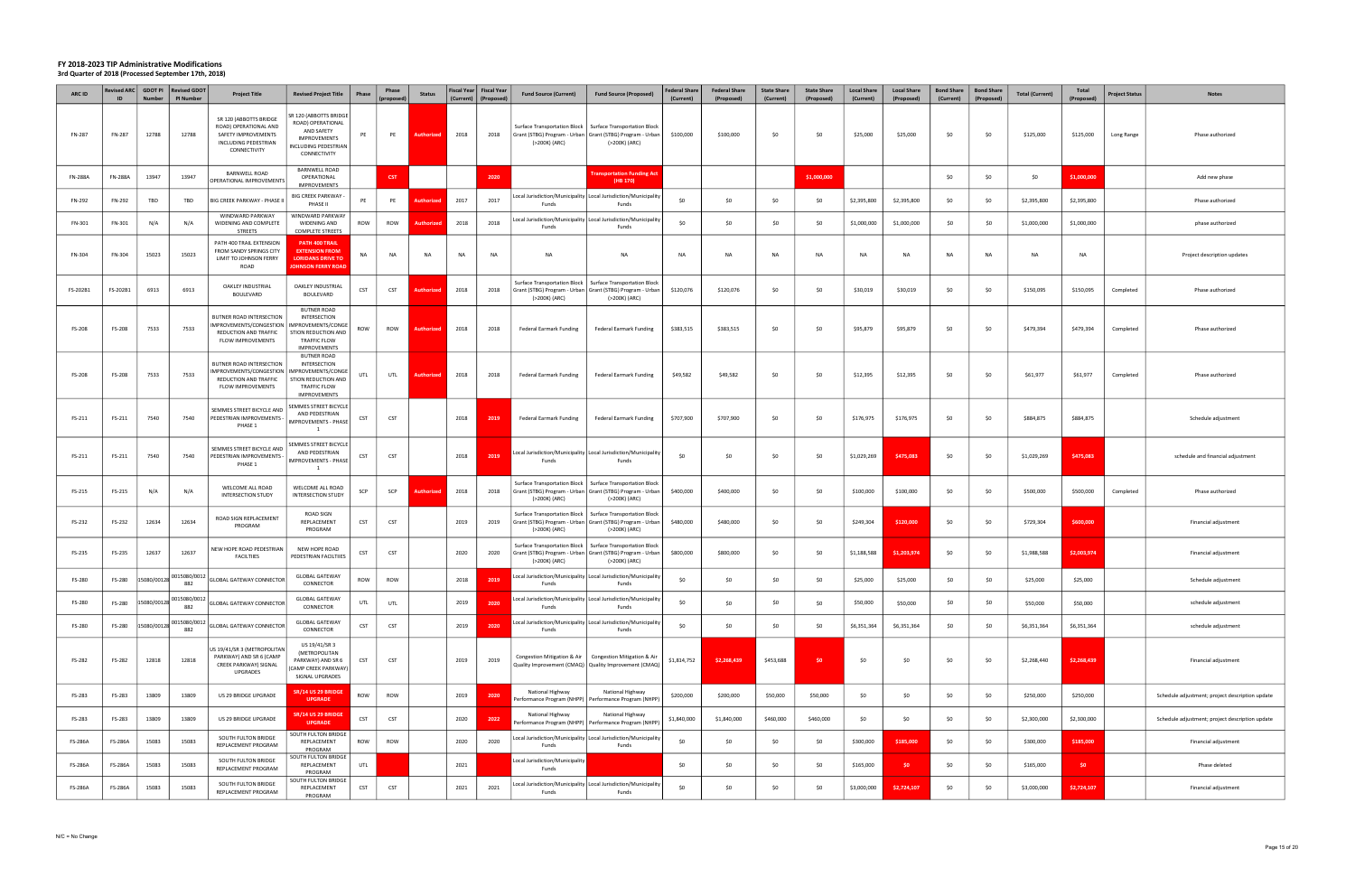# FY 2018-2023 TIP Administrative Modifications

### 3rd Quarter of 2018 (Processed September 17th, 2018)

| ARC ID | Revised ARC ID | GDOT PI Number | Revised GDOT PI Number | Project Title | Revised Project Title | Phase | Phase (proposed) | Status | Fiscal Year (Current) | Fiscal Year (Proposed) | Fund Source (Current) | Fund Source (Proposed) | Federal Share (Current) | Federal Share (Proposed) | State Share (Current) | State Share (Proposed) | Local Share (Current) | Local Share (Proposed) | Bond Share (Current) | Bond Share (Proposed) | Total (Current) | Total (Proposed) | Project Status | Notes |
|---|---|---|---|---|---|---|---|---|---|---|---|---|---|---|---|---|---|---|---|---|---|---|---|---|
| FN-287 | FN-287 | 12788 | 12788 | SR 120 (ABBOTTS BRIDGE ROAD) OPERATIONAL AND SAFETY IMPROVEMENTS INCLUDING PEDESTRIAN CONNECTIVITY | SR 120 (ABBOTTS BRIDGE ROAD) OPERATIONAL AND SAFETY IMPROVEMENTS INCLUDING PEDESTRIAN CONNECTIVITY | PE | PE | Authorized | 2018 | 2018 | Surface Transportation Block Grant (STBG) Program - Urban (>200K) (ARC) | Surface Transportation Block Grant (STBG) Program - Urban (>200K) (ARC) | $100,000 | $100,000 | $0 | $0 | $25,000 | $25,000 | $0 | $0 | $125,000 | $125,000 | Long Range | Phase authorized |
| FN-288A | FN-288A | 13947 | 13947 | BARNWELL ROAD OPERATIONAL IMPROVEMENTS | BARNWELL ROAD OPERATIONAL IMPROVEMENTS | | CST | | | 2020 | | Transportation Funding Act (HB 170) | | | | $1,000,000 | | | $0 | $0 | $0 | $1,000,000 | | Add new phase |
| FN-292 | FN-292 | TBD | TBD | BIG CREEK PARKWAY - PHASE II | BIG CREEK PARKWAY - PHASE II | PE | PE | Authorized | 2017 | 2017 | Local Jurisdiction/Municipality Funds | Local Jurisdiction/Municipality Funds | $0 | $0 | $0 | $0 | $2,395,800 | $2,395,800 | $0 | $0 | $2,395,800 | $2,395,800 | | Phase authorized |
| FN-301 | FN-301 | N/A | N/A | WINDWARD PARKWAY WIDENING AND COMPLETE STREETS | WINDWARD PARKWAY WIDENING AND COMPLETE STREETS | ROW | ROW | Authorized | 2018 | 2018 | Local Jurisdiction/Municipality Funds | Local Jurisdiction/Municipality Funds | $0 | $0 | $0 | $0 | $1,000,000 | $1,000,000 | $0 | $0 | $1,000,000 | $1,000,000 | | phase authorized |
| FN-304 | FN-304 | 15023 | 15023 | PATH 400 TRAIL EXTENSION FROM SANDY SPRINGS CITY LIMIT TO JOHNSON FERRY ROAD | PATH 400 TRAIL EXTENSION FROM LORIDANS DRIVE TO JOHNSON FERRY ROAD | NA | NA | NA | NA | NA | NA | NA | NA | NA | NA | NA | NA | NA | NA | NA | NA | NA | | Project description updates |
| FS-202B1 | FS-202B1 | 6913 | 6913 | OAKLEY INDUSTRIAL BOULEVARD | OAKLEY INDUSTRIAL BOULEVARD | CST | CST | Authorized | 2018 | 2018 | Surface Transportation Block Grant (STBG) Program - Urban (>200K) (ARC) | Surface Transportation Block Grant (STBG) Program - Urban (>200K) (ARC) | $120,076 | $120,076 | $0 | $0 | $30,019 | $30,019 | $0 | $0 | $150,095 | $150,095 | Completed | Phase authorized |
| FS-208 | FS-208 | 7533 | 7533 | BUTNER ROAD INTERSECTION IMPROVEMENTS/CONGESTION REDUCTION AND TRAFFIC FLOW IMPROVEMENTS | BUTNER ROAD INTERSECTION IMPROVEMENTS/CONGESTION REDUCTION AND TRAFFIC FLOW IMPROVEMENTS | ROW | ROW | Authorized | 2018 | 2018 | Federal Earmark Funding | Federal Earmark Funding | $383,515 | $383,515 | $0 | $0 | $95,879 | $95,879 | $0 | $0 | $479,394 | $479,394 | Completed | Phase authorized |
| FS-208 | FS-208 | 7533 | 7533 | BUTNER ROAD INTERSECTION IMPROVEMENTS/CONGESTION REDUCTION AND TRAFFIC FLOW IMPROVEMENTS | BUTNER ROAD INTERSECTION IMPROVEMENTS/CONGESTION REDUCTION AND TRAFFIC FLOW IMPROVEMENTS | UTL | UTL | Authorized | 2018 | 2018 | Federal Earmark Funding | Federal Earmark Funding | $49,582 | $49,582 | $0 | $0 | $12,395 | $12,395 | $0 | $0 | $61,977 | $61,977 | Completed | Phase authorized |
| FS-211 | FS-211 | 7540 | 7540 | SEMMES STREET BICYCLE AND PEDESTRIAN IMPROVEMENTS - PHASE 1 | SEMMES STREET BICYCLE AND PEDESTRIAN IMPROVEMENTS - PHASE 1 | CST | CST | | 2018 | 2019 | Federal Earmark Funding | Federal Earmark Funding | $707,900 | $707,900 | $0 | $0 | $176,975 | $176,975 | $0 | $0 | $884,875 | $884,875 | | Schedule adjustment |
| FS-211 | FS-211 | 7540 | 7540 | SEMMES STREET BICYCLE AND PEDESTRIAN IMPROVEMENTS - PHASE 1 | SEMMES STREET BICYCLE AND PEDESTRIAN IMPROVEMENTS - PHASE 1 | CST | CST | | 2018 | 2019 | Local Jurisdiction/Municipality Funds | Local Jurisdiction/Municipality Funds | $0 | $0 | $0 | $0 | $1,029,269 | $475,083 | $0 | $0 | $1,029,269 | $475,083 | | schedule and financial adjustment |
| FS-215 | FS-215 | N/A | N/A | WELCOME ALL ROAD INTERSECTION STUDY | WELCOME ALL ROAD INTERSECTION STUDY | SCP | SCP | Authorized | 2018 | 2018 | Surface Transportation Block Grant (STBG) Program - Urban (>200K) (ARC) | Surface Transportation Block Grant (STBG) Program - Urban (>200K) (ARC) | $400,000 | $400,000 | $0 | $0 | $100,000 | $100,000 | $0 | $0 | $500,000 | $500,000 | Completed | Phase authorized |
| FS-232 | FS-232 | 12634 | 12634 | ROAD SIGN REPLACEMENT PROGRAM | ROAD SIGN REPLACEMENT PROGRAM | CST | CST | | 2019 | 2019 | Surface Transportation Block Grant (STBG) Program - Urban (>200K) (ARC) | Surface Transportation Block Grant (STBG) Program - Urban (>200K) (ARC) | $480,000 | $480,000 | $0 | $0 | $249,304 | $120,000 | $0 | $0 | $729,304 | $600,000 | | Financial adjustment |
| FS-235 | FS-235 | 12637 | 12637 | NEW HOPE ROAD PEDESTRIAN FACILITIES | NEW HOPE ROAD PEDESTRIAN FACILITIES | CST | CST | | 2020 | 2020 | Surface Transportation Block Grant (STBG) Program - Urban (>200K) (ARC) | Surface Transportation Block Grant (STBG) Program - Urban (>200K) (ARC) | $800,000 | $800,000 | $0 | $0 | $1,188,588 | $1,203,974 | $0 | $0 | $1,988,588 | $2,003,974 | | Financial adjustment |
| FS-280 | FS-280 | 15080/0012882 | 0015080/0012882 | GLOBAL GATEWAY CONNECTOR | GLOBAL GATEWAY CONNECTOR | ROW | ROW | | 2018 | 2019 | Local Jurisdiction/Municipality Funds | Local Jurisdiction/Municipality Funds | $0 | $0 | $0 | $0 | $25,000 | $25,000 | $0 | $0 | $25,000 | $25,000 | | Schedule adjustment |
| FS-280 | FS-280 | 15080/0012882 | 0015080/0012882 | GLOBAL GATEWAY CONNECTOR | GLOBAL GATEWAY CONNECTOR | UTL | UTL | | 2019 | 2020 | Local Jurisdiction/Municipality Funds | Local Jurisdiction/Municipality Funds | $0 | $0 | $0 | $0 | $50,000 | $50,000 | $0 | $0 | $50,000 | $50,000 | | schedule adjustment |
| FS-280 | FS-280 | 15080/0012882 | 0015080/0012882 | GLOBAL GATEWAY CONNECTOR | GLOBAL GATEWAY CONNECTOR | CST | CST | | 2019 | 2020 | Local Jurisdiction/Municipality Funds | Local Jurisdiction/Municipality Funds | $0 | $0 | $0 | $0 | $6,351,364 | $6,351,364 | $0 | $0 | $6,351,364 | $6,351,364 | | schedule adjustment |
| FS-282 | FS-282 | 12818 | 12818 | US 19/41/SR 3 (METROPOLITAN PARKWAY) AND SR 6 (CAMP CREEK PARKWAY) SIGNAL UPGRADES | US 19/41/SR 3 (METROPOLITAN PARKWAY) AND SR 6 (CAMP CREEK PARKWAY) SIGNAL UPGRADES | CST | CST | | 2019 | 2019 | Congestion Mitigation & Air Quality Improvement (CMAQ) | Congestion Mitigation & Air Quality Improvement (CMAQ) | $1,814,752 | $2,268,439 | $453,688 | $0 | $0 | $0 | $0 | $0 | $2,268,440 | $2,268,439 | | Financial adjustment |
| FS-283 | FS-283 | 13809 | 13809 | US 29 BRIDGE UPGRADE | SR/14 US 29 BRIDGE UPGRADE | ROW | ROW | | 2019 | 2020 | National Highway Performance Program (NHPP) | National Highway Performance Program (NHPP) | $200,000 | $200,000 | $50,000 | $50,000 | $0 | $0 | $0 | $0 | $250,000 | $250,000 | | Schedule adjustment; project description update |
| FS-283 | FS-283 | 13809 | 13809 | US 29 BRIDGE UPGRADE | SR/14 US 29 BRIDGE UPGRADE | CST | CST | | 2020 | 2022 | National Highway Performance Program (NHPP) | National Highway Performance Program (NHPP) | $1,840,000 | $1,840,000 | $460,000 | $460,000 | $0 | $0 | $0 | $0 | $2,300,000 | $2,300,000 | | Schedule adjustment; project description update |
| FS-286A | FS-286A | 15083 | 15083 | SOUTH FULTON BRIDGE REPLACEMENT PROGRAM | SOUTH FULTON BRIDGE REPLACEMENT PROGRAM | ROW | ROW | | 2020 | 2020 | Local Jurisdiction/Municipality Funds | Local Jurisdiction/Municipality Funds | $0 | $0 | $0 | $0 | $300,000 | $185,000 | $0 | $0 | $300,000 | $185,000 | | Financial adjustment |
| FS-286A | FS-286A | 15083 | 15083 | SOUTH FULTON BRIDGE REPLACEMENT PROGRAM | SOUTH FULTON BRIDGE REPLACEMENT PROGRAM | UTL | | | 2021 | | Local Jurisdiction/Municipality Funds | | $0 | $0 | $0 | $0 | $165,000 | $0 | $0 | $0 | $165,000 | $0 | | Phase deleted |
| FS-286A | FS-286A | 15083 | 15083 | SOUTH FULTON BRIDGE REPLACEMENT PROGRAM | SOUTH FULTON BRIDGE REPLACEMENT PROGRAM | CST | CST | | 2021 | 2021 | Local Jurisdiction/Municipality Funds | Local Jurisdiction/Municipality Funds | $0 | $0 | $0 | $0 | $3,000,000 | $2,724,107 | $0 | $0 | $3,000,000 | $2,724,107 | | Financial adjustment |

N/C = No Change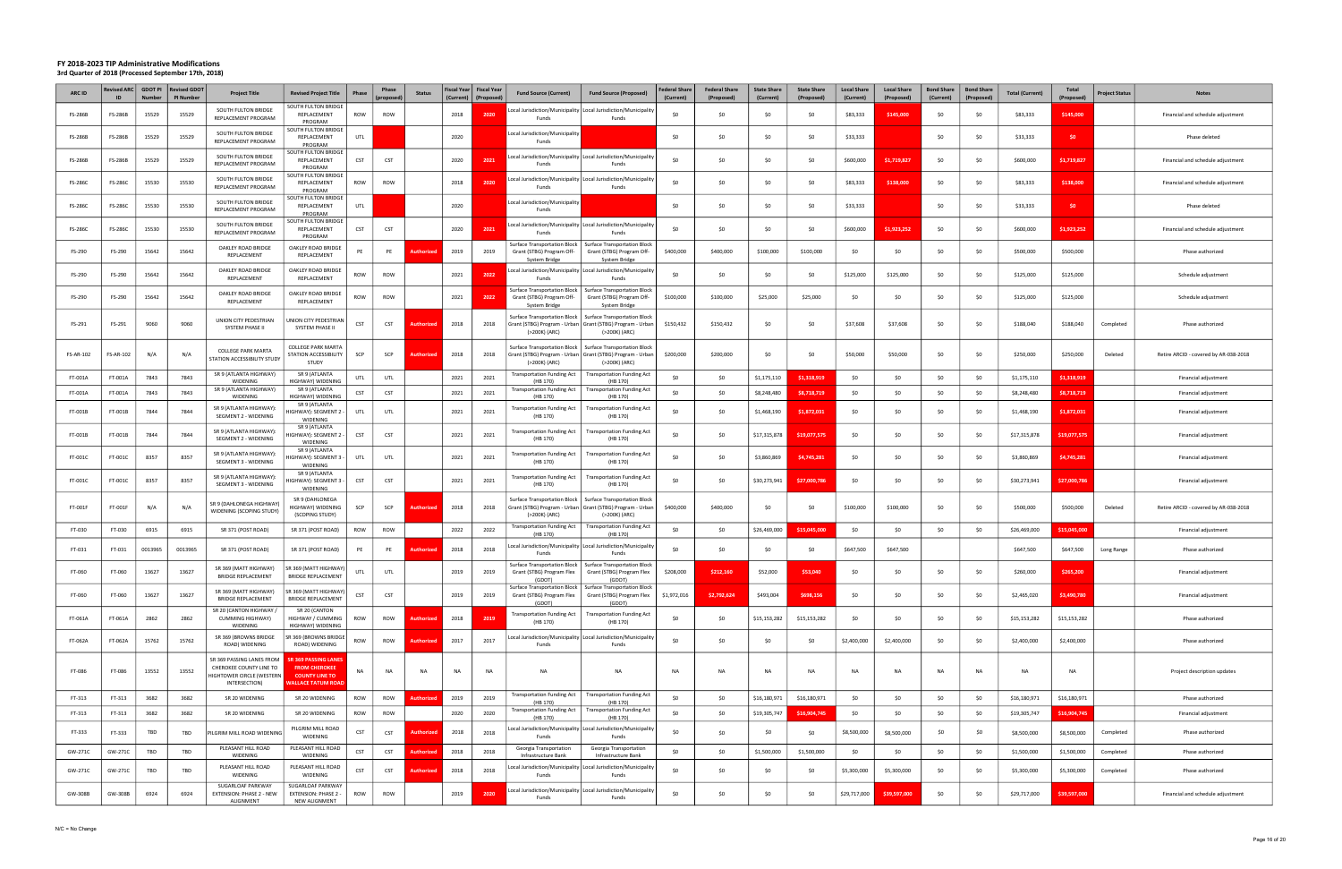# FY 2018-2023 TIP Administrative Modifications

**3rd Quarter of 2018 (Processed September 17th, 2018)**

| ARC ID | Revised ARC ID | GDOT PI Number | Revised GDOT PI Number | Project Title | Revised Project Title | Phase | Phase (proposed) | Status | Fiscal Year (Current) | Fiscal Year (Proposed) | Fund Source (Current) | Fund Source (Proposed) | Federal Share (Current) | Federal Share (Proposed) | State Share (Current) | State Share (Proposed) | Local Share (Current) | Local Share (Proposed) | Bond Share (Current) | Bond Share (Proposed) | Total (Current) | Total (Proposed) | Project Status | Notes |
|---|---|---|---|---|---|---|---|---|---|---|---|---|---|---|---|---|---|---|---|---|---|---|---|---|
| FS-286B | FS-286B | 15529 | 15529 | SOUTH FULTON BRIDGE REPLACEMENT PROGRAM | SOUTH FULTON BRIDGE REPLACEMENT PROGRAM | ROW | ROW | | 2018 | 2020 | Local Jurisdiction/Municipality Funds | Local Jurisdiction/Municipality Funds | $0 | $0 | $0 | $0 | $83,333 | $145,000 | $0 | $0 | $83,333 | $145,000 | | Financial and schedule adjustment |
| FS-286B | FS-286B | 15529 | 15529 | SOUTH FULTON BRIDGE REPLACEMENT PROGRAM | SOUTH FULTON BRIDGE REPLACEMENT PROGRAM | UTL | | | 2020 | | Local Jurisdiction/Municipality Funds | | $0 | $0 | $0 | $0 | $33,333 | | $0 | $0 | $33,333 | $0 | | Phase deleted |
| FS-286B | FS-286B | 15529 | 15529 | SOUTH FULTON BRIDGE REPLACEMENT PROGRAM | SOUTH FULTON BRIDGE REPLACEMENT PROGRAM | CST | CST | | 2020 | 2021 | Local Jurisdiction/Municipality Funds | Local Jurisdiction/Municipality Funds | $0 | $0 | $0 | $0 | $600,000 | $1,719,827 | $0 | $0 | $600,000 | $1,719,827 | | Financial and schedule adjustment |
| FS-286C | FS-286C | 15530 | 15530 | SOUTH FULTON BRIDGE REPLACEMENT PROGRAM | SOUTH FULTON BRIDGE REPLACEMENT PROGRAM | ROW | ROW | | 2018 | 2020 | Local Jurisdiction/Municipality Funds | Local Jurisdiction/Municipality Funds | $0 | $0 | $0 | $0 | $83,333 | $138,000 | $0 | $0 | $83,333 | $138,000 | | Financial and schedule adjustment |
| FS-286C | FS-286C | 15530 | 15530 | SOUTH FULTON BRIDGE REPLACEMENT PROGRAM | SOUTH FULTON BRIDGE REPLACEMENT PROGRAM | UTL | | | 2020 | | Local Jurisdiction/Municipality Funds | | $0 | $0 | $0 | $0 | $33,333 | | $0 | $0 | $33,333 | $0 | | Phase deleted |
| FS-286C | FS-286C | 15530 | 15530 | SOUTH FULTON BRIDGE REPLACEMENT PROGRAM | SOUTH FULTON BRIDGE REPLACEMENT PROGRAM | CST | CST | | 2020 | 2021 | Local Jurisdiction/Municipality Funds | Local Jurisdiction/Municipality Funds | $0 | $0 | $0 | $0 | $600,000 | $1,923,252 | $0 | $0 | $600,000 | $1,923,252 | | Financial and schedule adjustment |
| FS-290 | FS-290 | 15642 | 15642 | OAKLEY ROAD BRIDGE REPLACEMENT | OAKLEY ROAD BRIDGE REPLACEMENT | PE | PE | Authorized | 2019 | 2019 | Surface Transportation Block Grant (STBG) Program Off-System Bridge | Surface Transportation Block Grant (STBG) Program Off-System Bridge | $400,000 | $400,000 | $100,000 | $100,000 | $0 | $0 | $0 | $0 | $500,000 | $500,000 | | Phase authorized |
| FS-290 | FS-290 | 15642 | 15642 | OAKLEY ROAD BRIDGE REPLACEMENT | OAKLEY ROAD BRIDGE REPLACEMENT | ROW | ROW | | 2021 | 2022 | Local Jurisdiction/Municipality Funds | Local Jurisdiction/Municipality Funds | $0 | $0 | $0 | $0 | $125,000 | $125,000 | $0 | $0 | $125,000 | $125,000 | | Schedule adjustment |
| FS-290 | FS-290 | 15642 | 15642 | OAKLEY ROAD BRIDGE REPLACEMENT | OAKLEY ROAD BRIDGE REPLACEMENT | ROW | ROW | | 2021 | 2022 | Surface Transportation Block Grant (STBG) Program Off-System Bridge | Surface Transportation Block Grant (STBG) Program Off-System Bridge | $100,000 | $100,000 | $25,000 | $25,000 | $0 | $0 | $0 | $0 | $125,000 | $125,000 | | Schedule adjustment |
| FS-291 | FS-291 | 9060 | 9060 | UNION CITY PEDESTRIAN SYSTEM PHASE II | UNION CITY PEDESTRIAN SYSTEM PHASE II | CST | CST | Authorized | 2018 | 2018 | Surface Transportation Block Grant (STBG) Program - Urban (>200K) (ARC) | Surface Transportation Block Grant (STBG) Program - Urban (>200K) (ARC) | $150,432 | $150,432 | $0 | $0 | $37,608 | $37,608 | $0 | $0 | $188,040 | $188,040 | Completed | Phase authorized |
| FS-AR-102 | FS-AR-102 | N/A | N/A | COLLEGE PARK MARTA STATION ACCESSIBILITY STUDY | COLLEGE PARK MARTA STATION ACCESSIBILITY STUDY | SCP | SCP | Authorized | 2018 | 2018 | Surface Transportation Block Grant (STBG) Program - Urban (>200K) (ARC) | Surface Transportation Block Grant (STBG) Program - Urban (>200K) (ARC) | $200,000 | $200,000 | $0 | $0 | $50,000 | $50,000 | $0 | $0 | $250,000 | $250,000 | Deleted | Retire ARCID - covered by AR-038-2018 |
| FT-001A | FT-001A | 7843 | 7843 | SR 9 (ATLANTA HIGHWAY) WIDENING | SR 9 (ATLANTA HIGHWAY) WIDENING | UTL | UTL | | 2021 | 2021 | Transportation Funding Act (HB 170) | Transportation Funding Act (HB 170) | $0 | $0 | $1,175,110 | $1,318,919 | $0 | $0 | $0 | $0 | $1,175,110 | $1,318,919 | | Financial adjustment |
| FT-001A | FT-001A | 7843 | 7843 | SR 9 (ATLANTA HIGHWAY) WIDENING | SR 9 (ATLANTA HIGHWAY) WIDENING | CST | CST | | 2021 | 2021 | Transportation Funding Act (HB 170) | Transportation Funding Act (HB 170) | $0 | $0 | $8,248,480 | $8,718,719 | $0 | $0 | $0 | $0 | $8,248,480 | $8,718,719 | | Financial adjustment |
| FT-001B | FT-001B | 7844 | 7844 | SR 9 (ATLANTA HIGHWAY): SEGMENT 2 - WIDENING | SR 9 (ATLANTA HIGHWAY): SEGMENT 2 - WIDENING | UTL | UTL | | 2021 | 2021 | Transportation Funding Act (HB 170) | Transportation Funding Act (HB 170) | $0 | $0 | $1,468,190 | $1,872,031 | $0 | $0 | $0 | $0 | $1,468,190 | $1,872,031 | | Financial adjustment |
| FT-001B | FT-001B | 7844 | 7844 | SR 9 (ATLANTA HIGHWAY): SEGMENT 2 - WIDENING | SR 9 (ATLANTA HIGHWAY): SEGMENT 2 - WIDENING | CST | CST | | 2021 | 2021 | Transportation Funding Act (HB 170) | Transportation Funding Act (HB 170) | $0 | $0 | $17,315,878 | $19,077,575 | $0 | $0 | $0 | $0 | $17,315,878 | $19,077,575 | | Financial adjustment |
| FT-001C | FT-001C | 8357 | 8357 | SR 9 (ATLANTA HIGHWAY): SEGMENT 3 - WIDENING | SR 9 (ATLANTA HIGHWAY): SEGMENT 3 - WIDENING | UTL | UTL | | 2021 | 2021 | Transportation Funding Act (HB 170) | Transportation Funding Act (HB 170) | $0 | $0 | $3,860,869 | $4,745,281 | $0 | $0 | $0 | $0 | $3,860,869 | $4,745,281 | | Financial adjustment |
| FT-001C | FT-001C | 8357 | 8357 | SR 9 (ATLANTA HIGHWAY): SEGMENT 3 - WIDENING | SR 9 (ATLANTA HIGHWAY): SEGMENT 3 - WIDENING | CST | CST | | 2021 | 2021 | Transportation Funding Act (HB 170) | Transportation Funding Act (HB 170) | $0 | $0 | $30,273,941 | $27,000,786 | $0 | $0 | $0 | $0 | $30,273,941 | $27,000,786 | | Financial adjustment |
| FT-001F | FT-001F | N/A | N/A | SR 9 (DAHLONEGA HIGHWAY) WIDENING (SCOPING STUDY) | SR 9 (DAHLONEGA HIGHWAY) WIDENING (SCOPING STUDY) | SCP | SCP | Authorized | 2018 | 2018 | Surface Transportation Block Grant (STBG) Program - Urban (>200K) (ARC) | Surface Transportation Block Grant (STBG) Program - Urban (>200K) (ARC) | $400,000 | $400,000 | $0 | $0 | $100,000 | $100,000 | $0 | $0 | $500,000 | $500,000 | Deleted | Retire ARCID - covered by AR-038-2018 |
| FT-030 | FT-030 | 6915 | 6915 | SR 371 (POST ROAD) | SR 371 (POST ROAD) | ROW | ROW | | 2022 | 2022 | Transportation Funding Act (HB 170) | Transportation Funding Act (HB 170) | $0 | $0 | $26,469,000 | $15,045,000 | $0 | $0 | $0 | $0 | $26,469,000 | $15,045,000 | | Financial adjustment |
| FT-031 | FT-031 | 0013965 | 0013965 | SR 371 (POST ROAD) | SR 371 (POST ROAD) | PE | PE | Authorized | 2018 | 2018 | Local Jurisdiction/Municipality Funds | Local Jurisdiction/Municipality Funds | $0 | $0 | $0 | $0 | $647,500 | $647,500 | | | $647,500 | $647,500 | Long Range | Phase authorized |
| FT-060 | FT-060 | 13627 | 13627 | SR 369 (MATT HIGHWAY) BRIDGE REPLACEMENT | SR 369 (MATT HIGHWAY) BRIDGE REPLACEMENT | UTL | UTL | | 2019 | 2019 | Surface Transportation Block Grant (STBG) Program Flex (GDOT) | Surface Transportation Block Grant (STBG) Program Flex (GDOT) | $208,000 | $212,160 | $52,000 | $53,040 | $0 | $0 | $0 | $0 | $260,000 | $265,200 | | Financial adjustment |
| FT-060 | FT-060 | 13627 | 13627 | SR 369 (MATT HIGHWAY) BRIDGE REPLACEMENT | SR 369 (MATT HIGHWAY) BRIDGE REPLACEMENT | CST | CST | | 2019 | 2019 | Surface Transportation Block Grant (STBG) Program Flex (GDOT) | Surface Transportation Block Grant (STBG) Program Flex (GDOT) | $1,972,016 | $2,792,624 | $493,004 | $698,156 | $0 | $0 | $0 | $0 | $2,465,020 | $3,490,780 | | Financial adjustment |
| FT-061A | FT-061A | 2862 | 2862 | SR 20 (CANTON HIGHWAY / CUMMING HIGHWAY) WIDENING | SR 20 (CANTON HIGHWAY / CUMMING HIGHWAY) WIDENING | ROW | ROW | Authorized | 2018 | 2019 | Transportation Funding Act (HB 170) | Transportation Funding Act (HB 170) | $0 | $0 | $15,153,282 | $15,153,282 | $0 | $0 | $0 | $0 | $15,153,282 | $15,153,282 | | Phase authorized |
| FT-062A | FT-062A | 15762 | 15762 | SR 369 (BROWNS BRIDGE ROAD) WIDENING | SR 369 (BROWNS BRIDGE ROAD) WIDENING | ROW | ROW | Authorized | 2017 | 2017 | Local Jurisdiction/Municipality Funds | Local Jurisdiction/Municipality Funds | $0 | $0 | $0 | $0 | $2,400,000 | $2,400,000 | $0 | $0 | $2,400,000 | $2,400,000 | | Phase authorized |
| FT-086 | FT-086 | 13552 | 13552 | SR 369 PASSING LANES FROM CHEROKEE COUNTY LINE TO HIGHTOWER CIRCLE (WESTERN INTERSECTION) | SR 369 PASSING LANES FROM CHEROKEE COUNTY LINE TO WALLACE TATUM ROAD | NA | NA | NA | NA | NA | NA | NA | NA | NA | NA | NA | NA | NA | NA | NA | NA | NA | | Project description updates |
| FT-313 | FT-313 | 3682 | 3682 | SR 20 WIDENING | SR 20 WIDENING | ROW | ROW | Authorized | 2019 | 2019 | Transportation Funding Act (HB 170) | Transportation Funding Act (HB 170) | $0 | $0 | $16,180,971 | $16,180,971 | $0 | $0 | $0 | $0 | $16,180,971 | $16,180,971 | | Phase authorized |
| FT-313 | FT-313 | 3682 | 3682 | SR 20 WIDENING | SR 20 WIDENING | ROW | ROW | | 2020 | 2020 | Transportation Funding Act (HB 170) | Transportation Funding Act (HB 170) | $0 | $0 | $19,305,747 | $16,904,745 | $0 | $0 | $0 | $0 | $19,305,747 | $16,904,745 | | Financial adjustment |
| FT-333 | FT-333 | TBD | TBD | PILGRIM MILL ROAD WIDENING | PILGRIM MILL ROAD WIDENING | CST | CST | Authorized | 2018 | 2018 | Local Jurisdiction/Municipality Funds | Local Jurisdiction/Municipality Funds | $0 | $0 | $0 | $0 | $8,500,000 | $8,500,000 | $0 | $0 | $8,500,000 | $8,500,000 | Completed | Phase authorized |
| GW-271C | GW-271C | TBD | TBD | PLEASANT HILL ROAD WIDENING | PLEASANT HILL ROAD WIDENING | CST | CST | Authorized | 2018 | 2018 | Georgia Transportation Infrastructure Bank | Georgia Transportation Infrastructure Bank | $0 | $0 | $1,500,000 | $1,500,000 | $0 | $0 | $0 | $0 | $1,500,000 | $1,500,000 | Completed | Phase authorized |
| GW-271C | GW-271C | TBD | TBD | PLEASANT HILL ROAD WIDENING | PLEASANT HILL ROAD WIDENING | CST | CST | Authorized | 2018 | 2018 | Local Jurisdiction/Municipality Funds | Local Jurisdiction/Municipality Funds | $0 | $0 | $0 | $0 | $5,300,000 | $5,300,000 | $0 | $0 | $5,300,000 | $5,300,000 | Completed | Phase authorized |
| GW-308B | GW-308B | 6924 | 6924 | SUGARLOAF PARKWAY EXTENSION: PHASE 2 - NEW ALIGNMENT | SUGARLOAF PARKWAY EXTENSION: PHASE 2 - NEW ALIGNMENT | ROW | ROW | | 2019 | 2020 | Local Jurisdiction/Municipality Funds | Local Jurisdiction/Municipality Funds | $0 | $0 | $0 | $0 | $29,717,000 | $39,597,000 | $0 | $0 | $29,717,000 | $39,597,000 | | Financial and schedule adjustment |

N/C = No Change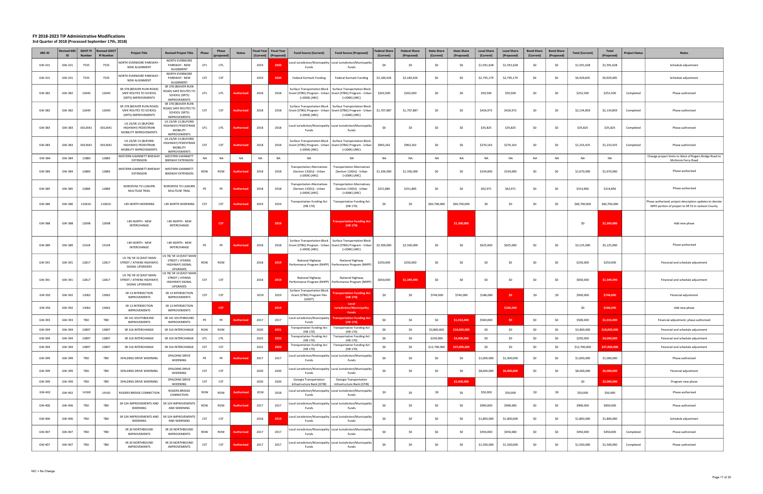# FY 2018-2023 TIP Administrative Modifications

### 3rd Quarter of 2018 (Processed September 17th, 2018)

| ARC ID | Revised ARC ID | GDOT PI Number | Revised GDOT PI Number | Project Title | Revised Project Title | Phase | Phase (proposed) | Status | Fiscal Year (Current) | Fiscal Year (Proposed) | Fund Source (Current) | Fund Source (Proposed) | Federal Share (Current) | Federal Share (Proposed) | State Share (Current) | State Share (Proposed) | Local Share (Current) | Local Share (Proposed) | Bond Share (Current) | Bond Share (Proposed) | Total (Current) | Total (Proposed) | Project Status | Notes |
|---|---|---|---|---|---|---|---|---|---|---|---|---|---|---|---|---|---|---|---|---|---|---|---|---|
| GW-331 | GW-331 | 7535 | 7535 | NORTH EVERMORE PARKWAY - NEW ALIGNMENT | NORTH EVERMORE PARKWAY - NEW ALIGNMENT | UTL | UTL | | 2019 | 2020 | Local Jurisdiction/Municipality Funds | Local Jurisdiction/Municipality Funds | $0 | $0 | $0 | $0 | $1,591,628 | $1,591,628 | $0 | $0 | $1,591,628 | $1,591,628 | | Schedule adjustment |
| GW-331 | GW-331 | 7535 | 7535 | NORTH EVERMORE PARKWAY - NEW ALIGNMENT | NORTH EVERMORE PARKWAY - NEW ALIGNMENT | CST | CST | | 2019 | 2020 | Federal Earmark Funding | Federal Earmark Funding | $2,184,426 | $2,184,426 | $0 | $0 | $2,745,179 | $2,745,179 | $0 | $0 | $4,929,605 | $4,929,605 | | Schedule adjustment |
| GW-382 | GW-382 | 12640 | 12640 | SR 378 (BEAVER RUIN ROAD) SAFE ROUTES TO SCHOOL (SRTS) IMPROVEMENTS | SR 378 (BEAVER RUIN ROAD) SAFE ROUTES TO SCHOOL (SRTS) IMPROVEMENTS | UTL | UTL | Authorized | 2018 | 2018 | Surface Transportation Block Grant (STBG) Program - Urban (>200K) (ARC) | Surface Transportation Block Grant (STBG) Program - Urban (>200K) (ARC) | $202,000 | $202,000 | $0 | $0 | $50,500 | $50,500 | $0 | $0 | $252,500 | $252,500 | Completed | Phase authorized |
| GW-382 | GW-382 | 12640 | 12640 | SR 378 (BEAVER RUIN ROAD) SAFE ROUTES TO SCHOOL (SRTS) IMPROVEMENTS | SR 378 (BEAVER RUIN ROAD) SAFE ROUTES TO SCHOOL (SRTS) IMPROVEMENTS | CST | CST | Authorized | 2018 | 2018 | Surface Transportation Block Grant (STBG) Program - Urban (>200K) (ARC) | Surface Transportation Block Grant (STBG) Program - Urban (>200K) (ARC) | $1,707,887 | $1,707,887 | $0 | $0 | $426,972 | $426,972 | $0 | $0 | $2,134,859 | $2,134,859 | Completed | Phase authorized |
| GW-383 | GW-383 | 0012641 | 0012641 | US 23/SR 13 (BUFORD HIGHWAY) PEDESTRIAN MOBILITY IMPROVEMENTS | US 23/SR 13 (BUFORD HIGHWAY) PEDESTRIAN MOBILITY IMPROVEMENTS | UTL | UTL | Authorized | 2018 | 2018 | Local Jurisdiction/Municipality Funds | Local Jurisdiction/Municipality Funds | $0 | $0 | $0 | $0 | $35,825 | $35,825 | $0 | $0 | $35,825 | $35,825 | Completed | Phase authorized |
| GW-383 | GW-383 | 0012641 | 0012641 | US 23/SR 13 (BUFORD HIGHWAY) PEDESTRIAN MOBILITY IMPROVEMENTS | US 23/SR 13 (BUFORD HIGHWAY) PEDESTRIAN MOBILITY IMPROVEMENTS | CST | CST | Authorized | 2018 | 2018 | Surface Transportation Block Grant (STBG) Program - Urban (>200K) (ARC) | Surface Transportation Block Grant (STBG) Program - Urban (>200K) (ARC) | $963,262 | $963,262 | $0 | $0 | $270,163 | $270,163 | $0 | $0 | $1,233,425 | $1,233,425 | Completed | Phase authorized |
| GW-384 | GW-384 | 12883 | 12883 | WESTERN GWINNETT BIKEWAY EXTENSION | WESTERN GWINNETT BIKEWAY EXTENSION | NA | NA | NA | NA | NA | NA | NA | NA | NA | NA | NA | NA | NA | NA | NA | NA | NA | | Change project limits to West of Rogers Bridge Road to McGinnis Ferry Road |
| GW-384 | GW-384 | 12883 | 12883 | WESTERN GWINNETT BIKEWAY EXTENSION | WESTERN GWINNETT BIKEWAY EXTENSION | ROW | ROW | Authorized | 2018 | 2018 | Transportation Alternatives (Section 133(h)) - Urban (>200K) (ARC) | Transportation Alternatives (Section 133(h)) - Urban (>200K) (ARC) | $1,336,000 | $1,336,000 | $0 | $0 | $334,000 | $334,000 | $0 | $0 | $1,670,000 | $1,670,000 | | Phase authorized |
| GW-385 | GW-385 | 12884 | 12884 | NORCROSS TO LILBURN MULTIUSE TRAIL | NORCROSS TO LILBURN MULTIUSE TRAIL | PE | PE | Authorized | 2018 | 2018 | Transportation Alternatives (Section 133(h)) - Urban (>200K) (ARC) | Transportation Alternatives (Section 133(h)) - Urban (>200K) (ARC) | $251,885 | $251,885 | $0 | $0 | $62,971 | $62,971 | $0 | $0 | $314,856 | $314,856 | | Phase authorized |
| GW-386 | GW-386 | 110610- | 110610- | I-85 NORTH WIDENING | I-85 NORTH WIDENING | CST | CST | Authorized | 2019 | 2019 | Transportation Funding Act (HB 170) | Transportation Funding Act (HB 170) | $0 | $0 | $60,700,000 | $60,700,000 | $0 | $0 | $0 | $0 | $60,700,000 | $60,700,000 | | Phase authorized; project description updates to denote MPO portion of project to SR 53 in Jackson County |
| GW-388 | GW-388 | 12698 | 12698 | I-85 NORTH - NEW INTERCHANGE | I-85 NORTH - NEW INTERCHANGE | | CST | | | 2019 | | Transportation Funding Act (HB 170) | | | | $1,300,000 | | | | | $0 | $1,300,000 | | Add new phase |
| GW-389 | GW-389 | 13104 | 13104 | I-85 NORTH - NEW INTERCHANGE | I-85 NORTH - NEW INTERCHANGE | PE | PE | Authorized | 2018 | 2018 | Surface Transportation Block Grant (STBG) Program - Urban (>200K) (ARC) | Surface Transportation Block Grant (STBG) Program - Urban (>200K) (ARC) | $2,500,000 | $2,500,000 | $0 | $0 | $625,000 | $625,000 | $0 | $0 | $3,125,000 | $3,125,000 | | Phase authorized |
| GW-391 | GW-391 | 12817 | 12817 | US 78/ SR 10 (EAST MAIN STREET / ATHENS HIGHWAY) SIGNAL UPGRADES | US 78/ SR 10 (EAST MAIN STREET / ATHENS HIGHWAY) SIGNAL UPGRADES | ROW | ROW | | 2018 | 2019 | National Highway Performance Program (NHPP) | National Highway Performance Program (NHPP) | $250,000 | $250,000 | $0 | $0 | $0 | $0 | $0 | $0 | $250,000 | $250,000 | | Financial and schedule adjustment |
| GW-391 | GW-391 | 12817 | 12817 | US 78/ SR 10 (EAST MAIN STREET / ATHENS HIGHWAY) SIGNAL UPGRADES | US 78/ SR 10 (EAST MAIN STREET / ATHENS HIGHWAY) SIGNAL UPGRADES | CST | CST | | 2018 | 2019 | National Highway Performance Program (NHPP) | National Highway Performance Program (NHPP) | $650,000 | $1,349,390 | $0 | $0 | $0 | $0 | $0 | $0 | $650,000 | $1,349,390 | | Financial and schedule adjustment |
| GW-392 | GW-392 | 13062 | 13062 | SR 13 INTERSECTION IMPROVEMENTS | SR 13 INTERSECTION IMPROVEMENTS | CST | CST | | 2019 | 2019 | Surface Transportation Block Grant (STBG) Program Flex (GDOT) | Transportation Funding Act (HB 170) | $0 | $0 | $744,000 | $744,000 | $186,000 | $0 | $0 | $0 | $930,000 | $744,000 | | Financial adjustment |
| GW-392 | GW-392 | 13062 | 13062 | SR 13 INTERSECTION IMPROVEMENTS | SR 13 INTERSECTION IMPROVEMENTS | | CST | | | 2019 | | Local Jurisdiction/Municipality Funds | | | | | | $186,000 | | | $0 | $186,000 | | Add new phase |
| GW-393 | GW-393 | TBD | TBD | SR 141 SOUTHBOUND IMPROVEMENTS | SR 141 SOUTHBOUND IMPROVEMENTS | PE | PE | Authorized | 2017 | 2017 | Local Jurisdiction/Municipality Funds | Transportation Funding Act (HB 170) | $0 | $0 | $0 | $1,016,000 | $500,000 | $0 | $0 | $0 | $500,000 | $1,016,000 | | Financial adjustment; phase authorized |
| GW-394 | GW-394 | 13897 | 13897 | SR 316 INTERCHANGE | SR 316 INTERCHANGE | ROW | ROW | | 2020 | 2021 | Transportation Funding Act (HB 170) | Transportation Funding Act (HB 170) | $0 | $0 | $3,800,000 | $18,000,000 | $0 | $0 | $0 | $0 | $3,800,000 | $18,000,000 | | Financial and schedule adjustment |
| GW-394 | GW-394 | 13897 | 13897 | SR 316 INTERCHANGE | SR 316 INTERCHANGE | UTL | UTL | | 2022 | 2023 | Transportation Funding Act (HB 170) | Transportation Funding Act (HB 170) | $0 | $0 | $250,000 | $4,000,000 | $0 | $0 | $0 | $0 | $250,000 | $4,000,000 | | Financial and schedule adjustment |
| GW-394 | GW-394 | 13897 | 13897 | SR 316 INTERCHANGE | SR 316 INTERCHANGE | CST | CST | | 2022 | 2023 | Transportation Funding Act (HB 170) | Transportation Funding Act (HB 170) | $0 | $0 | $12,700,000 | $47,000,000 | $0 | $0 | $0 | $0 | $12,700,000 | $47,000,000 | | Financial and schedule adjustment |
| GW-399 | GW-399 | TBD | TBD | SPALDING DRIVE WIDENING | SPALDING DRIVE WIDENING | PE | PE | Authorized | 2017 | 2017 | Local Jurisdiction/Municipality Funds | Local Jurisdiction/Municipality Funds | $0 | $0 | $0 | $0 | $1,000,000 | $1,000,000 | $0 | $0 | $1,000,000 | $1,000,000 | | Phase authorized |
| GW-399 | GW-399 | TBD | TBD | SPALDING DRIVE WIDENING | SPALDING DRIVE WIDENING | CST | CST | | 2020 | 2020 | Local Jurisdiction/Municipality Funds | Local Jurisdiction/Municipality Funds | $0 | $0 | $0 | $0 | $8,000,000 | $6,000,000 | $0 | $0 | $8,000,000 | $6,000,000 | | Financial adjustment |
| GW-399 | GW-399 | TBD | TBD | SPALDING DRIVE WIDENING | SPALDING DRIVE WIDENING | CST | CST | | 2020 | 2020 | Georgia Transportation Infrastructure Bank (GTIB) | Georgia Transportation Infrastructure Bank (GTIB) | | | | $2,000,000 | | | | | $0 | $2,000,000 | | Program new phase |
| GW-402 | GW-402 | 14160 | 14160 | ROGERS BRIDGE CONNECTION | ROGERS BRIDGE CONNECTION | ROW | ROW | Authorized | 2018 | 2018 | Local Jurisdiction/Municipality Funds | Local Jurisdiction/Municipality Funds | $0 | $0 | $0 | $0 | $50,000 | $50,000 | $0 | $0 | $50,000 | $50,000 | | Phase authorized |
| GW-406 | GW-406 | TBD | TBD | SR 324 IMPROVEMENTS AND WIDENING | SR 324 IMPROVEMENTS AND WIDENING | ROW | ROW | Authorized | 2017 | 2017 | Local Jurisdiction/Municipality Funds | Local Jurisdiction/Municipality Funds | $0 | $0 | $0 | $0 | $900,000 | $900,000 | $0 | $0 | $900,000 | $900,000 | | Phase authorized |
| GW-406 | GW-406 | TBD | TBD | SR 324 IMPROVEMENTS AND WIDENING | SR 324 IMPROVEMENTS AND WIDENING | CST | CST | | 2018 | 2019 | Local Jurisdiction/Municipality Funds | Local Jurisdiction/Municipality Funds | $0 | $0 | $0 | $0 | $1,800,000 | $1,800,000 | $0 | $0 | $1,800,000 | $1,800,000 | | Schedule adjustment |
| GW-407 | GW-407 | TBD | TBD | SR 20 NORTHBOUND IMPROVEMENTS | SR 20 NORTHBOUND IMPROVEMENTS | ROW | ROW | Authorized | 2017 | 2017 | Local Jurisdiction/Municipality Funds | Local Jurisdiction/Municipality Funds | $0 | $0 | $0 | $0 | $450,000 | $450,000 | $0 | $0 | $450,000 | $450,000 | Completed | Phase authorized |
| GW-407 | GW-407 | TBD | TBD | SR 20 NORTHBOUND IMPROVEMENTS | SR 20 NORTHBOUND IMPROVEMENTS | CST | CST | Authorized | 2017 | 2017 | Local Jurisdiction/Municipality Funds | Local Jurisdiction/Municipality Funds | $0 | $0 | $0 | $0 | $1,500,000 | $1,500,000 | $0 | $0 | $1,500,000 | $1,500,000 | Completed | Phase authorized |

N/C = No Change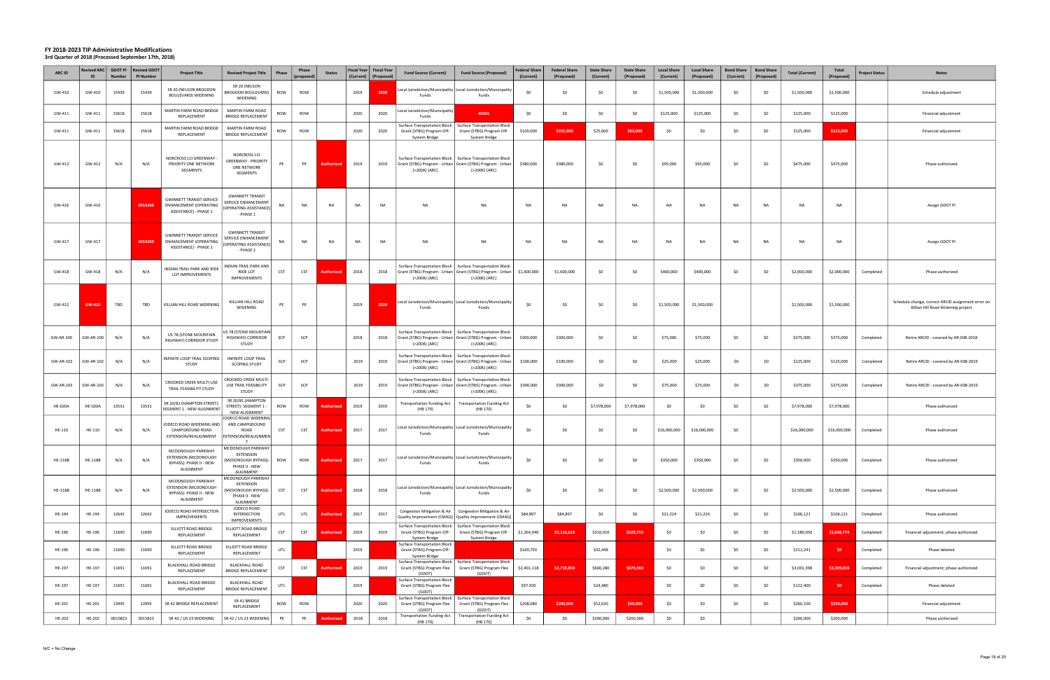# FY 2018-2023 TIP Administrative Modifications

**3rd Quarter of 2018 (Processed September 17th, 2018)**

| ARC ID | Revised ARC ID | GDOT PI Number | Revised GDOT PI Number | Project Title | Revised Project Title | Phase | Phase (proposed) | Status | Fiscal Year (Current) | Fiscal Year (Proposed) | Fund Source (Current) | Fund Source (Proposed) | Federal Share (Current) | Federal Share (Proposed) | State Share (Current) | State Share (Proposed) | Local Share (Current) | Local Share (Proposed) | Bond Share (Current) | Bond Share (Proposed) | Total (Current) | Total (Proposed) | Project Status | Notes |
|---|---|---|---|---|---|---|---|---|---|---|---|---|---|---|---|---|---|---|---|---|---|---|---|---|
| GW-410 | GW-410 | 15439 | 15439 | SR 20 (NELSON BROGDON BOULEVARD) WIDENING | SR 20 (NELSON BROGDON BOULEVARD) WIDENING | ROW | ROW | | 2019 | 2020 | Local Jurisdiction/Municipality Funds | Local Jurisdiction/Municipality Funds | $0 | $0 | $0 | $0 | $1,500,000 | $1,500,000 | $0 | $0 | $1,500,000 | $1,500,000 | | Schedule adjustment |
| GW-411 | GW-411 | 15618 | 15618 | MARTIN FARM ROAD BRIDGE REPLACEMENT | MARTIN FARM ROAD BRIDGE REPLACEMENT | ROW | ROW | | 2020 | 2020 | Local Jurisdiction/Municipality Funds | 40301 | $0 | $0 | $0 | $0 | $125,000 | $125,000 | $0 | $0 | $125,000 | $125,000 | | Financial adjustment |
| GW-411 | GW-411 | 15618 | 15618 | MARTIN FARM ROAD BRIDGE REPLACEMENT | MARTIN FARM ROAD BRIDGE REPLACEMENT | ROW | ROW | | 2020 | 2020 | Surface Transportation Block Grant (STBG) Program Off-System Bridge | Surface Transportation Block Grant (STBG) Program Off-System Bridge | $100,000 | $252,000 | $25,000 | $63,000 | $0 | $0 | $0 | $0 | $125,000 | $315,000 | | Financial adjustment |
| GW-412 | GW-412 | N/A | N/A | NORCROSS LCI GREENWAY - PRIORITY ONE NETWORK SEGMENTS | NORCROSS LCI GREENWAY - PRIORITY ONE NETWORK SEGMENTS | PE | PE | Authorized | 2019 | 2019 | Surface Transportation Block Grant (STBG) Program - Urban (>200K) (ARC) | Surface Transportation Block Grant (STBG) Program - Urban (>200K) (ARC) | $380,000 | $380,000 | $0 | $0 | $95,000 | $95,000 | $0 | $0 | $475,000 | $475,000 | | Phase authorized |
| GW-416 | GW-416 | | 0016368 | GWINNETT TRANSIT SERVICE ENHANCEMENT (OPERATING ASSISTANCE) - PHASE 1 | GWINNETT TRANSIT SERVICE ENHANCEMENT (OPERATING ASSISTANCE) - PHASE 1 | NA | NA | NA | NA | NA | NA | NA | NA | NA | NA | NA | NA | NA | NA | NA | NA | NA | | Assign GDOT PI |
| GW-417 | GW-417 | | 0016369 | GWINNETT TRANSIT SERVICE ENHANCEMENT (OPERATING ASSISTANCE) - PHASE 2 | GWINNETT TRANSIT SERVICE ENHANCEMENT (OPERATING ASSISTANCE) - PHASE 2 | NA | NA | NA | NA | NA | NA | NA | NA | NA | NA | NA | NA | NA | NA | NA | NA | NA | | Assign GDOT PI |
| GW-418 | GW-418 | N/A | N/A | INDIAN TRAIL PARK AND RIDE LOT IMPROVEMENTS | INDIAN TRAIL PARK AND RIDE LOT IMPROVEMENTS | CST | CST | Authorized | 2018 | 2018 | Surface Transportation Block Grant (STBG) Program - Urban (>200K) (ARC) | Surface Transportation Block Grant (STBG) Program - Urban (>200K) (ARC) | $1,600,000 | $1,600,000 | $0 | $0 | $400,000 | $400,000 | $0 | $0 | $2,000,000 | $2,000,000 | Completed | Phase authorized |
| GW-412 | GW-420 | TBD | TBD | KILLIAN HILL ROAD WIDENING | KILLIAN HILL ROAD WIDENING | PE | PE | | 2019 | 2020 | Local Jurisdiction/Municipality Funds | Local Jurisdiction/Municipality Funds | $0 | $0 | $0 | $0 | $1,500,000 | $1,500,000 | | | $1,500,000 | $1,500,000 | | Schedule change; correct ARCID assignment error on Killian Hill Road Widening project |
| GW-AR-100 | GW-AR-100 | N/A | N/A | US 78 (STONE MOUNTAIN HIGHWAY) CORRIDOR STUDY | US 78 (STONE MOUNTAIN HIGHWAY) CORRIDOR STUDY | SCP | SCP | | 2018 | 2018 | Surface Transportation Block Grant (STBG) Program - Urban (>200K) (ARC) | Surface Transportation Block Grant (STBG) Program - Urban (>200K) (ARC) | $300,000 | $300,000 | $0 | $0 | $75,000 | $75,000 | $0 | $0 | $375,000 | $375,000 | Completed | Retire ARCID - covered by AR-038-2018 |
| GW-AR-102 | GW-AR-102 | N/A | N/A | INFINITE LOOP TRAIL SCOPING STUDY | INFINITE LOOP TRAIL SCOPING STUDY | SCP | SCP | | 2019 | 2019 | Surface Transportation Block Grant (STBG) Program - Urban (>200K) (ARC) | Surface Transportation Block Grant (STBG) Program - Urban (>200K) (ARC) | $100,000 | $100,000 | $0 | $0 | $25,000 | $25,000 | $0 | $0 | $125,000 | $125,000 | Completed | Retire ARCID - covered by AR-038-2019 |
| GW-AR-103 | GW-AR-103 | N/A | N/A | CROOKED CREEK MULTI-USE TRAIL FEASIBILITY STUDY | CROOKED CREEK MULTI-USE TRAIL FEASIBILITY STUDY | SCP | SCP | | 2019 | 2019 | Surface Transportation Block Grant (STBG) Program - Urban (>200K) (ARC) | Surface Transportation Block Grant (STBG) Program - Urban (>200K) (ARC) | $300,000 | $300,000 | $0 | $0 | $75,000 | $75,000 | $0 | $0 | $375,000 | $375,000 | Completed | Retire ARCID - covered by AR-038-2019 |
| HE-020A | HE-020A | 13531 | 13531 | SR 20/81 (HAMPTON STREET): SEGMENT 1 - NEW ALIGNMENT | SR 20/81 (HAMPTON STREET): SEGMENT 1 - NEW ALIGNMENT | ROW | ROW | Authorized | 2019 | 2019 | Transportation Funding Act (HB 170) | Transportation Funding Act (HB 170) | $0 | $0 | $7,978,000 | $7,978,000 | $0 | $0 | $0 | $0 | $7,978,000 | $7,978,000 | | Phase authorized |
| HE-110 | HE-110 | N/A | N/A | JODECO ROAD WIDENING AND CAMPGROUND ROAD EXTENSION/REALIGNMENT | JODECO ROAD WIDENING AND CAMPGROUND ROAD EXTENSION/REALIGNMENT | CST | CST | Authorized | 2017 | 2017 | Local Jurisdiction/Municipality Funds | Local Jurisdiction/Municipality Funds | $0 | $0 | $0 | $0 | $16,000,000 | $16,000,000 | $0 | | $16,000,000 | $16,000,000 | Completed | Phase authorized |
| HE-118B | HE-118B | N/A | N/A | MCDONOUGH PARKWAY EXTENSION (MCDONOUGH BYPASS): PHASE II - NEW ALIGNMENT | MCDONOUGH PARKWAY EXTENSION (MCDONOUGH BYPASS): PHASE II - NEW ALIGNMENT | ROW | ROW | Authorized | 2017 | 2017 | Local Jurisdiction/Municipality Funds | Local Jurisdiction/Municipality Funds | $0 | $0 | $0 | $0 | $350,000 | $350,000 | $0 | $0 | $350,000 | $350,000 | Completed | Phase authorized |
| HE-118B | HE-118B | N/A | N/A | MCDONOUGH PARKWAY EXTENSION (MCDONOUGH BYPASS): PHASE II - NEW ALIGNMENT | MCDONOUGH PARKWAY EXTENSION (MCDONOUGH BYPASS): PHASE II - NEW ALIGNMENT | CST | CST | Authorized | 2018 | 2018 | Local Jurisdiction/Municipality Funds | Local Jurisdiction/Municipality Funds | $0 | $0 | $0 | $0 | $2,500,000 | $2,500,000 | $0 | $0 | $2,500,000 | $2,500,000 | Completed | Phase authorized |
| HE-194 | HE-194 | 12642 | 12642 | JODECO ROAD INTERSECTION IMPROVEMENTS | JODECO ROAD INTERSECTION IMPROVEMENTS | UTL | UTL | Authorized | 2017 | 2017 | Congestion Mitigation & Air Quality Improvement (CMAQ) | Congestion Mitigation & Air Quality Improvement (CMAQ) | $84,897 | $84,897 | $0 | $0 | $21,224 | $21,224 | $0 | $0 | $106,121 | $106,121 | Completed | Phase authorized |
| HE-196 | HE-196 | 11690 | 11690 | ELLIOTT ROAD BRIDGE REPLACEMENT | ELLIOTT ROAD BRIDGE REPLACEMENT | CST | CST | Authorized | 2019 | 2019 | Surface Transportation Block Grant (STBG) Program Off-System Bridge | Surface Transportation Block Grant (STBG) Program Off-System Bridge | $1,264,040 | $2,119,019 | $316,010 | $529,755 | $0 | $0 | $0 | $0 | $1,580,050 | $2,648,774 | Completed | Financial adjustment; phase authorized |
| HE-196 | HE-196 | 11690 | 11690 | ELLIOTT ROAD BRIDGE REPLACEMENT | ELLIOTT ROAD BRIDGE REPLACEMENT | UTL | | | 2019 | | Surface Transportation Block Grant (STBG) Program Off-System Bridge | | $169,793 | | $42,448 | | $0 | $0 | $0 | $0 | $212,241 | $0 | Completed | Phase deleted |
| HE-197 | HE-197 | 11691 | 11691 | BLACKHALL ROAD BRIDGE REPLACEMENT | BLACKHALL ROAD BRIDGE REPLACEMENT | CST | CST | Authorized | 2019 | 2019 | Surface Transportation Block Grant (STBG) Program Flex (GDOT) | Surface Transportation Block Grant (STBG) Program Flex (GDOT) | $2,401,118 | $2,719,853 | $600,280 | $679,963 | $0 | $0 | $0 | $0 | $3,001,398 | $3,399,816 | Completed | Financial adjustment; phase authorized |
| HE-197 | HE-197 | 11691 | 11691 | BLACKHALL ROAD BRIDGE REPLACEMENT | BLACKHALL ROAD BRIDGE REPLACEMENT | UTL | | | 2019 | | Surface Transportation Block Grant (STBG) Program Flex (GDOT) | | $97,920 | | $24,480 | | $0 | $0 | $0 | $0 | $122,400 | $0 | Completed | Phase deleted |
| HE-201 | HE-201 | 13995 | 13995 | SR 42 BRIDGE REPLACEMENT | SR 42 BRIDGE REPLACEMENT | ROW | ROW | | 2020 | 2020 | Surface Transportation Block Grant (STBG) Program Flex (GDOT) | Surface Transportation Block Grant (STBG) Program Flex (GDOT) | $208,080 | $200,000 | $52,020 | $50,000 | $0 | $0 | $0 | $0 | $260,100 | $250,000 | | Financial adjustment |
| HE-202 | HE-202 | 0015823 | 0015823 | SR 42 / US 23 WIDENING | SR 42 / US 23 WIDENING | PE | PE | Authorized | 2018 | 2018 | Transportation Funding Act (HB 170) | Transportation Funding Act (HB 170) | $0 | $0 | $200,000 | $200,000 | $0 | $0 | | | $200,000 | $200,000 | | Phase authorized |

N/C = No Change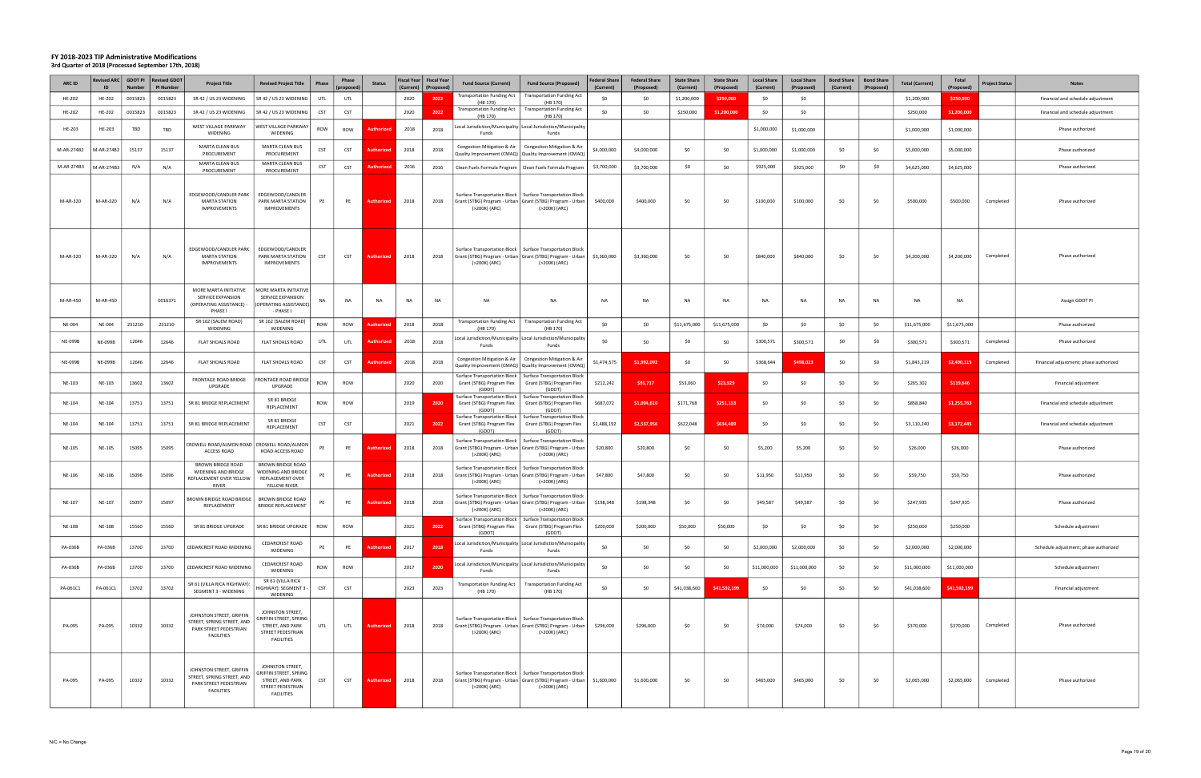# FY 2018-2023 TIP Administrative Modifications

## 3rd Quarter of 2018 (Processed September 17th, 2018)

| ARC ID | Revised ARC ID | GDOT PI Number | Revised GDOT PI Number | Project Title | Revised Project Title | Phase | Phase (proposed) | Status | Fiscal Year (Current) | Fiscal Year (Proposed) | Fund Source (Current) | Fund Source (Proposed) | Federal Share (Current) | Federal Share (Proposed) | State Share (Current) | State Share (Proposed) | Local Share (Current) | Local Share (Proposed) | Bond Share (Current) | Bond Share (Proposed) | Total (Current) | Total (Proposed) | Project Status | Notes |
|---|---|---|---|---|---|---|---|---|---|---|---|---|---|---|---|---|---|---|---|---|---|---|---|---|
| HE-202 | HE-202 | 0015823 | 0015823 | SR 42 / US 23 WIDENING | SR 42 / US 23 WIDENING | UTL | UTL | | 2020 | 2022 | Transportation Funding Act (HB 170) | Transportation Funding Act (HB 170) | $0 | $0 | $1,200,000 | $250,000 | $0 | $0 | | | $1,200,000 | $250,000 | | Financial and schedule adjustment |
| HE-202 | HE-202 | 0015823 | 0015823 | SR 42 / US 23 WIDENING | SR 42 / US 23 WIDENING | CST | CST | | 2020 | 2022 | Transportation Funding Act (HB 170) | Transportation Funding Act (HB 170) | $0 | $0 | $250,000 | $1,200,000 | $0 | $0 | | | $250,000 | $1,200,000 | | Financial and schedule adjustment |
| HE-203 | HE-203 | TBD | TBD | WEST VILLAGE PARKWAY WIDENING | WEST VILLAGE PARKWAY WIDENING | ROW | ROW | Authorized | 2018 | 2018 | Local Jurisdiction/Municipality Funds | Local Jurisdiction/Municipality Funds | | | | | $1,000,000 | $1,000,000 | | | $1,000,000 | $1,000,000 | | Phase authorized |
| M-AR-274B2 | M-AR-274B2 | 15137 | 15137 | MARTA CLEAN BUS PROCUREMENT | MARTA CLEAN BUS PROCUREMENT | CST | CST | Authorized | 2018 | 2018 | Congestion Mitigation & Air Quality Improvement (CMAQ) | Congestion Mitigation & Air Quality Improvement (CMAQ) | $4,000,000 | $4,000,000 | $0 | $0 | $1,000,000 | $1,000,000 | $0 | $0 | $5,000,000 | $5,000,000 | | Phase authorized |
| M-AR-274B3 | M-AR-274B3 | N/A | N/A | MARTA CLEAN BUS PROCUREMENT | MARTA CLEAN BUS PROCUREMENT | CST | CST | Authorized | 2016 | 2016 | Clean Fuels Formula Program | Clean Fuels Formula Program | $3,700,000 | $3,700,000 | $0 | $0 | $925,000 | $925,000 | $0 | $0 | $4,625,000 | $4,625,000 | | Phase authorized |
| M-AR-320 | M-AR-320 | N/A | N/A | EDGEWOOD/CANDLER PARK MARTA STATION IMPROVEMENTS | EDGEWOOD/CANDLER PARK MARTA STATION IMPROVEMENTS | PE | PE | Authorized | 2018 | 2018 | Surface Transportation Block Grant (STBG) Program - Urban (>200K) (ARC) | Surface Transportation Block Grant (STBG) Program - Urban (>200K) (ARC) | $400,000 | $400,000 | $0 | $0 | $100,000 | $100,000 | $0 | $0 | $500,000 | $500,000 | Completed | Phase authorized |
| M-AR-320 | M-AR-320 | N/A | N/A | EDGEWOOD/CANDLER PARK MARTA STATION IMPROVEMENTS | EDGEWOOD/CANDLER PARK MARTA STATION IMPROVEMENTS | CST | CST | Authorized | 2018 | 2018 | Surface Transportation Block Grant (STBG) Program - Urban (>200K) (ARC) | Surface Transportation Block Grant (STBG) Program - Urban (>200K) (ARC) | $3,360,000 | $3,360,000 | $0 | $0 | $840,000 | $840,000 | $0 | $0 | $4,200,000 | $4,200,000 | Completed | Phase authorized |
| M-AR-450 | M-AR-450 | | 0016371 | MORE MARTA INITIATIVE SERVICE EXPANSION (OPERATING ASSISTANCE) - PHASE I | MORE MARTA INITIATIVE SERVICE EXPANSION (OPERATING ASSISTANCE) - PHASE I | NA | NA | NA | NA | NA | NA | NA | NA | NA | NA | NA | NA | NA | NA | NA | NA | NA | | Assign GDOT PI |
| NE-004 | NE-004 | 231210- | 231210- | SR 162 (SALEM ROAD) WIDENING | SR 162 (SALEM ROAD) WIDENING | ROW | ROW | Authorized | 2018 | 2018 | Transportation Funding Act (HB 170) | Transportation Funding Act (HB 170) | $0 | $0 | $11,675,000 | $11,675,000 | $0 | $0 | $0 | $0 | $11,675,000 | $11,675,000 | | Phase authorized |
| NE-099B | NE-099B | 12646 | 12646 | FLAT SHOALS ROAD | FLAT SHOALS ROAD | UTL | UTL | Authorized | 2018 | 2018 | Local Jurisdiction/Municipality Funds | Local Jurisdiction/Municipality Funds | $0 | $0 | $0 | $0 | $300,571 | $300,571 | $0 | $0 | $300,571 | $300,571 | Completed | Phase authorized |
| NE-099B | NE-099B | 12646 | 12646 | FLAT SHOALS ROAD | FLAT SHOALS ROAD | CST | CST | Authorized | 2018 | 2018 | Congestion Mitigation & Air Quality Improvement (CMAQ) | Congestion Mitigation & Air Quality Improvement (CMAQ) | $1,474,575 | $1,992,092 | $0 | $0 | $368,644 | $498,023 | $0 | $0 | $1,843,219 | $2,490,115 | Completed | Financial adjustment; phase authorized |
| NE-103 | NE-103 | 13602 | 13602 | FRONTAGE ROAD BRIDGE UPGRADE | FRONTAGE ROAD BRIDGE UPGRADE | ROW | ROW | | 2020 | 2020 | Surface Transportation Block Grant (STBG) Program Flex (GDOT) | Surface Transportation Block Grant (STBG) Program Flex (GDOT) | $212,242 | $95,717 | $53,060 | $23,929 | $0 | $0 | $0 | $0 | $265,302 | $119,646 | | Financial adjustment |
| NE-104 | NE-104 | 13751 | 13751 | SR 81 BRIDGE REPLACEMENT | SR 81 BRIDGE REPLACEMENT | ROW | ROW | | 2019 | 2020 | Surface Transportation Block Grant (STBG) Program Flex (GDOT) | Surface Transportation Block Grant (STBG) Program Flex (GDOT) | $687,072 | $1,004,610 | $171,768 | $251,153 | $0 | $0 | $0 | $0 | $858,840 | $1,255,763 | | Financial and schedule adjustment |
| NE-104 | NE-104 | 13751 | 13751 | SR 81 BRIDGE REPLACEMENT | SR 81 BRIDGE REPLACEMENT | CST | CST | | 2021 | 2022 | Surface Transportation Block Grant (STBG) Program Flex (GDOT) | Surface Transportation Block Grant (STBG) Program Flex (GDOT) | $2,488,192 | $2,537,956 | $622,048 | $634,489 | $0 | $0 | $0 | $0 | $3,110,240 | $3,172,445 | | Financial and schedule adjustment |
| NE-105 | NE-105 | 15095 | 15095 | CROWELL ROAD/ALMON ROAD ACCESS ROAD | CROWELL ROAD/ALMON ROAD ACCESS ROAD | PE | PE | Authorized | 2018 | 2018 | Surface Transportation Block Grant (STBG) Program - Urban (>200K) (ARC) | Surface Transportation Block Grant (STBG) Program - Urban (>200K) (ARC) | $20,800 | $20,800 | $0 | $0 | $5,200 | $5,200 | $0 | $0 | $26,000 | $26,000 | | Phase authorized |
| NE-106 | NE-106 | 15096 | 15096 | BROWN BRIDGE ROAD WIDENING AND BRIDGE REPLACEMENT OVER YELLOW RIVER | BROWN BRIDGE ROAD WIDENING AND BRIDGE REPLACEMENT OVER YELLOW RIVER | PE | PE | Authorized | 2018 | 2018 | Surface Transportation Block Grant (STBG) Program - Urban (>200K) (ARC) | Surface Transportation Block Grant (STBG) Program - Urban (>200K) (ARC) | $47,800 | $47,800 | $0 | $0 | $11,950 | $11,950 | $0 | $0 | $59,750 | $59,750 | | Phase authorized |
| NE-107 | NE-107 | 15097 | 15097 | BROWN BRIDGE ROAD BRIDGE REPLACEMENT | BROWN BRIDGE ROAD BRIDGE REPLACEMENT | PE | PE | Authorized | 2018 | 2018 | Surface Transportation Block Grant (STBG) Program - Urban (>200K) (ARC) | Surface Transportation Block Grant (STBG) Program - Urban (>200K) (ARC) | $198,348 | $198,348 | $0 | $0 | $49,587 | $49,587 | $0 | $0 | $247,935 | $247,935 | | Phase authorized |
| NE-108 | NE-108 | 15560 | 15560 | SR 81 BRIDGE UPGRADE | SR 81 BRIDGE UPGRADE | ROW | ROW | | 2021 | 2022 | Surface Transportation Block Grant (STBG) Program Flex (GDOT) | Surface Transportation Block Grant (STBG) Program Flex (GDOT) | $200,000 | $200,000 | $50,000 | $50,000 | $0 | $0 | $0 | $0 | $250,000 | $250,000 | | Schedule adjustment |
| PA-036B | PA-036B | 13700 | 13700 | CEDARCREST ROAD WIDENING | CEDARCREST ROAD WIDENING | PE | PE | Authorized | 2017 | 2018 | Local Jurisdiction/Municipality Funds | Local Jurisdiction/Municipality Funds | $0 | $0 | $0 | $0 | $2,000,000 | $2,000,000 | $0 | $0 | $2,000,000 | $2,000,000 | | Schedule adjustment; phase authorized |
| PA-036B | PA-036B | 13700 | 13700 | CEDARCREST ROAD WIDENING | CEDARCREST ROAD WIDENING | ROW | ROW | | 2017 | 2020 | Local Jurisdiction/Municipality Funds | Local Jurisdiction/Municipality Funds | $0 | $0 | $0 | $0 | $11,000,000 | $11,000,000 | $0 | $0 | $11,000,000 | $11,000,000 | | Schedule adjustment |
| PA-061C1 | PA-061C1 | 13702 | 13702 | SR 61 (VILLA RICA HIGHWAY): SEGMENT 3 - WIDENING | SR 61 (VILLA RICA HIGHWAY); SEGMENT 3 - WIDENING | CST | CST | | 2023 | 2023 | Transportation Funding Act (HB 170) | Transportation Funding Act (HB 170) | $0 | $0 | $41,038,600 | $41,592,199 | $0 | $0 | $0 | $0 | $41,038,600 | $41,592,199 | | Financial adjustment |
| PA-095 | PA-095 | 10332 | 10332 | JOHNSTON STREET, GRIFFIN STREET, SPRING STREET, AND PARK STREET PEDESTRIAN FACILITIES | JOHNSTON STREET, GRIFFIN STREET, SPRING STREET, AND PARK STREET PEDESTRIAN FACILITIES | UTL | UTL | Authorized | 2018 | 2018 | Surface Transportation Block Grant (STBG) Program - Urban (>200K) (ARC) | Surface Transportation Block Grant (STBG) Program - Urban (>200K) (ARC) | $296,000 | $296,000 | $0 | $0 | $74,000 | $74,000 | $0 | $0 | $370,000 | $370,000 | Completed | Phase authorized |
| PA-095 | PA-095 | 10332 | 10332 | JOHNSTON STREET, GRIFFIN STREET, SPRING STREET, AND PARK STREET PEDESTRIAN FACILITIES | JOHNSTON STREET, GRIFFIN STREET, SPRING STREET, AND PARK STREET PEDESTRIAN FACILITIES | CST | CST | Authorized | 2018 | 2018 | Surface Transportation Block Grant (STBG) Program - Urban (>200K) (ARC) | Surface Transportation Block Grant (STBG) Program - Urban (>200K) (ARC) | $1,600,000 | $1,600,000 | $0 | $0 | $465,000 | $465,000 | $0 | $0 | $2,065,000 | $2,065,000 | Completed | Phase authorized |

N/C = No Change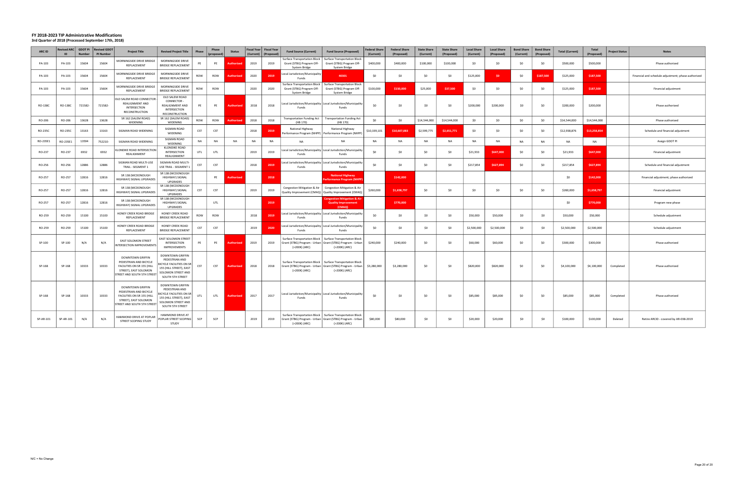# FY 2018-2023 TIP Administrative Modifications

## 3rd Quarter of 2018 (Processed September 17th, 2018)

| ARC ID | Revised ARC ID | GDOT PI Number | Revised GDOT PI Number | Project Title | Revised Project Title | Phase | Phase (proposed) | Status | Fiscal Year (Current) | Fiscal Year (Proposed) | Fund Source (Current) | Fund Source (Proposed) | Federal Share (Current) | Federal Share (Proposed) | State Share (Current) | State Share (Proposed) | Local Share (Current) | Local Share (Proposed) | Bond Share (Current) | Bond Share (Proposed) | Total (Current) | Total (Proposed) | Project Status | Notes |
|---|---|---|---|---|---|---|---|---|---|---|---|---|---|---|---|---|---|---|---|---|---|---|---|---|
| PA-103 | PA-103 | 15604 | 15604 | MORNINGSIDE DRIVE BRIDGE REPLACEMENT | MORNINGSIDE DRIVE BRIDGE REPLACEMENT | PE | PE | Authorized | 2019 | 2019 | Surface Transportation Block Grant (STBG) Program Off-System Bridge | Surface Transportation Block Grant (STBG) Program Off-System Bridge | $400,000 | $400,000 | $100,000 | $100,000 | $0 | $0 | $0 | $0 | $500,000 | $500,000 | | Phase authorized |
| PA-103 | PA-103 | 15604 | 15604 | MORNINGSIDE DRIVE BRIDGE REPLACEMENT | MORNINGSIDE DRIVE BRIDGE REPLACEMENT | ROW | ROW | Authorized | 2020 | 2019 | Local Jurisdiction/Municipality Funds | 40301 | $0 | $0 | $0 | $0 | $125,000 | $0 | $0 | $187,500 | $125,000 | $187,500 | | Financial and schedule adjustment; phase authorized |
| PA-103 | PA-103 | 15604 | 15604 | MORNINGSIDE DRIVE BRIDGE REPLACEMENT | MORNINGSIDE DRIVE BRIDGE REPLACEMENT | ROW | ROW | | 2020 | 2020 | Surface Transportation Block Grant (STBG) Program Off-System Bridge | Surface Transportation Block Grant (STBG) Program Off-System Bridge | $100,000 | $150,000 | $25,000 | $37,500 | $0 | $0 | $0 | $0 | $125,000 | $187,500 | | Financial adjustment |
| RO-138C | RO-138C | 721582- | 721582- | OLD SALEM ROAD CONNECTOR - REALIGNMENT AND INTERSECTION RECONSTRUCTION | OLD SALEM ROAD CONNECTOR - REALIGNMENT AND INTERSECTION RECONSTRUCTION | PE | PE | Authorized | 2018 | 2018 | Local Jurisdiction/Municipality Funds | Local Jurisdiction/Municipality Funds | $0 | $0 | $0 | $0 | $200,000 | $200,000 | $0 | $0 | $200,000 | $200,000 | | Phase authorized |
| RO-206 | RO-206 | 13628 | 13628 | SR 162 (SALEM ROAD) WIDENING | SR 162 (SALEM ROAD) WIDENING | ROW | ROW | Authorized | 2018 | 2018 | Transportation Funding Act (HB 170) | Transportation Funding Act (HB 170) | $0 | $0 | $14,544,000 | $14,544,000 | $0 | $0 | $0 | $0 | $14,544,000 | $14,544,000 | | Phase authorized |
| RO-235C | RO-235C | 13163 | 13163 | SIGMAN ROAD WIDENING | SIGMAN ROAD WIDENING | CST | CST | | 2018 | 2019 | National Highway Performance Program (NHPP) | National Highway Performance Program (NHPP) | $10,339,101 | $10,607,083 | $2,599,775 | $2,651,771 | $0 | $0 | $0 | $0 | $12,938,876 | $13,258,854 | | Schedule and financial adjustment |
| RO-235E1 | RO-235E1 | 13594 | 752210- | SIGMAN ROAD WIDENING | SIGMAN ROAD WIDENING | NA | NA | NA | NA | NA | NA | NA | NA | NA | NA | NA | NA | NA | NA | NA | NA | NA | | Assign GDOT PI |
| RO-237 | RO-237 | 6932 | 6932 | KLONDIKE ROAD INTERSECTION REALIGNMENT | KLONDIKE ROAD INTERSECTION REALIGNMENT | UTL | UTL | | 2019 | 2019 | Local Jurisdiction/Municipality Funds | Local Jurisdiction/Municipality Funds | $0 | $0 | $0 | $0 | $21,933 | $647,000 | $0 | $0 | $21,933 | $647,000 | | Financial adjustment |
| RO-256 | RO-256 | 12886 | 12886 | SIGMAN ROAD MULTI-USE TRAIL - SEGMENT 1 | SIGMAN ROAD MULTI-USE TRAIL - SEGMENT 1 | CST | CST | | 2018 | 2019 | Local Jurisdiction/Municipality Funds | Local Jurisdiction/Municipality Funds | $0 | $0 | $0 | $0 | $217,854 | $627,894 | $0 | $0 | $217,854 | $627,894 | | Schedule and financial adjustment |
| RO-257 | RO-257 | 12816 | 12816 | SR 138 (MCDONOUGH HIGHWAY) SIGNAL UPGRADES | SR 138 (MCDONOUGH HIGHWAY) SIGNAL UPGRADES | | PE | Authorized | | 2018 | | National Highway Performance Program (NHPP) | | $142,000 | | | | | | | $0 | $142,000 | | Financial adjustment; phase authorized |
| RO-257 | RO-257 | 12816 | 12816 | SR 138 (MCDONOUGH HIGHWAY) SIGNAL UPGRADES | SR 138 (MCDONOUGH HIGHWAY) SIGNAL UPGRADES | CST | CST | | 2019 | 2019 | Congestion Mitigation & Air Quality Improvement (CMAQ) | Congestion Mitigation & Air Quality Improvement (CMAQ) | $260,000 | $1,658,797 | $0 | $0 | $0 | $0 | $0 | $0 | $260,000 | $1,658,797 | | Financial adjustment |
| RO-257 | RO-257 | 12816 | 12816 | SR 138 (MCDONOUGH HIGHWAY) SIGNAL UPGRADES | SR 138 (MCDONOUGH HIGHWAY) SIGNAL UPGRADES | | UTL | | | 2019 | | Congestion Mitigation & Air Quality Improvement (CMAQ) | | $770,000 | | | | | | | $0 | $770,000 | | Program new phase |
| RO-259 | RO-259 | 15100 | 15100 | HONEY CREEK ROAD BRIDGE REPLACEMENT | HONEY CREEK ROAD BRIDGE REPLACEMENT | ROW | ROW | | 2018 | 2019 | Local Jurisdiction/Municipality Funds | Local Jurisdiction/Municipality Funds | $0 | $0 | $0 | $0 | $50,000 | $50,000 | $0 | $0 | $50,000 | $50,000 | | Schedule adjustment |
| RO-259 | RO-259 | 15100 | 15100 | HONEY CREEK ROAD BRIDGE REPLACEMENT | HONEY CREEK ROAD BRIDGE REPLACEMENT | CST | CST | | 2019 | 2020 | Local Jurisdiction/Municipality Funds | Local Jurisdiction/Municipality Funds | $0 | $0 | $0 | $0 | $2,500,000 | $2,500,000 | $0 | $0 | $2,500,000 | $2,500,000 | | Schedule adjustment |
| SP-100 | SP-100 | N/A | N/A | EAST SOLOMON STREET INTERSECTION IMPROVEMENTS | EAST SOLOMON STREET INTERSECTION IMPROVEMENTS | PE | PE | Authorized | 2019 | 2019 | Surface Transportation Block Grant (STBG) Program - Urban (>200K) (ARC) | Surface Transportation Block Grant (STBG) Program - Urban (>200K) (ARC) | $240,000 | $240,000 | $0 | $0 | $60,000 | $60,000 | $0 | $0 | $300,000 | $300,000 | | Phase authorized |
| SP-168 | SP-168 | 10333 | 10333 | DOWNTOWN GRIFFIN PEDESTRIAN AND BICYCLE FACILITIES ON SR 155 (HILL STREET), EAST SOLOMON STREET AND SOUTH 5TH STREET | DOWNTOWN GRIFFIN PEDESTRIAN AND BICYCLE FACILITIES ON SR 155 (HILL STREET), EAST SOLOMON STREET AND SOUTH 5TH STREET | CST | CST | Authorized | 2018 | 2018 | Surface Transportation Block Grant (STBG) Program - Urban (>200K) (ARC) | Surface Transportation Block Grant (STBG) Program - Urban (>200K) (ARC) | $3,280,000 | $3,280,000 | $0 | $0 | $820,000 | $820,000 | $0 | $0 | $4,100,000 | $4,100,000 | Completed | Phase authorized |
| SP-168 | SP-168 | 10333 | 10333 | DOWNTOWN GRIFFIN PEDESTRIAN AND BICYCLE FACILITIES ON SR 155 (HILL STREET), EAST SOLOMON STREET AND SOUTH 5TH STREET | DOWNTOWN GRIFFIN PEDESTRIAN AND BICYCLE FACILITIES ON SR 155 (HILL STREET), EAST SOLOMON STREET AND SOUTH 5TH STREET | UTL | UTL | Authorized | 2017 | 2017 | Local Jurisdiction/Municipality Funds | Local Jurisdiction/Municipality Funds | $0 | $0 | $0 | $0 | $85,000 | $85,000 | $0 | $0 | $85,000 | $85,000 | Completed | Phase authorized |
| SP-AR-101 | SP-AR-101 | N/A | N/A | HAMMOND DRIVE AT POPLAR STREET SCOPING STUDY | HAMMOND DRIVE AT POPLAR STREET SCOPING STUDY | SCP | SCP | | 2019 | 2019 | Surface Transportation Block Grant (STBG) Program - Urban (>200K) (ARC) | Surface Transportation Block Grant (STBG) Program - Urban (>200K) (ARC) | $80,000 | $80,000 | $0 | $0 | $20,000 | $20,000 | $0 | $0 | $100,000 | $100,000 | Deleted | Retire ARCID - covered by AR-038-2019 |

N/C = No Change